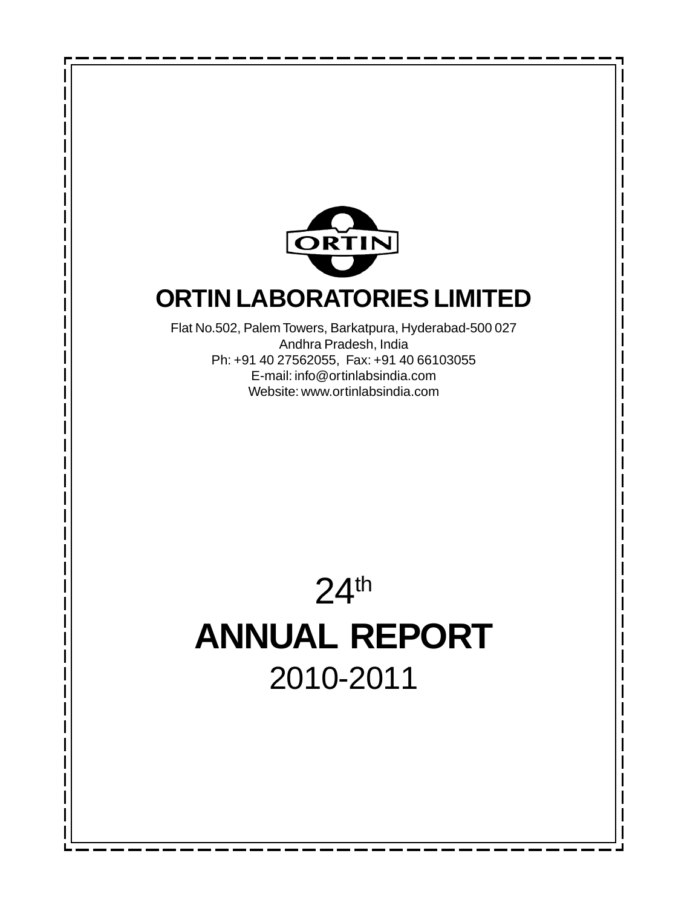ORTIN

# ORTIN LABORATORIES LIMITED

Flat No.502, Palem Towers, Barkatpura, Hyderabad-500 027
Andhra Pradesh, India
Ph: +91 40 27562055, Fax: +91 40 66103055
E-mail: info@ortinlabsindia.com
Website: www.ortinlabsindia.com

24th

# ANNUAL REPORT

2010-2011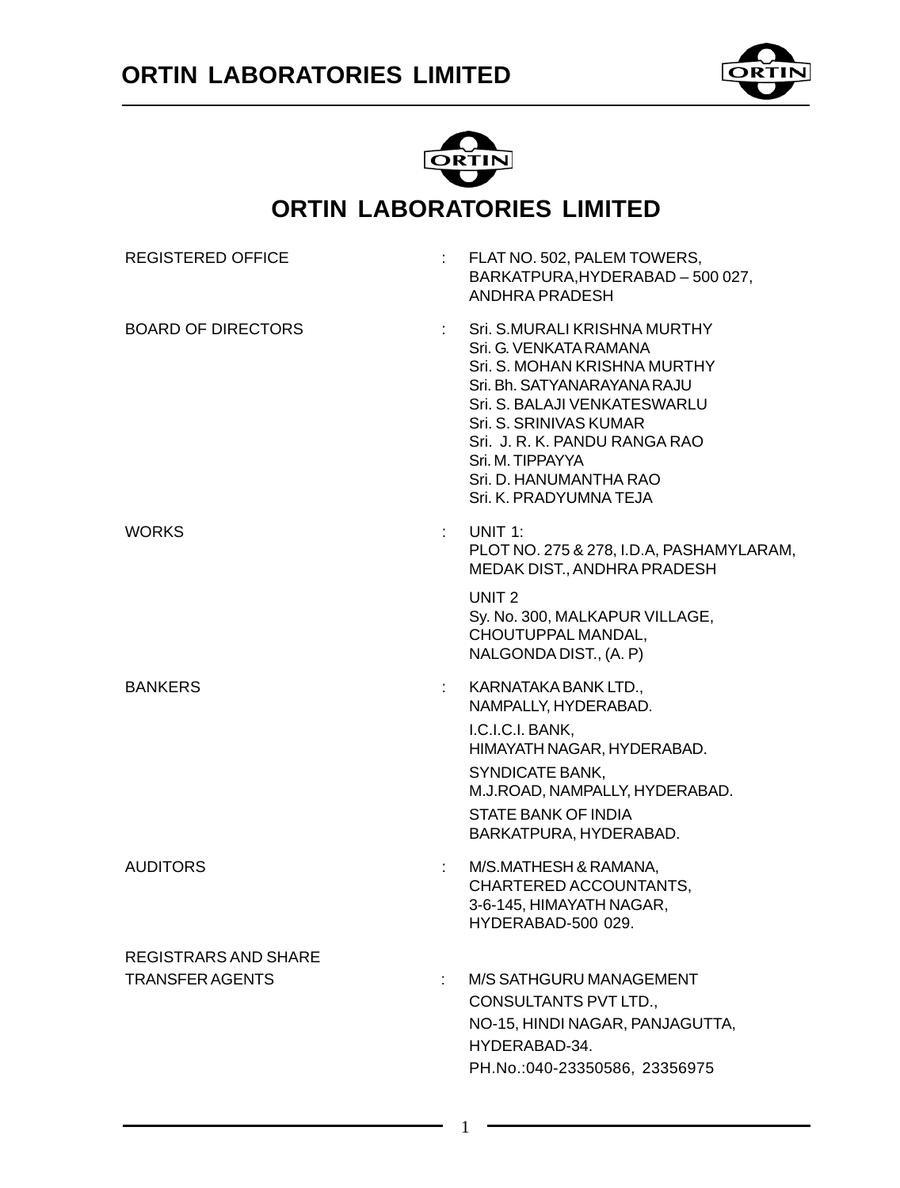# ORTIN LABORATORIES LIMITED

| | | |
|---|---|---|
| REGISTERED OFFICE | : | FLAT NO. 502, PALEM TOWERS, BARKATPURA,HYDERABAD – 500 027, ANDHRA PRADESH |
| BOARD OF DIRECTORS | : | Sri. S.MURALI KRISHNA MURTHY<br>Sri. G. VENKATA RAMANA<br>Sri. S. MOHAN KRISHNA MURTHY<br>Sri. Bh. SATYANARAYANA RAJU<br>Sri. S. BALAJI VENKATESWARLU<br>Sri. S. SRINIVAS KUMAR<br>Sri. J. R. K. PANDU RANGA RAO<br>Sri. M. TIPPAYYA<br>Sri. D. HANUMANTHA RAO<br>Sri. K. PRADYUMNA TEJA |
| WORKS | : | UNIT 1:<br>PLOT NO. 275 & 278, I.D.A, PASHAMYLARAM, MEDAK DIST., ANDHRA PRADESH<br><br>UNIT 2<br>Sy. No. 300, MALKAPUR VILLAGE, CHOUTUPPAL MANDAL, NALGONDA DIST., (A. P) |
| BANKERS | : | KARNATAKA BANK LTD., NAMPALLY, HYDERABAD.<br>I.C.I.C.I. BANK, HIMAYATH NAGAR, HYDERABAD.<br>SYNDICATE BANK, M.J.ROAD, NAMPALLY, HYDERABAD.<br>STATE BANK OF INDIA BARKATPURA, HYDERABAD. |
| AUDITORS | : | M/S.MATHESH & RAMANA, CHARTERED ACCOUNTANTS, 3-6-145, HIMAYATH NAGAR, HYDERABAD-500 029. |
| REGISTRARS AND SHARE TRANSFER AGENTS | : | M/S SATHGURU MANAGEMENT CONSULTANTS PVT LTD., NO-15, HINDI NAGAR, PANJAGUTTA, HYDERABAD-34.<br>PH.No.:040-23350586, 23356975 |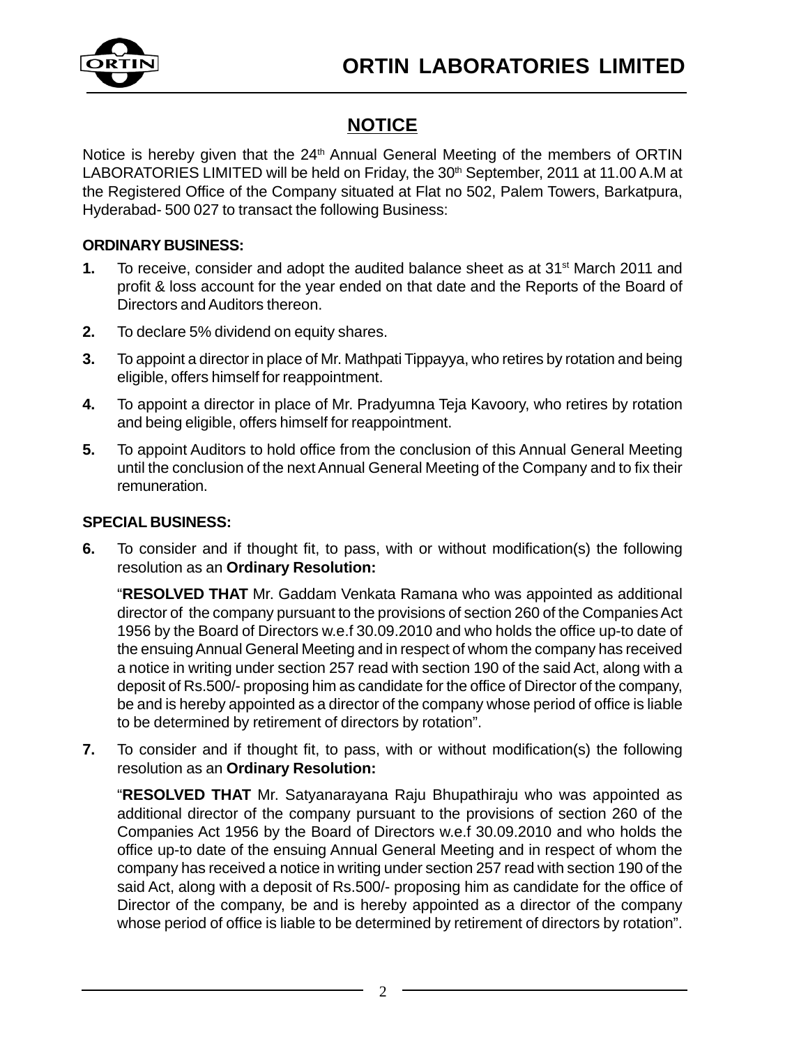## NOTICE

Notice is hereby given that the 24th Annual General Meeting of the members of ORTIN LABORATORIES LIMITED will be held on Friday, the 30th September, 2011 at 11.00 A.M at the Registered Office of the Company situated at Flat no 502, Palem Towers, Barkatpura, Hyderabad- 500 027 to transact the following Business:

**ORDINARY BUSINESS:**

1. To receive, consider and adopt the audited balance sheet as at 31st March 2011 and profit & loss account for the year ended on that date and the Reports of the Board of Directors and Auditors thereon.
2. To declare 5% dividend on equity shares.
3. To appoint a director in place of Mr. Mathpati Tippayya, who retires by rotation and being eligible, offers himself for reappointment.
4. To appoint a director in place of Mr. Pradyumna Teja Kavoory, who retires by rotation and being eligible, offers himself for reappointment.
5. To appoint Auditors to hold office from the conclusion of this Annual General Meeting until the conclusion of the next Annual General Meeting of the Company and to fix their remuneration.

**SPECIAL BUSINESS:**

6. To consider and if thought fit, to pass, with or without modification(s) the following resolution as an **Ordinary Resolution:**

   "**RESOLVED THAT** Mr. Gaddam Venkata Ramana who was appointed as additional director of the company pursuant to the provisions of section 260 of the Companies Act 1956 by the Board of Directors w.e.f 30.09.2010 and who holds the office up-to date of the ensuing Annual General Meeting and in respect of whom the company has received a notice in writing under section 257 read with section 190 of the said Act, along with a deposit of Rs.500/- proposing him as candidate for the office of Director of the company, be and is hereby appointed as a director of the company whose period of office is liable to be determined by retirement of directors by rotation".

7. To consider and if thought fit, to pass, with or without modification(s) the following resolution as an **Ordinary Resolution:**

   "**RESOLVED THAT** Mr. Satyanarayana Raju Bhupathiraju who was appointed as additional director of the company pursuant to the provisions of section 260 of the Companies Act 1956 by the Board of Directors w.e.f 30.09.2010 and who holds the office up-to date of the ensuing Annual General Meeting and in respect of whom the company has received a notice in writing under section 257 read with section 190 of the said Act, along with a deposit of Rs.500/- proposing him as candidate for the office of Director of the company, be and is hereby appointed as a director of the company whose period of office is liable to be determined by retirement of directors by rotation".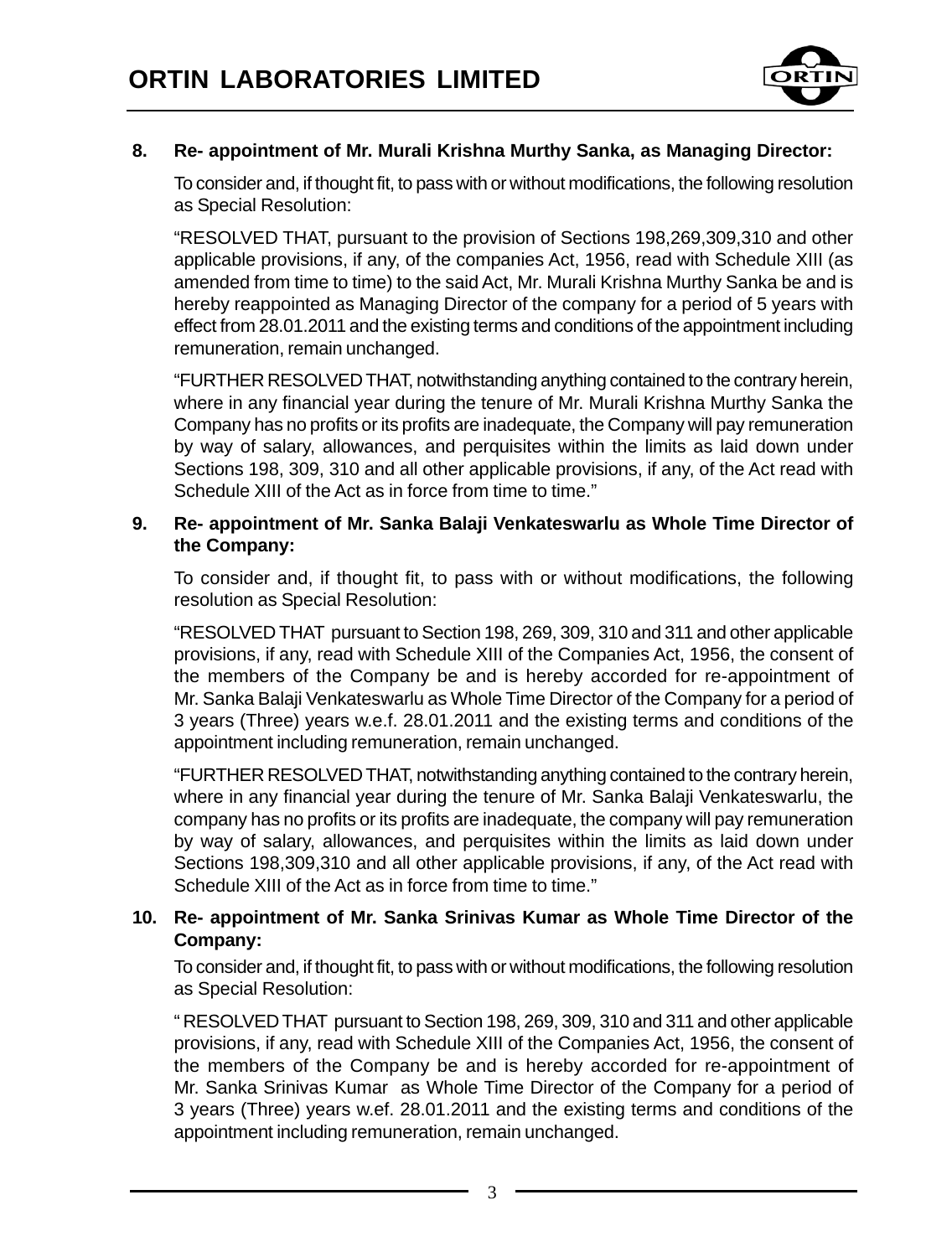**8. Re- appointment of Mr. Murali Krishna Murthy Sanka, as Managing Director:**

To consider and, if thought fit, to pass with or without modifications, the following resolution as Special Resolution:

"RESOLVED THAT, pursuant to the provision of Sections 198,269,309,310 and other applicable provisions, if any, of the companies Act, 1956, read with Schedule XIII (as amended from time to time) to the said Act, Mr. Murali Krishna Murthy Sanka be and is hereby reappointed as Managing Director of the company for a period of 5 years with effect from 28.01.2011 and the existing terms and conditions of the appointment including remuneration, remain unchanged.

"FURTHER RESOLVED THAT, notwithstanding anything contained to the contrary herein, where in any financial year during the tenure of Mr. Murali Krishna Murthy Sanka the Company has no profits or its profits are inadequate, the Company will pay remuneration by way of salary, allowances, and perquisites within the limits as laid down under Sections 198, 309, 310 and all other applicable provisions, if any, of the Act read with Schedule XIII of the Act as in force from time to time."

**9. Re- appointment of Mr. Sanka Balaji Venkateswarlu as Whole Time Director of the Company:**

To consider and, if thought fit, to pass with or without modifications, the following resolution as Special Resolution:

"RESOLVED THAT pursuant to Section 198, 269, 309, 310 and 311 and other applicable provisions, if any, read with Schedule XIII of the Companies Act, 1956, the consent of the members of the Company be and is hereby accorded for re-appointment of Mr. Sanka Balaji Venkateswarlu as Whole Time Director of the Company for a period of 3 years (Three) years w.e.f. 28.01.2011 and the existing terms and conditions of the appointment including remuneration, remain unchanged.

"FURTHER RESOLVED THAT, notwithstanding anything contained to the contrary herein, where in any financial year during the tenure of Mr. Sanka Balaji Venkateswarlu, the company has no profits or its profits are inadequate, the company will pay remuneration by way of salary, allowances, and perquisites within the limits as laid down under Sections 198,309,310 and all other applicable provisions, if any, of the Act read with Schedule XIII of the Act as in force from time to time."

**10. Re- appointment of Mr. Sanka Srinivas Kumar as Whole Time Director of the Company:**

To consider and, if thought fit, to pass with or without modifications, the following resolution as Special Resolution:

" RESOLVED THAT pursuant to Section 198, 269, 309, 310 and 311 and other applicable provisions, if any, read with Schedule XIII of the Companies Act, 1956, the consent of the members of the Company be and is hereby accorded for re-appointment of Mr. Sanka Srinivas Kumar as Whole Time Director of the Company for a period of 3 years (Three) years w.ef. 28.01.2011 and the existing terms and conditions of the appointment including remuneration, remain unchanged.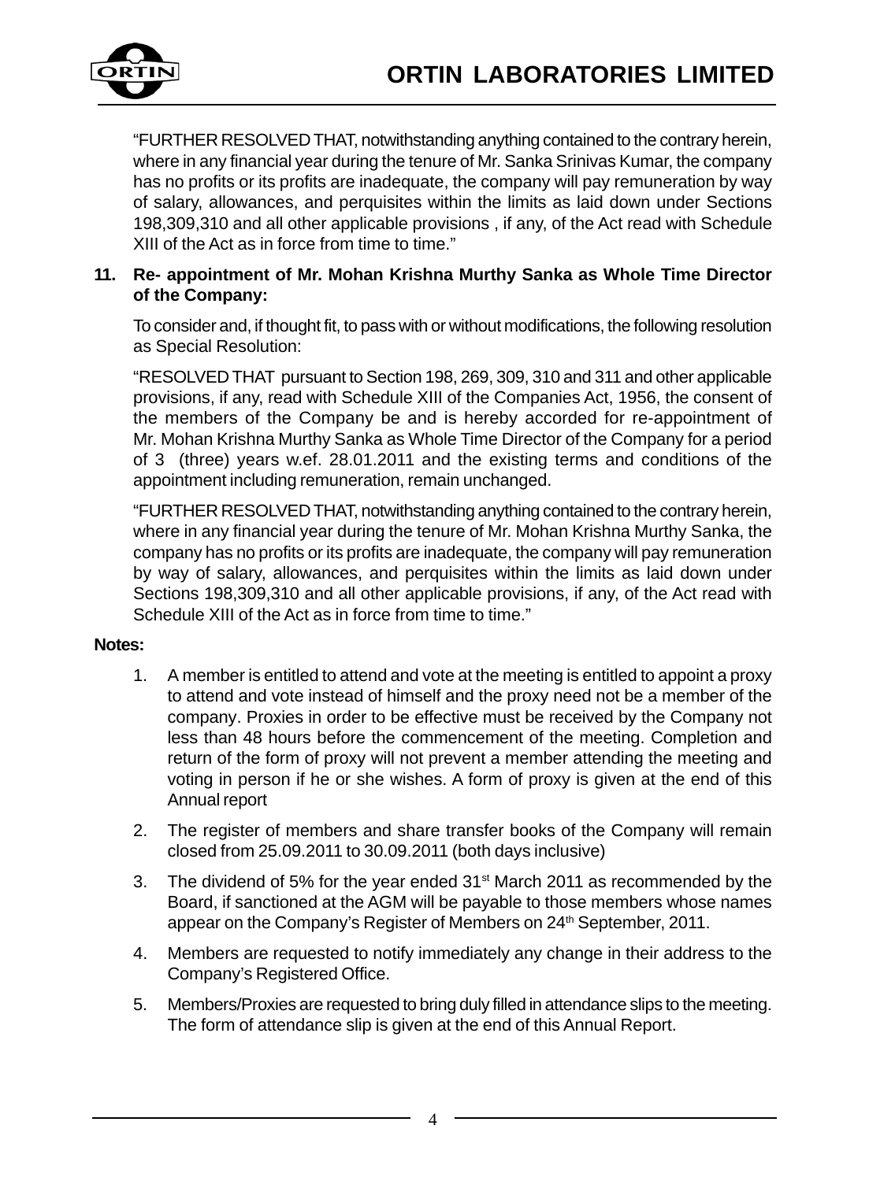"FURTHER RESOLVED THAT, notwithstanding anything contained to the contrary herein, where in any financial year during the tenure of Mr. Sanka Srinivas Kumar, the company has no profits or its profits are inadequate, the company will pay remuneration by way of salary, allowances, and perquisites within the limits as laid down under Sections 198,309,310 and all other applicable provisions , if any, of the Act read with Schedule XIII of the Act as in force from time to time."

**11. Re- appointment of Mr. Mohan Krishna Murthy Sanka as Whole Time Director of the Company:**

To consider and, if thought fit, to pass with or without modifications, the following resolution as Special Resolution:

"RESOLVED THAT pursuant to Section 198, 269, 309, 310 and 311 and other applicable provisions, if any, read with Schedule XIII of the Companies Act, 1956, the consent of the members of the Company be and is hereby accorded for re-appointment of Mr. Mohan Krishna Murthy Sanka as Whole Time Director of the Company for a period of 3 (three) years w.e.f. 28.01.2011 and the existing terms and conditions of the appointment including remuneration, remain unchanged.

"FURTHER RESOLVED THAT, notwithstanding anything contained to the contrary herein, where in any financial year during the tenure of Mr. Mohan Krishna Murthy Sanka, the company has no profits or its profits are inadequate, the company will pay remuneration by way of salary, allowances, and perquisites within the limits as laid down under Sections 198,309,310 and all other applicable provisions, if any, of the Act read with Schedule XIII of the Act as in force from time to time."

**Notes:**

1. A member is entitled to attend and vote at the meeting is entitled to appoint a proxy to attend and vote instead of himself and the proxy need not be a member of the company. Proxies in order to be effective must be received by the Company not less than 48 hours before the commencement of the meeting. Completion and return of the form of proxy will not prevent a member attending the meeting and voting in person if he or she wishes. A form of proxy is given at the end of this Annual report

2. The register of members and share transfer books of the Company will remain closed from 25.09.2011 to 30.09.2011 (both days inclusive)

3. The dividend of 5% for the year ended 31st March 2011 as recommended by the Board, if sanctioned at the AGM will be payable to those members whose names appear on the Company's Register of Members on 24th September, 2011.

4. Members are requested to notify immediately any change in their address to the Company's Registered Office.

5. Members/Proxies are requested to bring duly filled in attendance slips to the meeting. The form of attendance slip is given at the end of this Annual Report.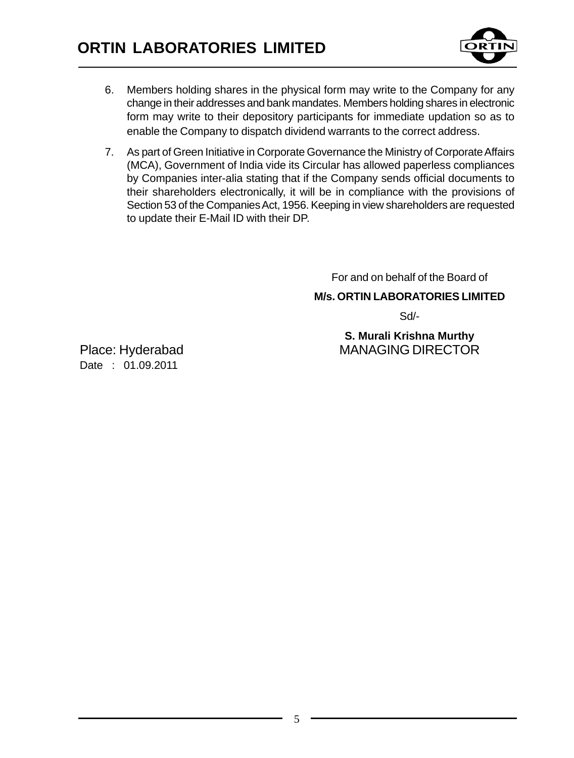6. Members holding shares in the physical form may write to the Company for any change in their addresses and bank mandates. Members holding shares in electronic form may write to their depository participants for immediate updation so as to enable the Company to dispatch dividend warrants to the correct address.

7. As part of Green Initiative in Corporate Governance the Ministry of Corporate Affairs (MCA), Government of India vide its Circular has allowed paperless compliances by Companies inter-alia stating that if the Company sends official documents to their shareholders electronically, it will be in compliance with the provisions of Section 53 of the Companies Act, 1956. Keeping in view shareholders are requested to update their E-Mail ID with their DP.

For and on behalf of the Board of

**M/s. ORTIN LABORATORIES LIMITED**

Sd/-

**S. Murali Krishna Murthy**

MANAGING DIRECTOR

Place: Hyderabad

Date : 01.09.2011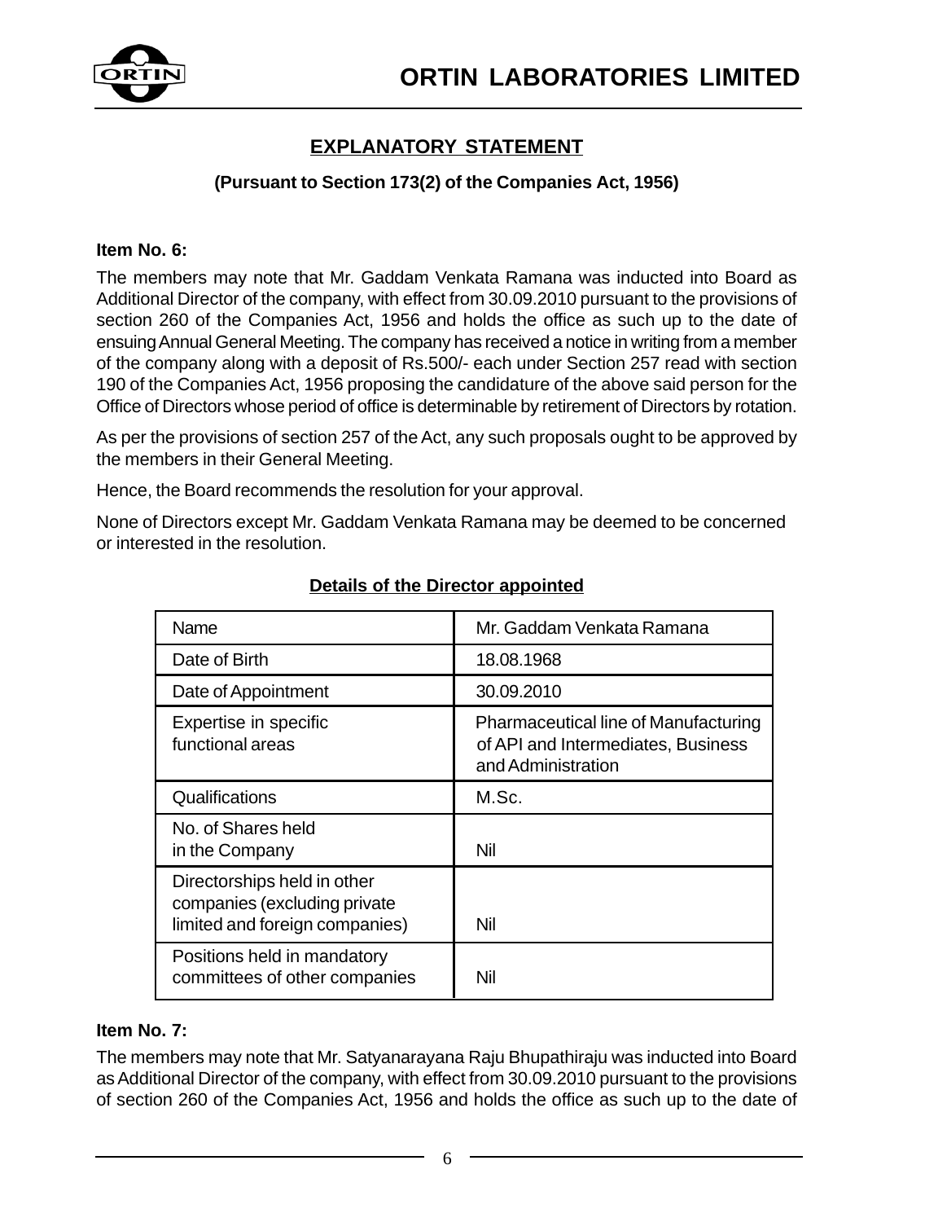## EXPLANATORY STATEMENT

**(Pursuant to Section 173(2) of the Companies Act, 1956)**

**Item No. 6:**

The members may note that Mr. Gaddam Venkata Ramana was inducted into Board as Additional Director of the company, with effect from 30.09.2010 pursuant to the provisions of section 260 of the Companies Act, 1956 and holds the office as such up to the date of ensuing Annual General Meeting. The company has received a notice in writing from a member of the company along with a deposit of Rs.500/- each under Section 257 read with section 190 of the Companies Act, 1956 proposing the candidature of the above said person for the Office of Directors whose period of office is determinable by retirement of Directors by rotation.

As per the provisions of section 257 of the Act, any such proposals ought to be approved by the members in their General Meeting.

Hence, the Board recommends the resolution for your approval.

None of Directors except Mr. Gaddam Venkata Ramana may be deemed to be concerned or interested in the resolution.

**Details of the Director appointed**

| Name | Mr. Gaddam Venkata Ramana |
|---|---|
| Date of Birth | 18.08.1968 |
| Date of Appointment | 30.09.2010 |
| Expertise in specific functional areas | Pharmaceutical line of Manufacturing of API and Intermediates, Business and Administration |
| Qualifications | M.Sc. |
| No. of Shares held in the Company | Nil |
| Directorships held in other companies (excluding private limited and foreign companies) | Nil |
| Positions held in mandatory committees of other companies | Nil |

**Item No. 7:**

The members may note that Mr. Satyanarayana Raju Bhupathiraju was inducted into Board as Additional Director of the company, with effect from 30.09.2010 pursuant to the provisions of section 260 of the Companies Act, 1956 and holds the office as such up to the date of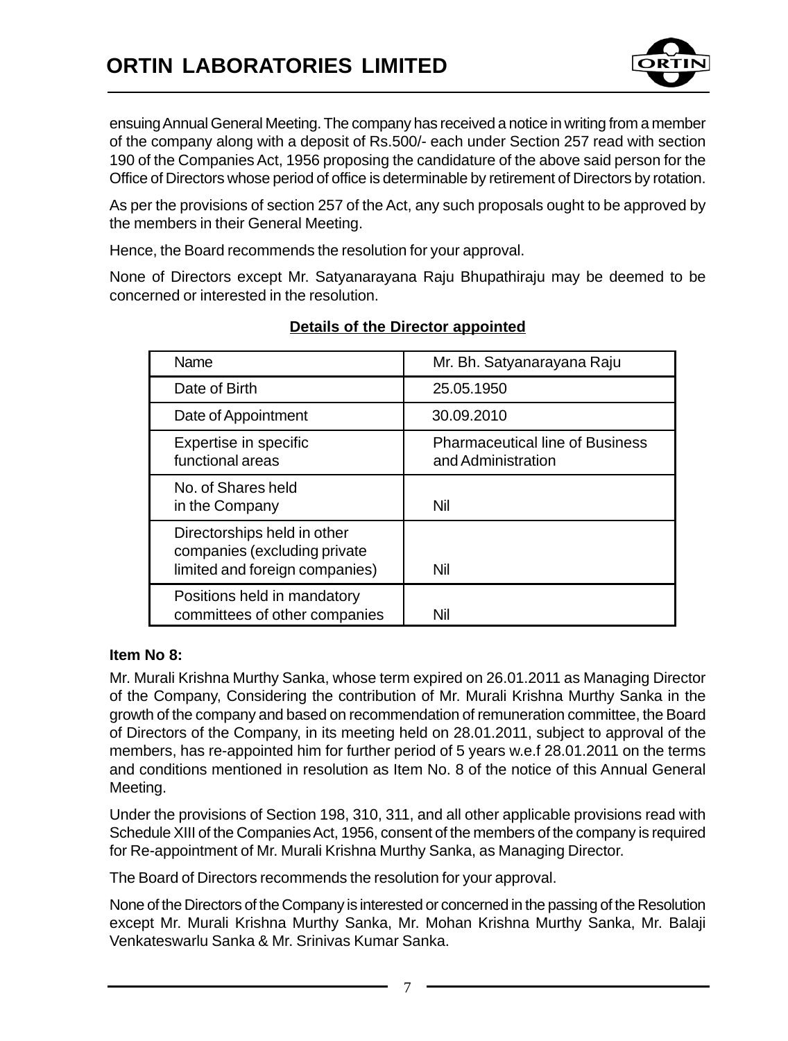ensuing Annual General Meeting. The company has received a notice in writing from a member of the company along with a deposit of Rs.500/- each under Section 257 read with section 190 of the Companies Act, 1956 proposing the candidature of the above said person for the Office of Directors whose period of office is determinable by retirement of Directors by rotation.

As per the provisions of section 257 of the Act, any such proposals ought to be approved by the members in their General Meeting.

Hence, the Board recommends the resolution for your approval.

None of Directors except Mr. Satyanarayana Raju Bhupathiraju may be deemed to be concerned or interested in the resolution.

**Details of the Director appointed**

| Name | Mr. Bh. Satyanarayana Raju |
|---|---|
| Date of Birth | 25.05.1950 |
| Date of Appointment | 30.09.2010 |
| Expertise in specific functional areas | Pharmaceutical line of Business and Administration |
| No. of Shares held in the Company | Nil |
| Directorships held in other companies (excluding private limited and foreign companies) | Nil |
| Positions held in mandatory committees of other companies | Nil |

**Item No 8:**

Mr. Murali Krishna Murthy Sanka, whose term expired on 26.01.2011 as Managing Director of the Company, Considering the contribution of Mr. Murali Krishna Murthy Sanka in the growth of the company and based on recommendation of remuneration committee, the Board of Directors of the Company, in its meeting held on 28.01.2011, subject to approval of the members, has re-appointed him for further period of 5 years w.e.f 28.01.2011 on the terms and conditions mentioned in resolution as Item No. 8 of the notice of this Annual General Meeting.

Under the provisions of Section 198, 310, 311, and all other applicable provisions read with Schedule XIII of the Companies Act, 1956, consent of the members of the company is required for Re-appointment of Mr. Murali Krishna Murthy Sanka, as Managing Director.

The Board of Directors recommends the resolution for your approval.

None of the Directors of the Company is interested or concerned in the passing of the Resolution except Mr. Murali Krishna Murthy Sanka, Mr. Mohan Krishna Murthy Sanka, Mr. Balaji Venkateswarlu Sanka & Mr. Srinivas Kumar Sanka.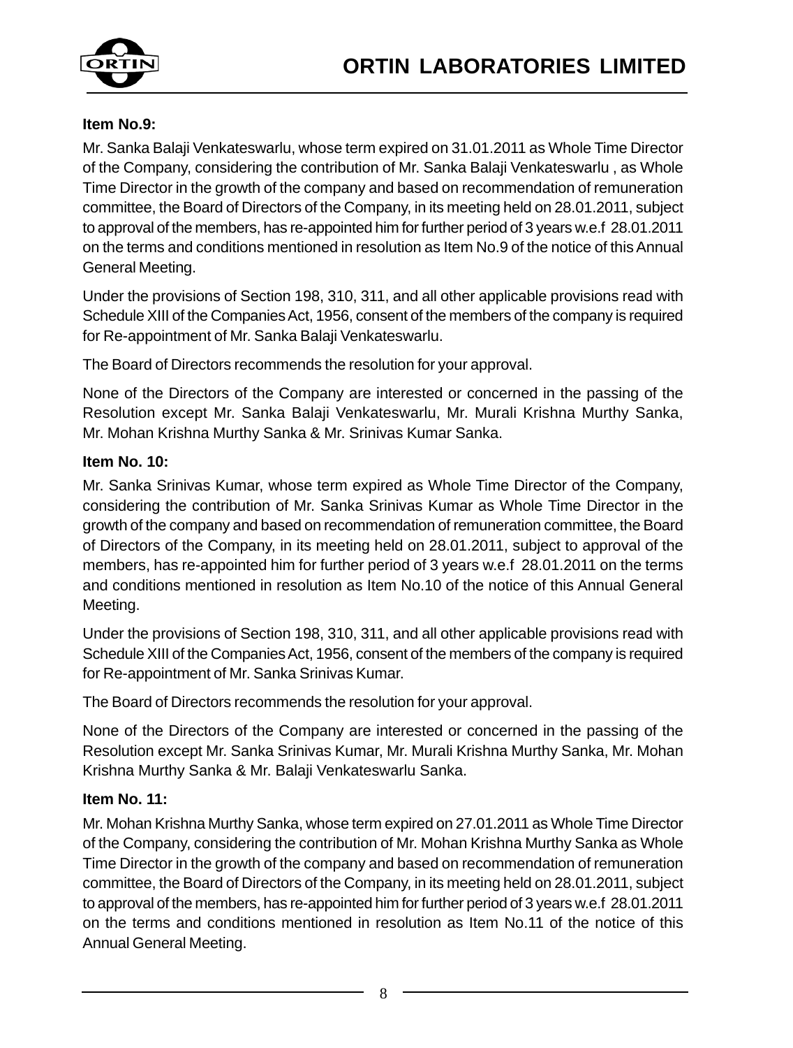**Item No.9:**

Mr. Sanka Balaji Venkateswarlu, whose term expired on 31.01.2011 as Whole Time Director of the Company, considering the contribution of Mr. Sanka Balaji Venkateswarlu , as Whole Time Director in the growth of the company and based on recommendation of remuneration committee, the Board of Directors of the Company, in its meeting held on 28.01.2011, subject to approval of the members, has re-appointed him for further period of 3 years w.e.f 28.01.2011 on the terms and conditions mentioned in resolution as Item No.9 of the notice of this Annual General Meeting.

Under the provisions of Section 198, 310, 311, and all other applicable provisions read with Schedule XIII of the Companies Act, 1956, consent of the members of the company is required for Re-appointment of Mr. Sanka Balaji Venkateswarlu.

The Board of Directors recommends the resolution for your approval.

None of the Directors of the Company are interested or concerned in the passing of the Resolution except Mr. Sanka Balaji Venkateswarlu, Mr. Murali Krishna Murthy Sanka, Mr. Mohan Krishna Murthy Sanka & Mr. Srinivas Kumar Sanka.

**Item No. 10:**

Mr. Sanka Srinivas Kumar, whose term expired as Whole Time Director of the Company, considering the contribution of Mr. Sanka Srinivas Kumar as Whole Time Director in the growth of the company and based on recommendation of remuneration committee, the Board of Directors of the Company, in its meeting held on 28.01.2011, subject to approval of the members, has re-appointed him for further period of 3 years w.e.f 28.01.2011 on the terms and conditions mentioned in resolution as Item No.10 of the notice of this Annual General Meeting.

Under the provisions of Section 198, 310, 311, and all other applicable provisions read with Schedule XIII of the Companies Act, 1956, consent of the members of the company is required for Re-appointment of Mr. Sanka Srinivas Kumar.

The Board of Directors recommends the resolution for your approval.

None of the Directors of the Company are interested or concerned in the passing of the Resolution except Mr. Sanka Srinivas Kumar, Mr. Murali Krishna Murthy Sanka, Mr. Mohan Krishna Murthy Sanka & Mr. Balaji Venkateswarlu Sanka.

**Item No. 11:**

Mr. Mohan Krishna Murthy Sanka, whose term expired on 27.01.2011 as Whole Time Director of the Company, considering the contribution of Mr. Mohan Krishna Murthy Sanka as Whole Time Director in the growth of the company and based on recommendation of remuneration committee, the Board of Directors of the Company, in its meeting held on 28.01.2011, subject to approval of the members, has re-appointed him for further period of 3 years w.e.f 28.01.2011 on the terms and conditions mentioned in resolution as Item No.11 of the notice of this Annual General Meeting.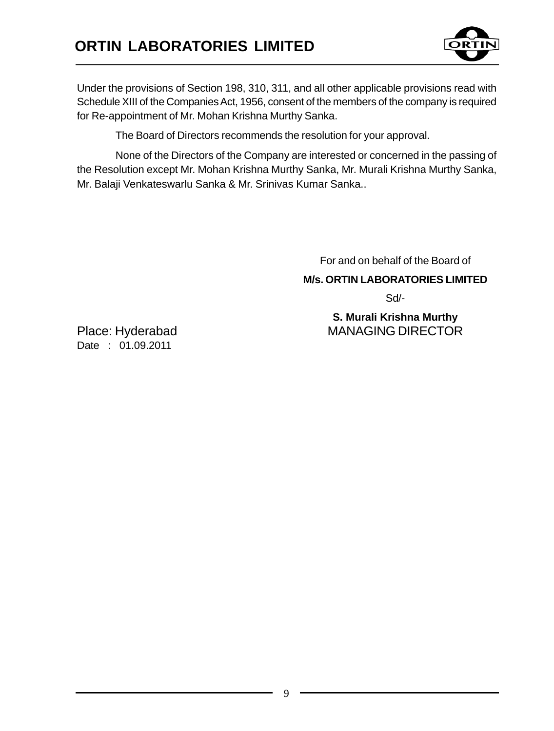Under the provisions of Section 198, 310, 311, and all other applicable provisions read with Schedule XIII of the Companies Act, 1956, consent of the members of the company is required for Re-appointment of Mr. Mohan Krishna Murthy Sanka.

The Board of Directors recommends the resolution for your approval.

None of the Directors of the Company are interested or concerned in the passing of the Resolution except Mr. Mohan Krishna Murthy Sanka, Mr. Murali Krishna Murthy Sanka, Mr. Balaji Venkateswarlu Sanka & Mr. Srinivas Kumar Sanka..

For and on behalf of the Board of

**M/s. ORTIN LABORATORIES LIMITED**

Sd/-

**S. Murali Krishna Murthy**
MANAGING DIRECTOR

Place: Hyderabad
Date : 01.09.2011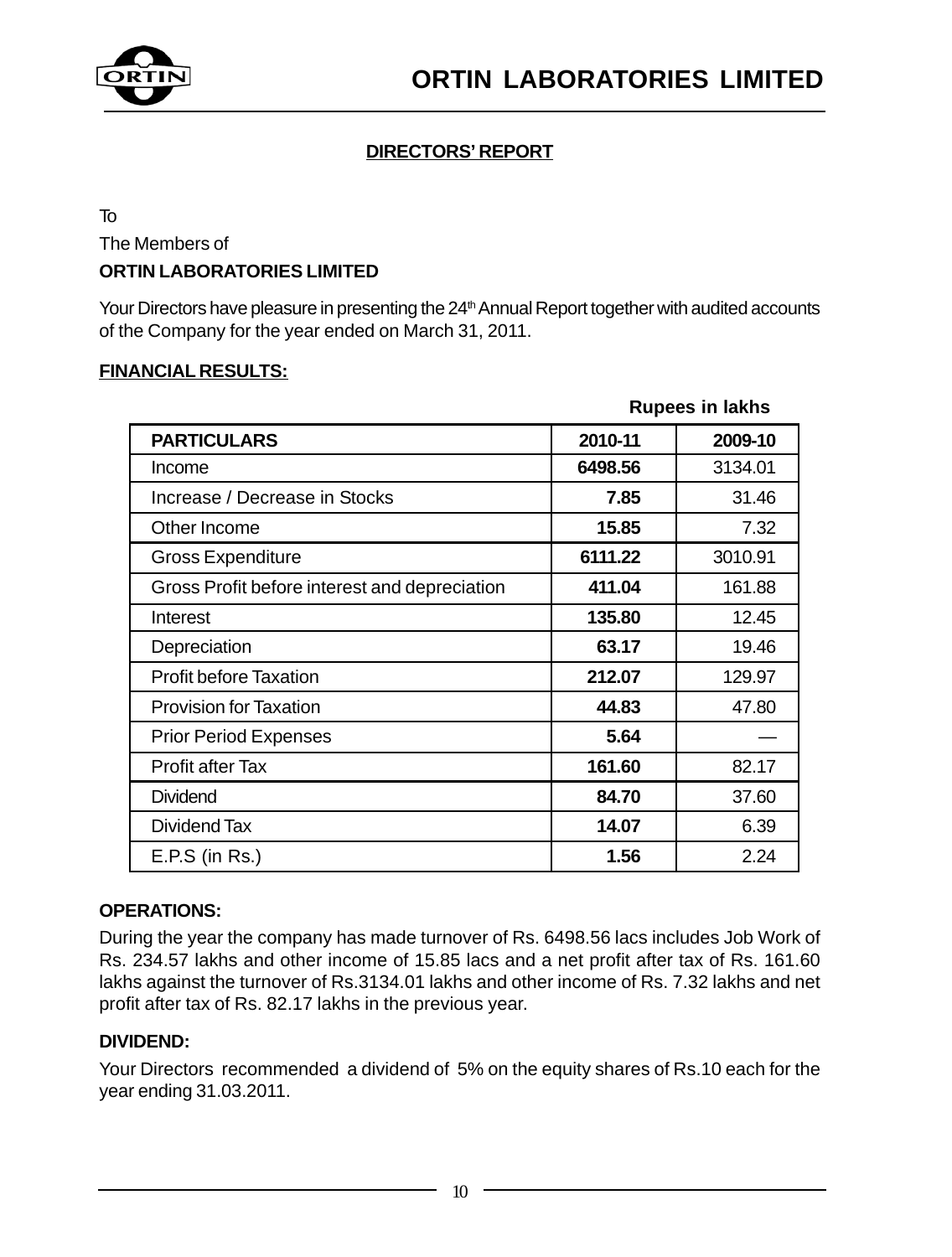# ORTIN LABORATORIES LIMITED

## DIRECTORS' REPORT

To

The Members of

**ORTIN LABORATORIES LIMITED**

Your Directors have pleasure in presenting the 24th Annual Report together with audited accounts of the Company for the year ended on March 31, 2011.

**FINANCIAL RESULTS:**

**Rupees in lakhs**

| PARTICULARS | 2010-11 | 2009-10 |
|---|---|---|
| Income | **6498.56** | 3134.01 |
| Increase / Decrease in Stocks | **7.85** | 31.46 |
| Other Income | **15.85** | 7.32 |
| Gross Expenditure | **6111.22** | 3010.91 |
| Gross Profit before interest and depreciation | **411.04** | 161.88 |
| Interest | **135.80** | 12.45 |
| Depreciation | **63.17** | 19.46 |
| Profit before Taxation | **212.07** | 129.97 |
| Provision for Taxation | **44.83** | 47.80 |
| Prior Period Expenses | **5.64** | — |
| Profit after Tax | **161.60** | 82.17 |
| Dividend | **84.70** | 37.60 |
| Dividend Tax | **14.07** | 6.39 |
| E.P.S (in Rs.) | **1.56** | 2.24 |

**OPERATIONS:**

During the year the company has made turnover of Rs. 6498.56 lacs includes Job Work of Rs. 234.57 lakhs and other income of 15.85 lacs and a net profit after tax of Rs. 161.60 lakhs against the turnover of Rs.3134.01 lakhs and other income of Rs. 7.32 lakhs and net profit after tax of Rs. 82.17 lakhs in the previous year.

**DIVIDEND:**

Your Directors recommended a dividend of 5% on the equity shares of Rs.10 each for the year ending 31.03.2011.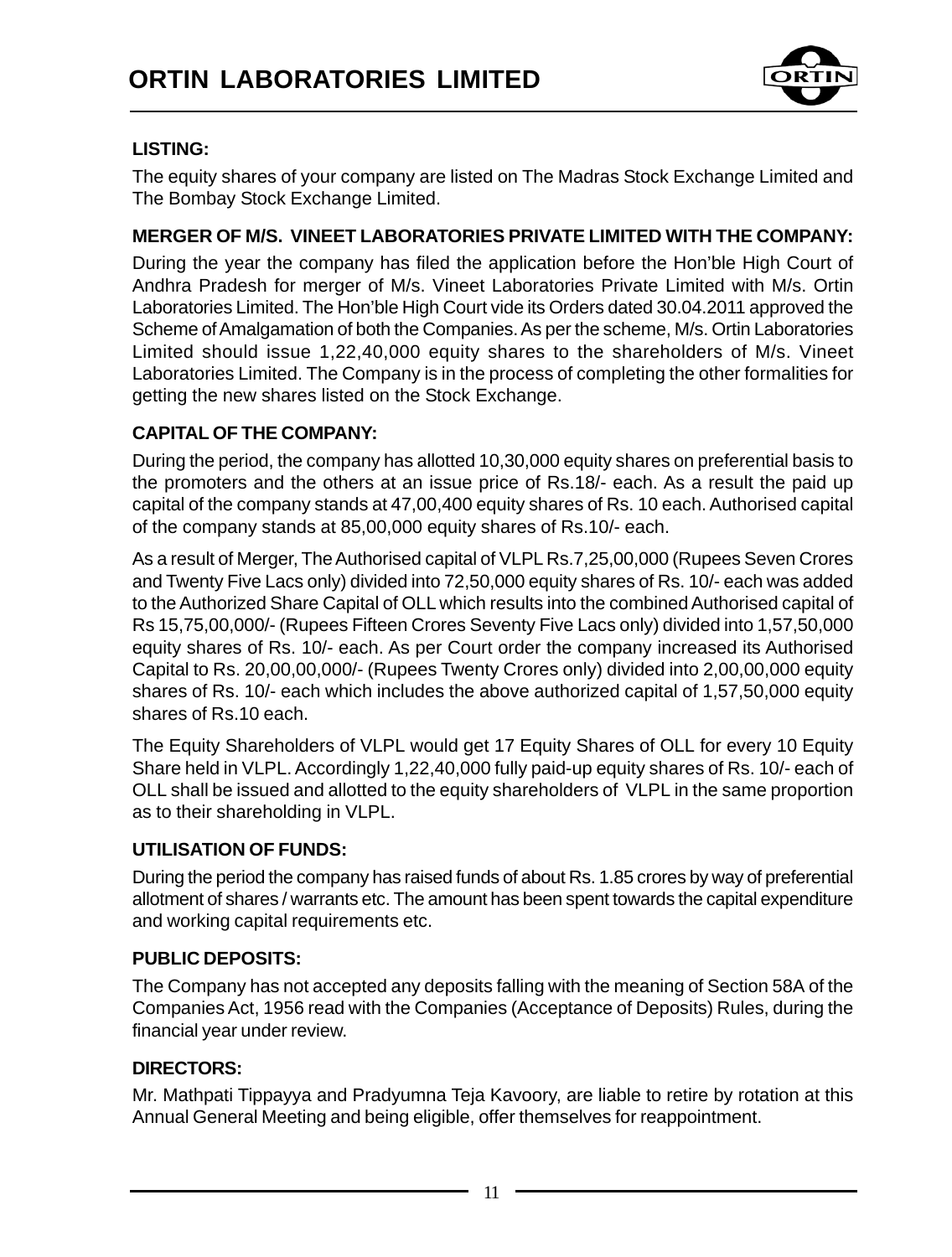**LISTING:**

The equity shares of your company are listed on The Madras Stock Exchange Limited and The Bombay Stock Exchange Limited.

**MERGER OF M/S. VINEET LABORATORIES PRIVATE LIMITED WITH THE COMPANY:**

During the year the company has filed the application before the Hon'ble High Court of Andhra Pradesh for merger of M/s. Vineet Laboratories Private Limited with M/s. Ortin Laboratories Limited. The Hon'ble High Court vide its Orders dated 30.04.2011 approved the Scheme of Amalgamation of both the Companies. As per the scheme, M/s. Ortin Laboratories Limited should issue 1,22,40,000 equity shares to the shareholders of M/s. Vineet Laboratories Limited. The Company is in the process of completing the other formalities for getting the new shares listed on the Stock Exchange.

**CAPITAL OF THE COMPANY:**

During the period, the company has allotted 10,30,000 equity shares on preferential basis to the promoters and the others at an issue price of Rs.18/- each. As a result the paid up capital of the company stands at 47,00,400 equity shares of Rs. 10 each. Authorised capital of the company stands at 85,00,000 equity shares of Rs.10/- each.

As a result of Merger, The Authorised capital of VLPL Rs.7,25,00,000 (Rupees Seven Crores and Twenty Five Lacs only) divided into 72,50,000 equity shares of Rs. 10/- each was added to the Authorized Share Capital of OLL which results into the combined Authorised capital of Rs 15,75,00,000/- (Rupees Fifteen Crores Seventy Five Lacs only) divided into 1,57,50,000 equity shares of Rs. 10/- each. As per Court order the company increased its Authorised Capital to Rs. 20,00,00,000/- (Rupees Twenty Crores only) divided into 2,00,00,000 equity shares of Rs. 10/- each which includes the above authorized capital of 1,57,50,000 equity shares of Rs.10 each.

The Equity Shareholders of VLPL would get 17 Equity Shares of OLL for every 10 Equity Share held in VLPL. Accordingly 1,22,40,000 fully paid-up equity shares of Rs. 10/- each of OLL shall be issued and allotted to the equity shareholders of VLPL in the same proportion as to their shareholding in VLPL.

**UTILISATION OF FUNDS:**

During the period the company has raised funds of about Rs. 1.85 crores by way of preferential allotment of shares / warrants etc. The amount has been spent towards the capital expenditure and working capital requirements etc.

**PUBLIC DEPOSITS:**

The Company has not accepted any deposits falling with the meaning of Section 58A of the Companies Act, 1956 read with the Companies (Acceptance of Deposits) Rules, during the financial year under review.

**DIRECTORS:**

Mr. Mathpati Tippayya and Pradyumna Teja Kavoory, are liable to retire by rotation at this Annual General Meeting and being eligible, offer themselves for reappointment.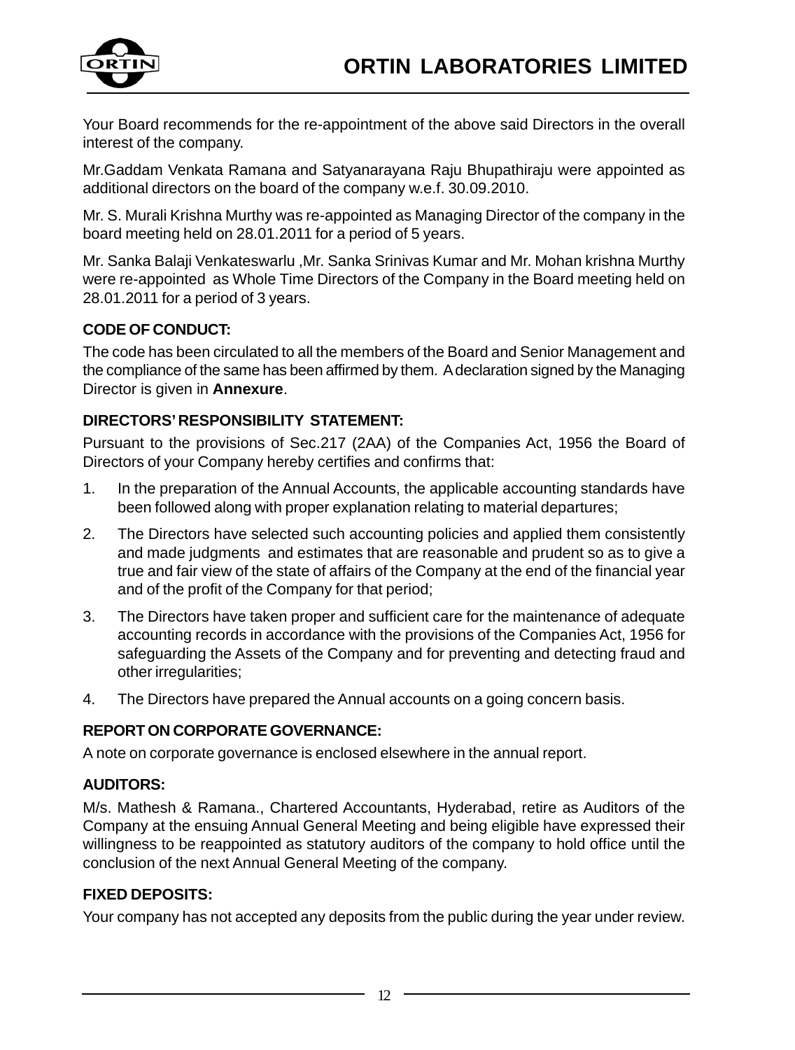Your Board recommends for the re-appointment of the above said Directors in the overall interest of the company.

Mr.Gaddam Venkata Ramana and Satyanarayana Raju Bhupathiraju were appointed as additional directors on the board of the company w.e.f. 30.09.2010.

Mr. S. Murali Krishna Murthy was re-appointed as Managing Director of the company in the board meeting held on 28.01.2011 for a period of 5 years.

Mr. Sanka Balaji Venkateswarlu ,Mr. Sanka Srinivas Kumar and Mr. Mohan krishna Murthy were re-appointed as Whole Time Directors of the Company in the Board meeting held on 28.01.2011 for a period of 3 years.

**CODE OF CONDUCT:**

The code has been circulated to all the members of the Board and Senior Management and the compliance of the same has been affirmed by them. A declaration signed by the Managing Director is given in **Annexure**.

**DIRECTORS' RESPONSIBILITY STATEMENT:**

Pursuant to the provisions of Sec.217 (2AA) of the Companies Act, 1956 the Board of Directors of your Company hereby certifies and confirms that:

1. In the preparation of the Annual Accounts, the applicable accounting standards have been followed along with proper explanation relating to material departures;
2. The Directors have selected such accounting policies and applied them consistently and made judgments and estimates that are reasonable and prudent so as to give a true and fair view of the state of affairs of the Company at the end of the financial year and of the profit of the Company for that period;
3. The Directors have taken proper and sufficient care for the maintenance of adequate accounting records in accordance with the provisions of the Companies Act, 1956 for safeguarding the Assets of the Company and for preventing and detecting fraud and other irregularities;
4. The Directors have prepared the Annual accounts on a going concern basis.

**REPORT ON CORPORATE GOVERNANCE:**

A note on corporate governance is enclosed elsewhere in the annual report.

**AUDITORS:**

M/s. Mathesh & Ramana., Chartered Accountants, Hyderabad, retire as Auditors of the Company at the ensuing Annual General Meeting and being eligible have expressed their willingness to be reappointed as statutory auditors of the company to hold office until the conclusion of the next Annual General Meeting of the company.

**FIXED DEPOSITS:**

Your company has not accepted any deposits from the public during the year under review.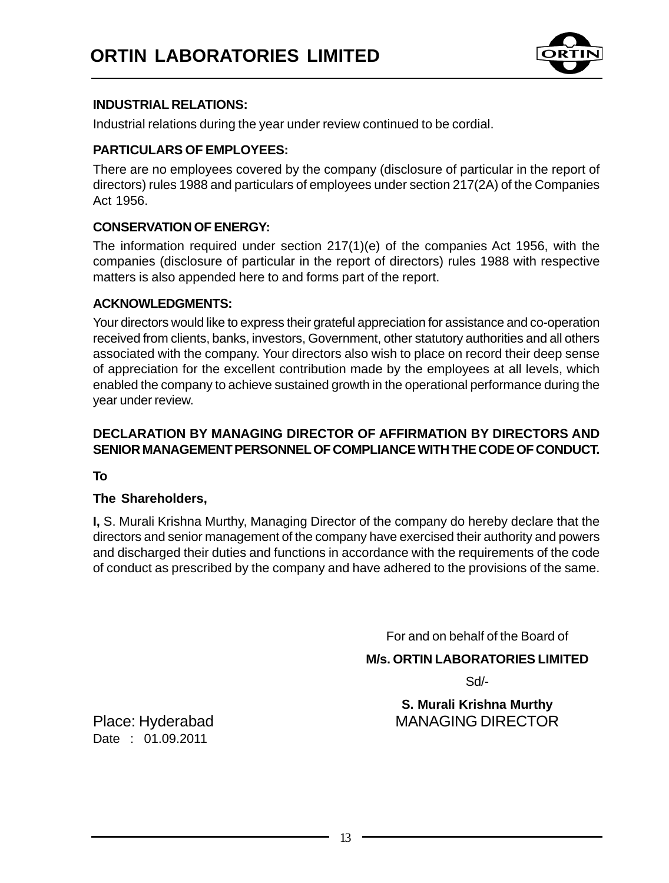**INDUSTRIAL RELATIONS:**

Industrial relations during the year under review continued to be cordial.

**PARTICULARS OF EMPLOYEES:**

There are no employees covered by the company (disclosure of particular in the report of directors) rules 1988 and particulars of employees under section 217(2A) of the Companies Act 1956.

**CONSERVATION OF ENERGY:**

The information required under section 217(1)(e) of the companies Act 1956, with the companies (disclosure of particular in the report of directors) rules 1988 with respective matters is also appended here to and forms part of the report.

**ACKNOWLEDGMENTS:**

Your directors would like to express their grateful appreciation for assistance and co-operation received from clients, banks, investors, Government, other statutory authorities and all others associated with the company. Your directors also wish to place on record their deep sense of appreciation for the excellent contribution made by the employees at all levels, which enabled the company to achieve sustained growth in the operational performance during the year under review.

**DECLARATION BY MANAGING DIRECTOR OF AFFIRMATION BY DIRECTORS AND SENIOR MANAGEMENT PERSONNEL OF COMPLIANCE WITH THE CODE OF CONDUCT.**

**To**

**The Shareholders,**

**I,** S. Murali Krishna Murthy, Managing Director of the company do hereby declare that the directors and senior management of the company have exercised their authority and powers and discharged their duties and functions in accordance with the requirements of the code of conduct as prescribed by the company and have adhered to the provisions of the same.

For and on behalf of the Board of

**M/s. ORTIN LABORATORIES LIMITED**

Sd/-

**S. Murali Krishna Murthy**

MANAGING DIRECTOR

Place: Hyderabad

Date : 01.09.2011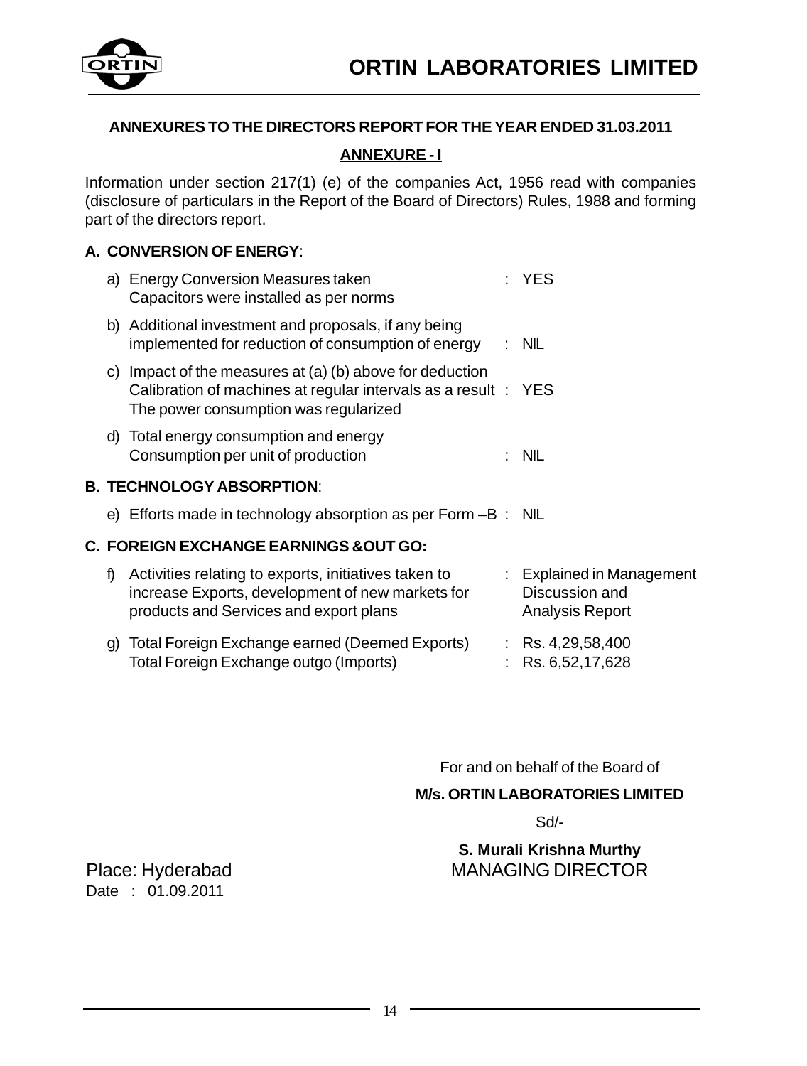## ANNEXURES TO THE DIRECTORS REPORT FOR THE YEAR ENDED 31.03.2011

### ANNEXURE - I

Information under section 217(1) (e) of the companies Act, 1956 read with companies (disclosure of particulars in the Report of the Board of Directors) Rules, 1988 and forming part of the directors report.

**A. CONVERSION OF ENERGY**:

a) Energy Conversion Measures taken Capacitors were installed as per norms : YES

b) Additional investment and proposals, if any being implemented for reduction of consumption of energy : NIL

c) Impact of the measures at (a) (b) above for deduction Calibration of machines at regular intervals as a result : YES The power consumption was regularized

d) Total energy consumption and energy Consumption per unit of production : NIL

**B. TECHNOLOGY ABSORPTION**:

e) Efforts made in technology absorption as per Form –B : NIL

**C. FOREIGN EXCHANGE EARNINGS &OUT GO:**

f) Activities relating to exports, initiatives taken to increase Exports, development of new markets for products and Services and export plans : Explained in Management Discussion and Analysis Report

g) Total Foreign Exchange earned (Deemed Exports) : Rs. 4,29,58,400
Total Foreign Exchange outgo (Imports) : Rs. 6,52,17,628

For and on behalf of the Board of

**M/s. ORTIN LABORATORIES LIMITED**

Sd/-

**S. Murali Krishna Murthy**
MANAGING DIRECTOR

Place: Hyderabad
Date : 01.09.2011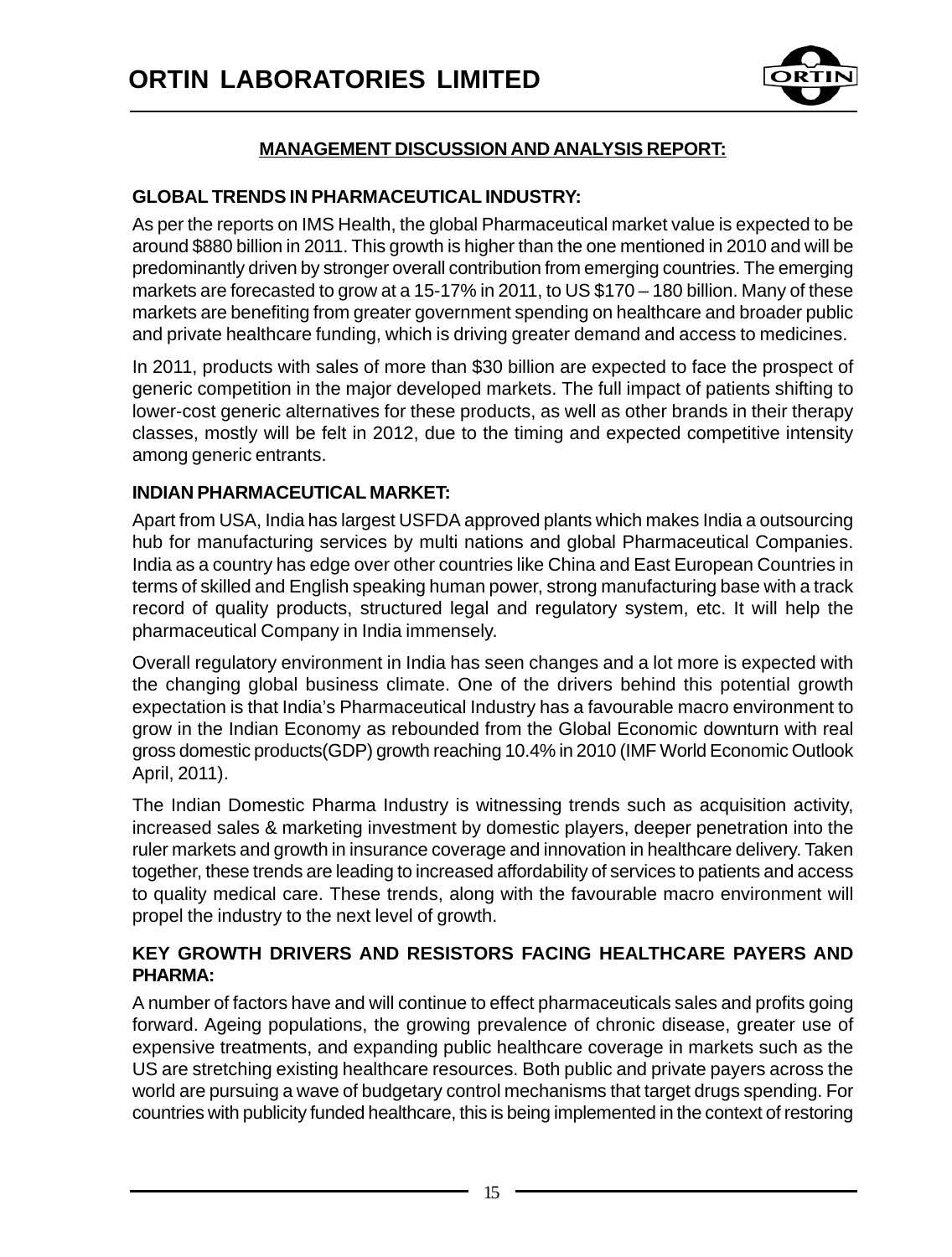## MANAGEMENT DISCUSSION AND ANALYSIS REPORT:

### GLOBAL TRENDS IN PHARMACEUTICAL INDUSTRY:

As per the reports on IMS Health, the global Pharmaceutical market value is expected to be around $880 billion in 2011. This growth is higher than the one mentioned in 2010 and will be predominantly driven by stronger overall contribution from emerging countries. The emerging markets are forecasted to grow at a 15-17% in 2011, to US $170 – 180 billion. Many of these markets are benefiting from greater government spending on healthcare and broader public and private healthcare funding, which is driving greater demand and access to medicines.

In 2011, products with sales of more than $30 billion are expected to face the prospect of generic competition in the major developed markets. The full impact of patients shifting to lower-cost generic alternatives for these products, as well as other brands in their therapy classes, mostly will be felt in 2012, due to the timing and expected competitive intensity among generic entrants.

### INDIAN PHARMACEUTICAL MARKET:

Apart from USA, India has largest USFDA approved plants which makes India a outsourcing hub for manufacturing services by multi nations and global Pharmaceutical Companies. India as a country has edge over other countries like China and East European Countries in terms of skilled and English speaking human power, strong manufacturing base with a track record of quality products, structured legal and regulatory system, etc. It will help the pharmaceutical Company in India immensely.

Overall regulatory environment in India has seen changes and a lot more is expected with the changing global business climate. One of the drivers behind this potential growth expectation is that India's Pharmaceutical Industry has a favourable macro environment to grow in the Indian Economy as rebounded from the Global Economic downturn with real gross domestic products(GDP) growth reaching 10.4% in 2010 (IMF World Economic Outlook April, 2011).

The Indian Domestic Pharma Industry is witnessing trends such as acquisition activity, increased sales & marketing investment by domestic players, deeper penetration into the ruler markets and growth in insurance coverage and innovation in healthcare delivery. Taken together, these trends are leading to increased affordability of services to patients and access to quality medical care. These trends, along with the favourable macro environment will propel the industry to the next level of growth.

### KEY GROWTH DRIVERS AND RESISTORS FACING HEALTHCARE PAYERS AND PHARMA:

A number of factors have and will continue to effect pharmaceuticals sales and profits going forward. Ageing populations, the growing prevalence of chronic disease, greater use of expensive treatments, and expanding public healthcare coverage in markets such as the US are stretching existing healthcare resources. Both public and private payers across the world are pursuing a wave of budgetary control mechanisms that target drugs spending. For countries with publicity funded healthcare, this is being implemented in the context of restoring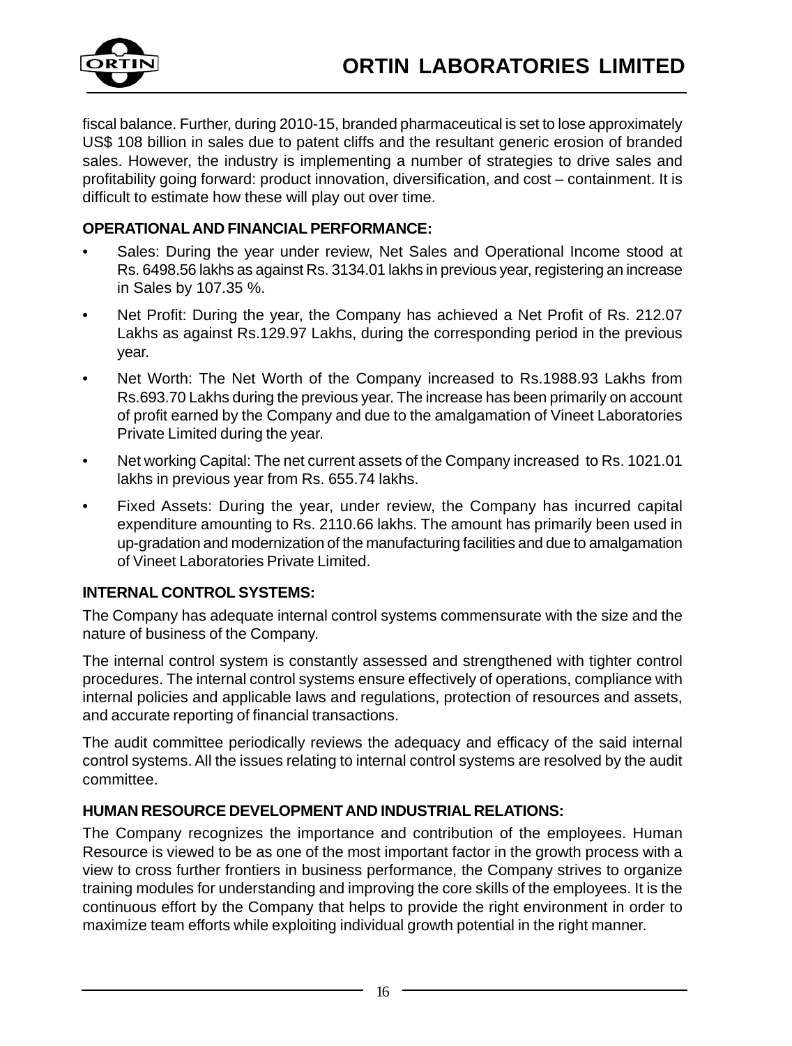fiscal balance. Further, during 2010-15, branded pharmaceutical is set to lose approximately US$ 108 billion in sales due to patent cliffs and the resultant generic erosion of branded sales. However, the industry is implementing a number of strategies to drive sales and profitability going forward: product innovation, diversification, and cost – containment. It is difficult to estimate how these will play out over time.

**OPERATIONAL AND FINANCIAL PERFORMANCE:**

- Sales: During the year under review, Net Sales and Operational Income stood at Rs. 6498.56 lakhs as against Rs. 3134.01 lakhs in previous year, registering an increase in Sales by 107.35 %.
- Net Profit: During the year, the Company has achieved a Net Profit of Rs. 212.07 Lakhs as against Rs.129.97 Lakhs, during the corresponding period in the previous year.
- Net Worth: The Net Worth of the Company increased to Rs.1988.93 Lakhs from Rs.693.70 Lakhs during the previous year. The increase has been primarily on account of profit earned by the Company and due to the amalgamation of Vineet Laboratories Private Limited during the year.
- Net working Capital: The net current assets of the Company increased to Rs. 1021.01 lakhs in previous year from Rs. 655.74 lakhs.
- Fixed Assets: During the year, under review, the Company has incurred capital expenditure amounting to Rs. 2110.66 lakhs. The amount has primarily been used in up-gradation and modernization of the manufacturing facilities and due to amalgamation of Vineet Laboratories Private Limited.

**INTERNAL CONTROL SYSTEMS:**

The Company has adequate internal control systems commensurate with the size and the nature of business of the Company.

The internal control system is constantly assessed and strengthened with tighter control procedures. The internal control systems ensure effectively of operations, compliance with internal policies and applicable laws and regulations, protection of resources and assets, and accurate reporting of financial transactions.

The audit committee periodically reviews the adequacy and efficacy of the said internal control systems. All the issues relating to internal control systems are resolved by the audit committee.

**HUMAN RESOURCE DEVELOPMENT AND INDUSTRIAL RELATIONS:**

The Company recognizes the importance and contribution of the employees. Human Resource is viewed to be as one of the most important factor in the growth process with a view to cross further frontiers in business performance, the Company strives to organize training modules for understanding and improving the core skills of the employees. It is the continuous effort by the Company that helps to provide the right environment in order to maximize team efforts while exploiting individual growth potential in the right manner.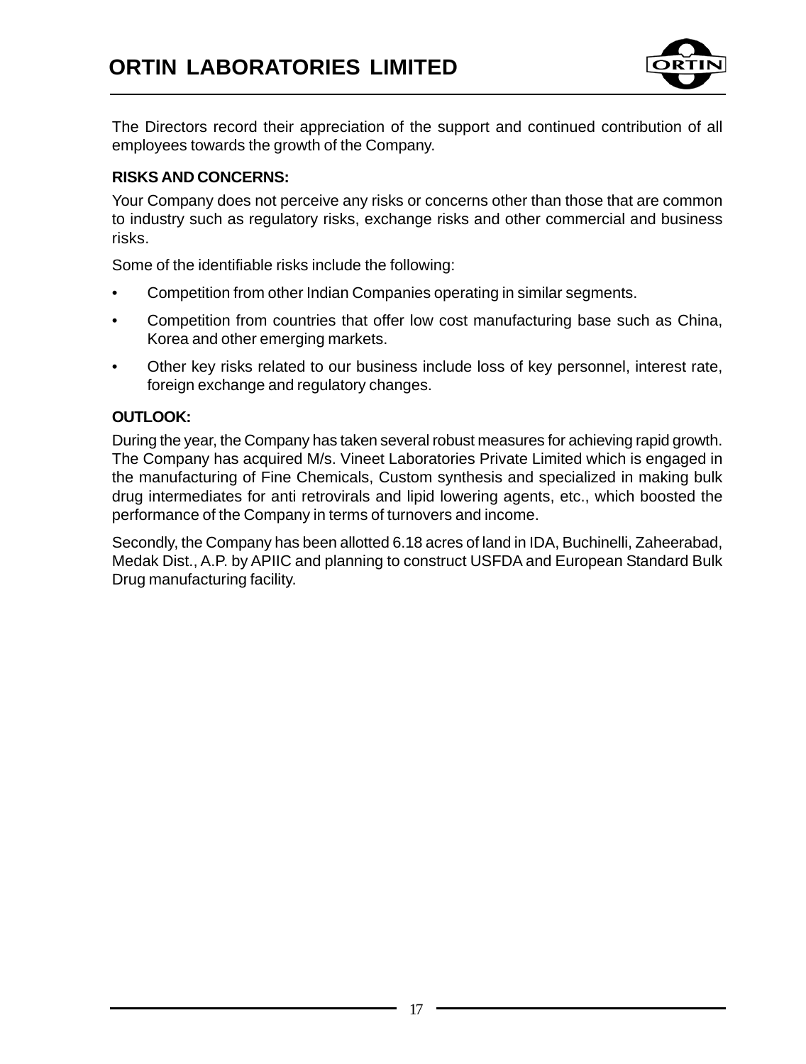The Directors record their appreciation of the support and continued contribution of all employees towards the growth of the Company.

**RISKS AND CONCERNS:**

Your Company does not perceive any risks or concerns other than those that are common to industry such as regulatory risks, exchange risks and other commercial and business risks.

Some of the identifiable risks include the following:

- Competition from other Indian Companies operating in similar segments.
- Competition from countries that offer low cost manufacturing base such as China, Korea and other emerging markets.
- Other key risks related to our business include loss of key personnel, interest rate, foreign exchange and regulatory changes.

**OUTLOOK:**

During the year, the Company has taken several robust measures for achieving rapid growth. The Company has acquired M/s. Vineet Laboratories Private Limited which is engaged in the manufacturing of Fine Chemicals, Custom synthesis and specialized in making bulk drug intermediates for anti retrovirals and lipid lowering agents, etc., which boosted the performance of the Company in terms of turnovers and income.

Secondly, the Company has been allotted 6.18 acres of land in IDA, Buchinelli, Zaheerabad, Medak Dist., A.P. by APIIC and planning to construct USFDA and European Standard Bulk Drug manufacturing facility.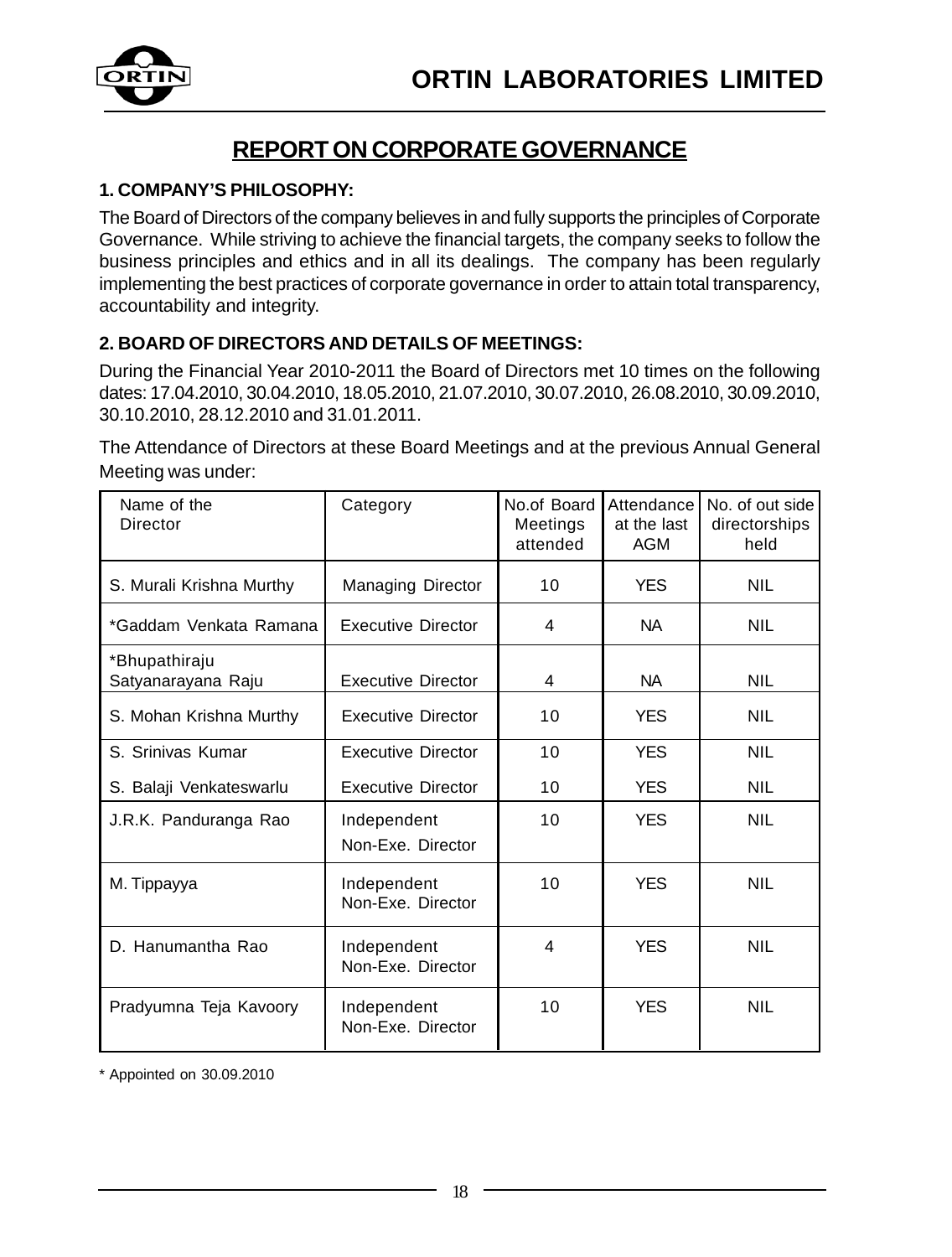# REPORT ON CORPORATE GOVERNANCE

### 1. COMPANY'S PHILOSOPHY:

The Board of Directors of the company believes in and fully supports the principles of Corporate Governance. While striving to achieve the financial targets, the company seeks to follow the business principles and ethics and in all its dealings. The company has been regularly implementing the best practices of corporate governance in order to attain total transparency, accountability and integrity.

### 2. BOARD OF DIRECTORS AND DETAILS OF MEETINGS:

During the Financial Year 2010-2011 the Board of Directors met 10 times on the following dates: 17.04.2010, 30.04.2010, 18.05.2010, 21.07.2010, 30.07.2010, 26.08.2010, 30.09.2010, 30.10.2010, 28.12.2010 and 31.01.2011.

The Attendance of Directors at these Board Meetings and at the previous Annual General Meeting was under:

| Name of the Director | Category | No.of Board Meetings attended | Attendance at the last AGM | No. of out side directorships held |
|---|---|---|---|---|
| S. Murali Krishna Murthy | Managing Director | 10 | YES | NIL |
| *Gaddam Venkata Ramana | Executive Director | 4 | NA | NIL |
| *Bhupathiraju Satyanarayana Raju | Executive Director | 4 | NA | NIL |
| S. Mohan Krishna Murthy | Executive Director | 10 | YES | NIL |
| S. Srinivas Kumar | Executive Director | 10 | YES | NIL |
| S. Balaji Venkateswarlu | Executive Director | 10 | YES | NIL |
| J.R.K. Panduranga Rao | Independent Non-Exe. Director | 10 | YES | NIL |
| M. Tippayya | Independent Non-Exe. Director | 10 | YES | NIL |
| D. Hanumantha Rao | Independent Non-Exe. Director | 4 | YES | NIL |
| Pradyumna Teja Kavoory | Independent Non-Exe. Director | 10 | YES | NIL |

\* Appointed on 30.09.2010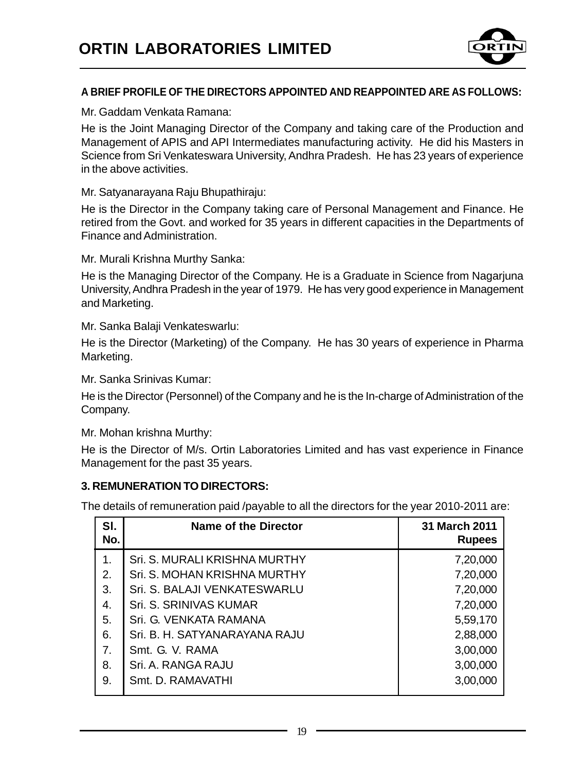**A BRIEF PROFILE OF THE DIRECTORS APPOINTED AND REAPPOINTED ARE AS FOLLOWS:**

Mr. Gaddam Venkata Ramana:

He is the Joint Managing Director of the Company and taking care of the Production and Management of APIS and API Intermediates manufacturing activity. He did his Masters in Science from Sri Venkateswara University, Andhra Pradesh. He has 23 years of experience in the above activities.

Mr. Satyanarayana Raju Bhupathiraju:

He is the Director in the Company taking care of Personal Management and Finance. He retired from the Govt. and worked for 35 years in different capacities in the Departments of Finance and Administration.

Mr. Murali Krishna Murthy Sanka:

He is the Managing Director of the Company. He is a Graduate in Science from Nagarjuna University, Andhra Pradesh in the year of 1979. He has very good experience in Management and Marketing.

Mr. Sanka Balaji Venkateswarlu:

He is the Director (Marketing) of the Company. He has 30 years of experience in Pharma Marketing.

Mr. Sanka Srinivas Kumar:

He is the Director (Personnel) of the Company and he is the In-charge of Administration of the Company.

Mr. Mohan krishna Murthy:

He is the Director of M/s. Ortin Laboratories Limited and has vast experience in Finance Management for the past 35 years.

**3. REMUNERATION TO DIRECTORS:**

The details of remuneration paid /payable to all the directors for the year 2010-2011 are:

| Sl. No. | Name of the Director | 31 March 2011 Rupees |
|---|---|---|
| 1. | Sri. S. MURALI KRISHNA MURTHY | 7,20,000 |
| 2. | Sri. S. MOHAN KRISHNA MURTHY | 7,20,000 |
| 3. | Sri. S. BALAJI VENKATESWARLU | 7,20,000 |
| 4. | Sri. S. SRINIVAS KUMAR | 7,20,000 |
| 5. | Sri. G. VENKATA RAMANA | 5,59,170 |
| 6. | Sri. B. H. SATYANARAYANA RAJU | 2,88,000 |
| 7. | Smt. G. V. RAMA | 3,00,000 |
| 8. | Sri. A. RANGA RAJU | 3,00,000 |
| 9. | Smt. D. RAMAVATHI | 3,00,000 |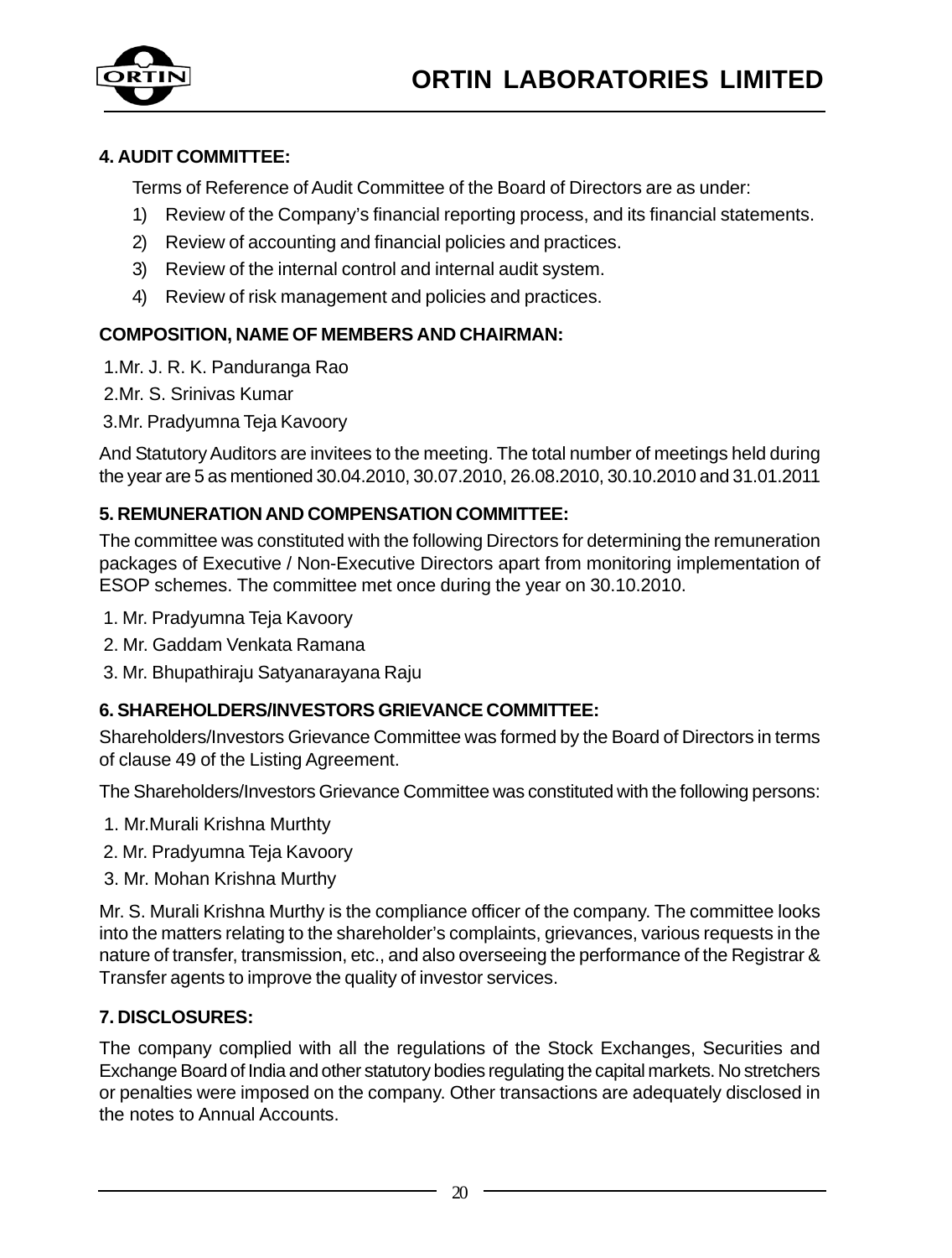### 4. AUDIT COMMITTEE:

Terms of Reference of Audit Committee of the Board of Directors are as under:

1) Review of the Company's financial reporting process, and its financial statements.
2) Review of accounting and financial policies and practices.
3) Review of the internal control and internal audit system.
4) Review of risk management and policies and practices.

### COMPOSITION, NAME OF MEMBERS AND CHAIRMAN:

1.Mr. J. R. K. Panduranga Rao
2.Mr. S. Srinivas Kumar
3.Mr. Pradyumna Teja Kavoory

And Statutory Auditors are invitees to the meeting. The total number of meetings held during the year are 5 as mentioned 30.04.2010, 30.07.2010, 26.08.2010, 30.10.2010 and 31.01.2011

### 5. REMUNERATION AND COMPENSATION COMMITTEE:

The committee was constituted with the following Directors for determining the remuneration packages of Executive / Non-Executive Directors apart from monitoring implementation of ESOP schemes. The committee met once during the year on 30.10.2010.

1. Mr. Pradyumna Teja Kavoory
2. Mr. Gaddam Venkata Ramana
3. Mr. Bhupathiraju Satyanarayana Raju

### 6. SHAREHOLDERS/INVESTORS GRIEVANCE COMMITTEE:

Shareholders/Investors Grievance Committee was formed by the Board of Directors in terms of clause 49 of the Listing Agreement.

The Shareholders/Investors Grievance Committee was constituted with the following persons:

1. Mr.Murali Krishna Murthty
2. Mr. Pradyumna Teja Kavoory
3. Mr. Mohan Krishna Murthy

Mr. S. Murali Krishna Murthy is the compliance officer of the company. The committee looks into the matters relating to the shareholder's complaints, grievances, various requests in the nature of transfer, transmission, etc., and also overseeing the performance of the Registrar & Transfer agents to improve the quality of investor services.

### 7. DISCLOSURES:

The company complied with all the regulations of the Stock Exchanges, Securities and Exchange Board of India and other statutory bodies regulating the capital markets. No stretchers or penalties were imposed on the company. Other transactions are adequately disclosed in the notes to Annual Accounts.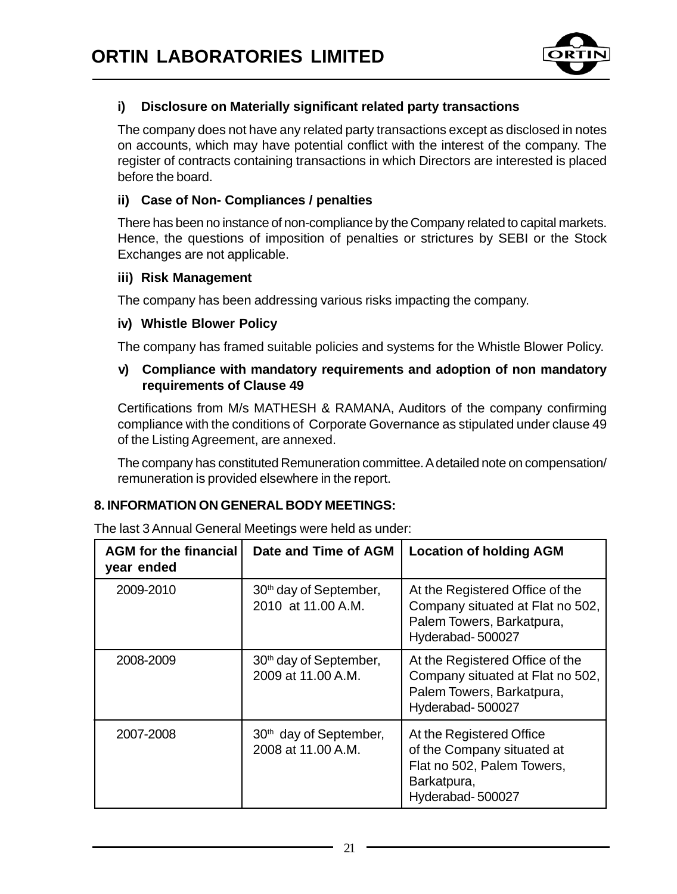### i) Disclosure on Materially significant related party transactions

The company does not have any related party transactions except as disclosed in notes on accounts, which may have potential conflict with the interest of the company. The register of contracts containing transactions in which Directors are interested is placed before the board.

### ii) Case of Non- Compliances / penalties

There has been no instance of non-compliance by the Company related to capital markets. Hence, the questions of imposition of penalties or strictures by SEBI or the Stock Exchanges are not applicable.

### iii) Risk Management

The company has been addressing various risks impacting the company.

### iv) Whistle Blower Policy

The company has framed suitable policies and systems for the Whistle Blower Policy.

### v) Compliance with mandatory requirements and adoption of non mandatory requirements of Clause 49

Certifications from M/s MATHESH & RAMANA, Auditors of the company confirming compliance with the conditions of Corporate Governance as stipulated under clause 49 of the Listing Agreement, are annexed.

The company has constituted Remuneration committee. A detailed note on compensation/ remuneration is provided elsewhere in the report.

## 8. INFORMATION ON GENERAL BODY MEETINGS:

The last 3 Annual General Meetings were held as under:

| AGM for the financial year ended | Date and Time of AGM | Location of holding AGM |
|---|---|---|
| 2009-2010 | 30th day of September, 2010 at 11.00 A.M. | At the Registered Office of the Company situated at Flat no 502, Palem Towers, Barkatpura, Hyderabad- 500027 |
| 2008-2009 | 30th day of September, 2009 at 11.00 A.M. | At the Registered Office of the Company situated at Flat no 502, Palem Towers, Barkatpura, Hyderabad- 500027 |
| 2007-2008 | 30th day of September, 2008 at 11.00 A.M. | At the Registered Office of the Company situated at Flat no 502, Palem Towers, Barkatpura, Hyderabad- 500027 |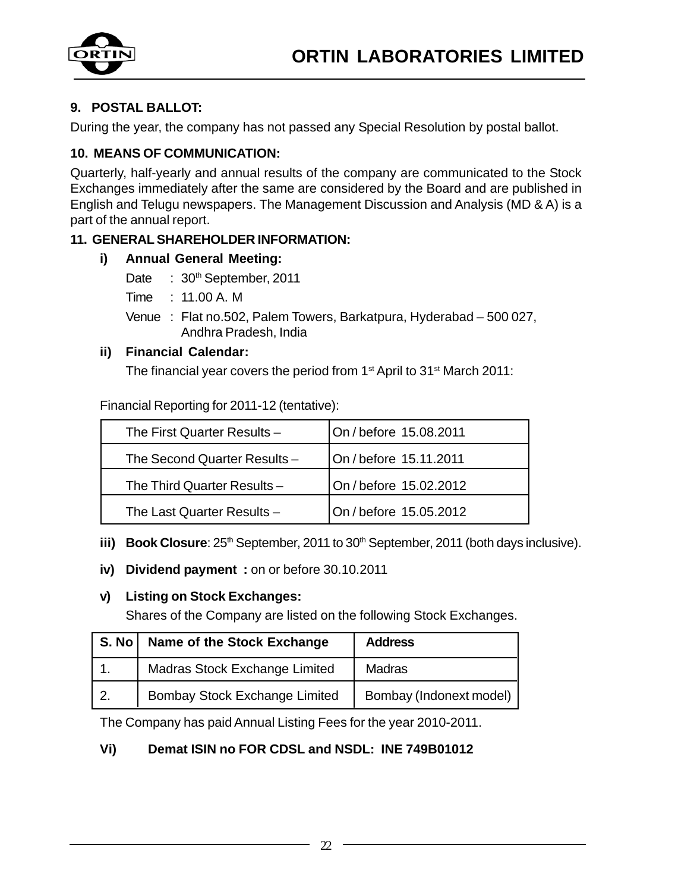### 9. POSTAL BALLOT:

During the year, the company has not passed any Special Resolution by postal ballot.

### 10. MEANS OF COMMUNICATION:

Quarterly, half-yearly and annual results of the company are communicated to the Stock Exchanges immediately after the same are considered by the Board and are published in English and Telugu newspapers. The Management Discussion and Analysis (MD & A) is a part of the annual report.

### 11. GENERAL SHAREHOLDER INFORMATION:

**i) Annual General Meeting:**

Date : 30th September, 2011

Time : 11.00 A. M

Venue : Flat no.502, Palem Towers, Barkatpura, Hyderabad – 500 027, Andhra Pradesh, India

**ii) Financial Calendar:**

The financial year covers the period from 1st April to 31st March 2011:

Financial Reporting for 2011-12 (tentative):

| | |
|---|---|
| The First Quarter Results – | On / before 15.08.2011 |
| The Second Quarter Results – | On / before 15.11.2011 |
| The Third Quarter Results – | On / before 15.02.2012 |
| The Last Quarter Results – | On / before 15.05.2012 |

**iii) Book Closure**: 25th September, 2011 to 30th September, 2011 (both days inclusive).

**iv) Dividend payment :** on or before 30.10.2011

**v) Listing on Stock Exchanges:**

Shares of the Company are listed on the following Stock Exchanges.

| S. No | Name of the Stock Exchange | Address |
|---|---|---|
| 1. | Madras Stock Exchange Limited | Madras |
| 2. | Bombay Stock Exchange Limited | Bombay (Indonext model) |

The Company has paid Annual Listing Fees for the year 2010-2011.

**Vi) Demat ISIN no FOR CDSL and NSDL: INE 749B01012**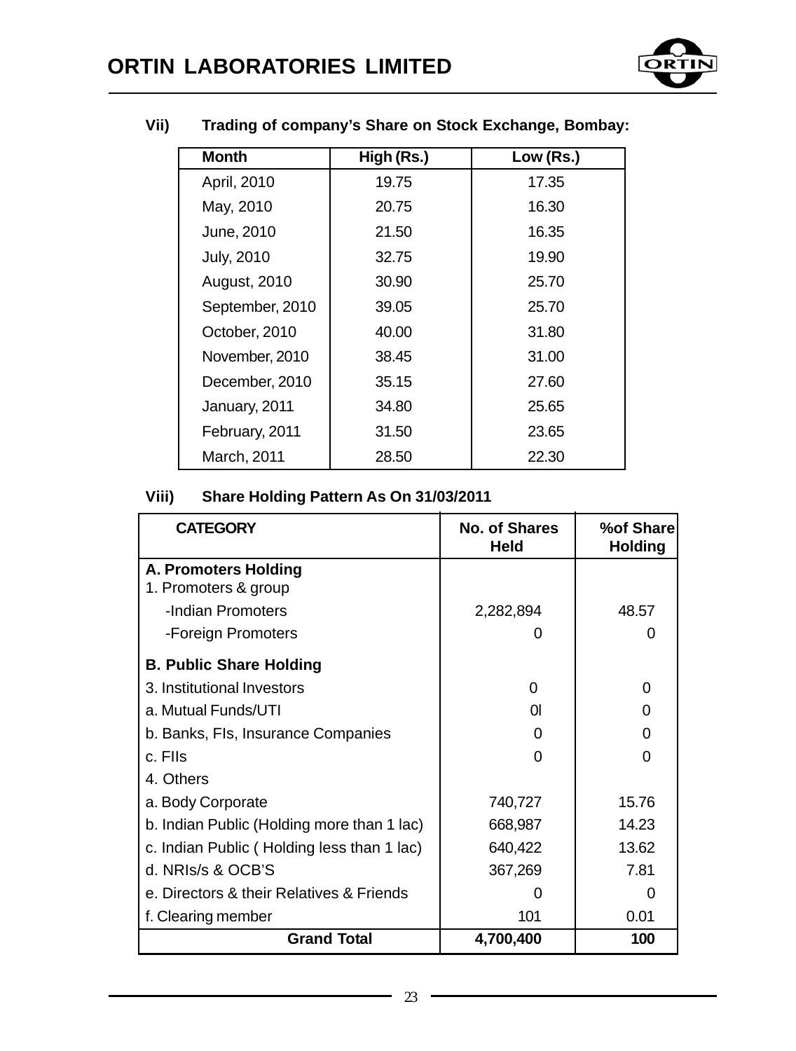**Vii) Trading of company's Share on Stock Exchange, Bombay:**

| Month | High (Rs.) | Low (Rs.) |
|---|---|---|
| April, 2010 | 19.75 | 17.35 |
| May, 2010 | 20.75 | 16.30 |
| June, 2010 | 21.50 | 16.35 |
| July, 2010 | 32.75 | 19.90 |
| August, 2010 | 30.90 | 25.70 |
| September, 2010 | 39.05 | 25.70 |
| October, 2010 | 40.00 | 31.80 |
| November, 2010 | 38.45 | 31.00 |
| December, 2010 | 35.15 | 27.60 |
| January, 2011 | 34.80 | 25.65 |
| February, 2011 | 31.50 | 23.65 |
| March, 2011 | 28.50 | 22.30 |

**Viii) Share Holding Pattern As On 31/03/2011**

| CATEGORY | No. of Shares Held | %of Share Holding |
|---|---|---|
| **A. Promoters Holding** | | |
| 1. Promoters & group | | |
| -Indian Promoters | 2,282,894 | 48.57 |
| -Foreign Promoters | 0 | 0 |
| **B. Public Share Holding** | | |
| 3. Institutional Investors | 0 | 0 |
| a. Mutual Funds/UTI | 0l | 0 |
| b. Banks, FIs, Insurance Companies | 0 | 0 |
| c. FIIs | 0 | 0 |
| 4. Others | | |
| a. Body Corporate | 740,727 | 15.76 |
| b. Indian Public (Holding more than 1 lac) | 668,987 | 14.23 |
| c. Indian Public ( Holding less than 1 lac) | 640,422 | 13.62 |
| d. NRIs/s & OCB'S | 367,269 | 7.81 |
| e. Directors & their Relatives & Friends | 0 | 0 |
| f. Clearing member | 101 | 0.01 |
| **Grand Total** | **4,700,400** | **100** |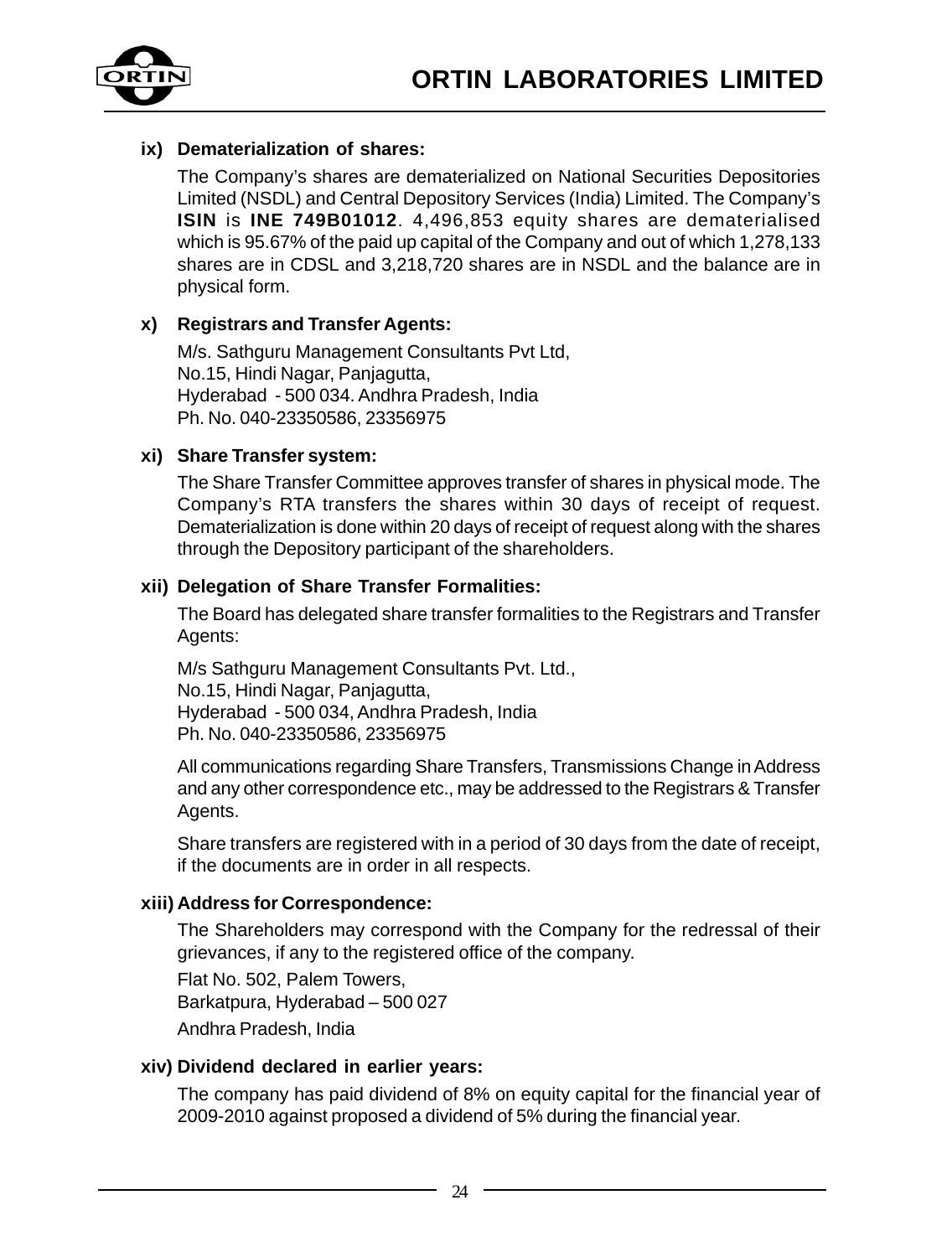**ix) Dematerialization of shares:**

The Company's shares are dematerialized on National Securities Depositories Limited (NSDL) and Central Depository Services (India) Limited. The Company's **ISIN** is **INE 749B01012**. 4,496,853 equity shares are dematerialised which is 95.67% of the paid up capital of the Company and out of which 1,278,133 shares are in CDSL and 3,218,720 shares are in NSDL and the balance are in physical form.

**x) Registrars and Transfer Agents:**

M/s. Sathguru Management Consultants Pvt Ltd,
No.15, Hindi Nagar, Panjagutta,
Hyderabad - 500 034. Andhra Pradesh, India
Ph. No. 040-23350586, 23356975

**xi) Share Transfer system:**

The Share Transfer Committee approves transfer of shares in physical mode. The Company's RTA transfers the shares within 30 days of receipt of request. Dematerialization is done within 20 days of receipt of request along with the shares through the Depository participant of the shareholders.

**xii) Delegation of Share Transfer Formalities:**

The Board has delegated share transfer formalities to the Registrars and Transfer Agents:

M/s Sathguru Management Consultants Pvt. Ltd.,
No.15, Hindi Nagar, Panjagutta,
Hyderabad - 500 034, Andhra Pradesh, India
Ph. No. 040-23350586, 23356975

All communications regarding Share Transfers, Transmissions Change in Address and any other correspondence etc., may be addressed to the Registrars & Transfer Agents.

Share transfers are registered with in a period of 30 days from the date of receipt, if the documents are in order in all respects.

**xiii) Address for Correspondence:**

The Shareholders may correspond with the Company for the redressal of their grievances, if any to the registered office of the company.

Flat No. 502, Palem Towers,
Barkatpura, Hyderabad – 500 027
Andhra Pradesh, India

**xiv) Dividend declared in earlier years:**

The company has paid dividend of 8% on equity capital for the financial year of 2009-2010 against proposed a dividend of 5% during the financial year.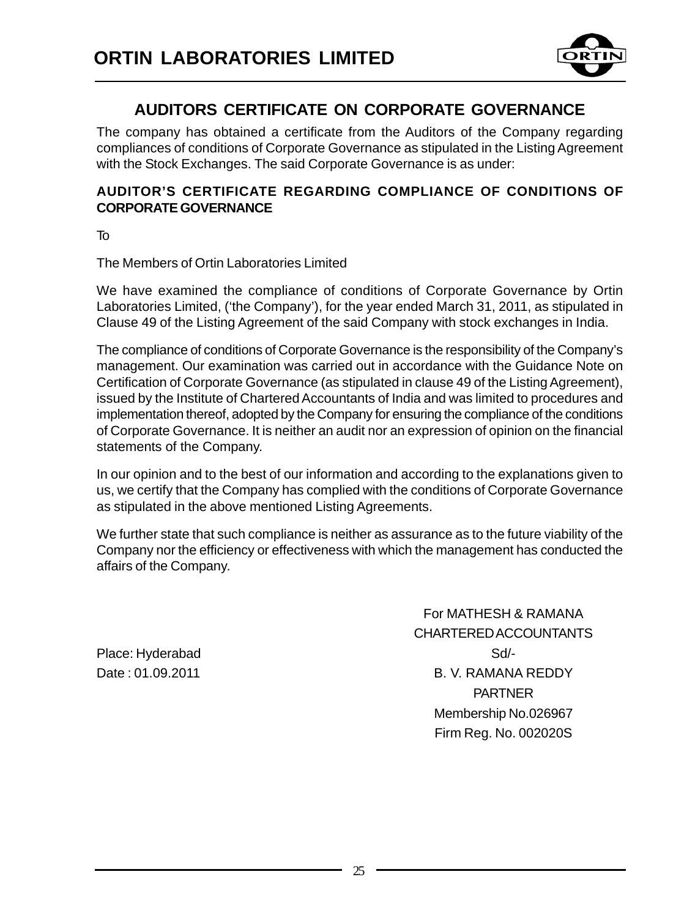## AUDITORS CERTIFICATE ON CORPORATE GOVERNANCE

The company has obtained a certificate from the Auditors of the Company regarding compliances of conditions of Corporate Governance as stipulated in the Listing Agreement with the Stock Exchanges. The said Corporate Governance is as under:

### AUDITOR'S CERTIFICATE REGARDING COMPLIANCE OF CONDITIONS OF CORPORATE GOVERNANCE

To

The Members of Ortin Laboratories Limited

We have examined the compliance of conditions of Corporate Governance by Ortin Laboratories Limited, ('the Company'), for the year ended March 31, 2011, as stipulated in Clause 49 of the Listing Agreement of the said Company with stock exchanges in India.

The compliance of conditions of Corporate Governance is the responsibility of the Company's management. Our examination was carried out in accordance with the Guidance Note on Certification of Corporate Governance (as stipulated in clause 49 of the Listing Agreement), issued by the Institute of Chartered Accountants of India and was limited to procedures and implementation thereof, adopted by the Company for ensuring the compliance of the conditions of Corporate Governance. It is neither an audit nor an expression of opinion on the financial statements of the Company.

In our opinion and to the best of our information and according to the explanations given to us, we certify that the Company has complied with the conditions of Corporate Governance as stipulated in the above mentioned Listing Agreements.

We further state that such compliance is neither as assurance as to the future viability of the Company nor the efficiency or effectiveness with which the management has conducted the affairs of the Company.

For MATHESH & RAMANA
CHARTERED ACCOUNTANTS
Sd/-
B. V. RAMANA REDDY
PARTNER
Membership No.026967
Firm Reg. No. 002020S

Place: Hyderabad
Date : 01.09.2011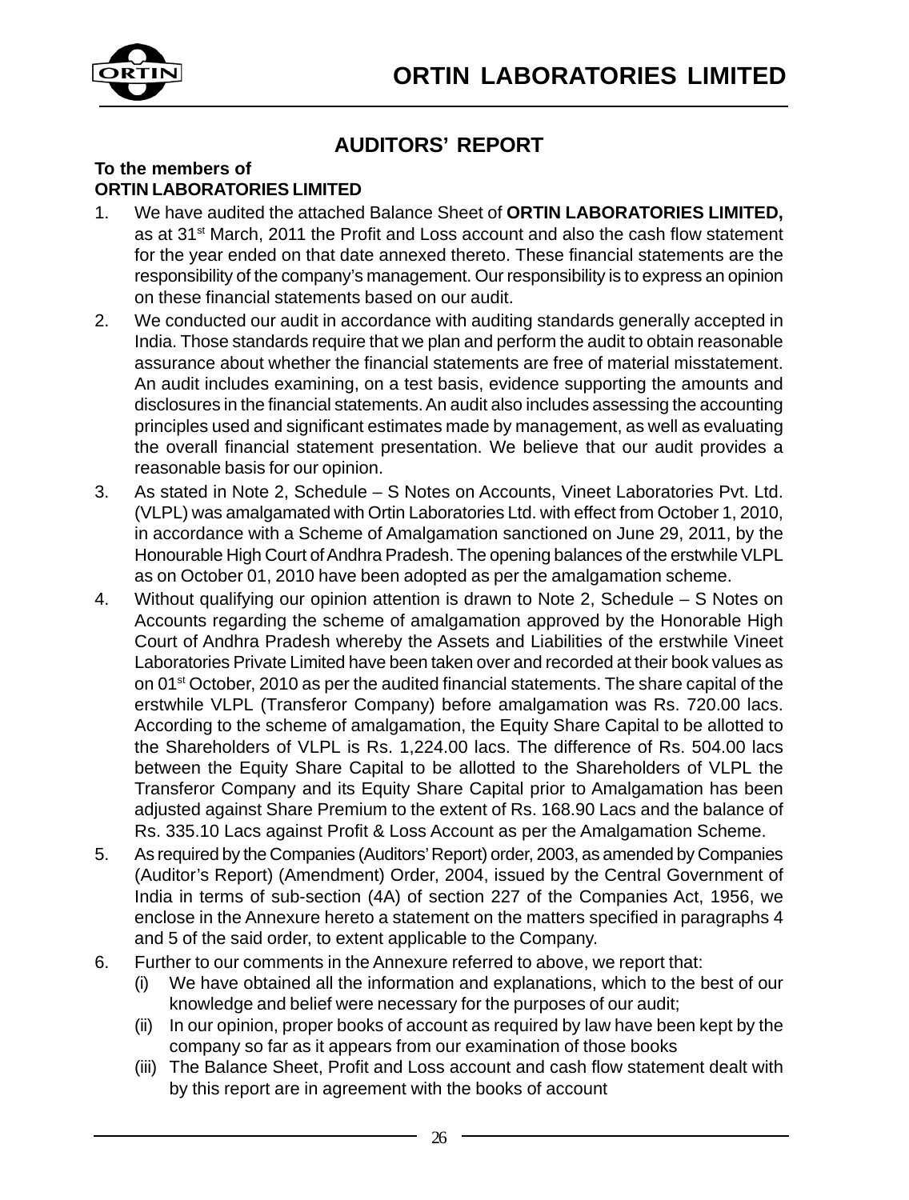# AUDITORS' REPORT

**To the members of**
**ORTIN LABORATORIES LIMITED**

1. We have audited the attached Balance Sheet of **ORTIN LABORATORIES LIMITED,** as at 31st March, 2011 the Profit and Loss account and also the cash flow statement for the year ended on that date annexed thereto. These financial statements are the responsibility of the company's management. Our responsibility is to express an opinion on these financial statements based on our audit.
2. We conducted our audit in accordance with auditing standards generally accepted in India. Those standards require that we plan and perform the audit to obtain reasonable assurance about whether the financial statements are free of material misstatement. An audit includes examining, on a test basis, evidence supporting the amounts and disclosures in the financial statements. An audit also includes assessing the accounting principles used and significant estimates made by management, as well as evaluating the overall financial statement presentation. We believe that our audit provides a reasonable basis for our opinion.
3. As stated in Note 2, Schedule – S Notes on Accounts, Vineet Laboratories Pvt. Ltd. (VLPL) was amalgamated with Ortin Laboratories Ltd. with effect from October 1, 2010, in accordance with a Scheme of Amalgamation sanctioned on June 29, 2011, by the Honourable High Court of Andhra Pradesh. The opening balances of the erstwhile VLPL as on October 01, 2010 have been adopted as per the amalgamation scheme.
4. Without qualifying our opinion attention is drawn to Note 2, Schedule – S Notes on Accounts regarding the scheme of amalgamation approved by the Honorable High Court of Andhra Pradesh whereby the Assets and Liabilities of the erstwhile Vineet Laboratories Private Limited have been taken over and recorded at their book values as on 01st October, 2010 as per the audited financial statements. The share capital of the erstwhile VLPL (Transferor Company) before amalgamation was Rs. 720.00 lacs. According to the scheme of amalgamation, the Equity Share Capital to be allotted to the Shareholders of VLPL is Rs. 1,224.00 lacs. The difference of Rs. 504.00 lacs between the Equity Share Capital to be allotted to the Shareholders of VLPL the Transferor Company and its Equity Share Capital prior to Amalgamation has been adjusted against Share Premium to the extent of Rs. 168.90 Lacs and the balance of Rs. 335.10 Lacs against Profit & Loss Account as per the Amalgamation Scheme.
5. As required by the Companies (Auditors' Report) order, 2003, as amended by Companies (Auditor's Report) (Amendment) Order, 2004, issued by the Central Government of India in terms of sub-section (4A) of section 227 of the Companies Act, 1956, we enclose in the Annexure hereto a statement on the matters specified in paragraphs 4 and 5 of the said order, to extent applicable to the Company.
6. Further to our comments in the Annexure referred to above, we report that:
   - (i) We have obtained all the information and explanations, which to the best of our knowledge and belief were necessary for the purposes of our audit;
   - (ii) In our opinion, proper books of account as required by law have been kept by the company so far as it appears from our examination of those books
   - (iii) The Balance Sheet, Profit and Loss account and cash flow statement dealt with by this report are in agreement with the books of account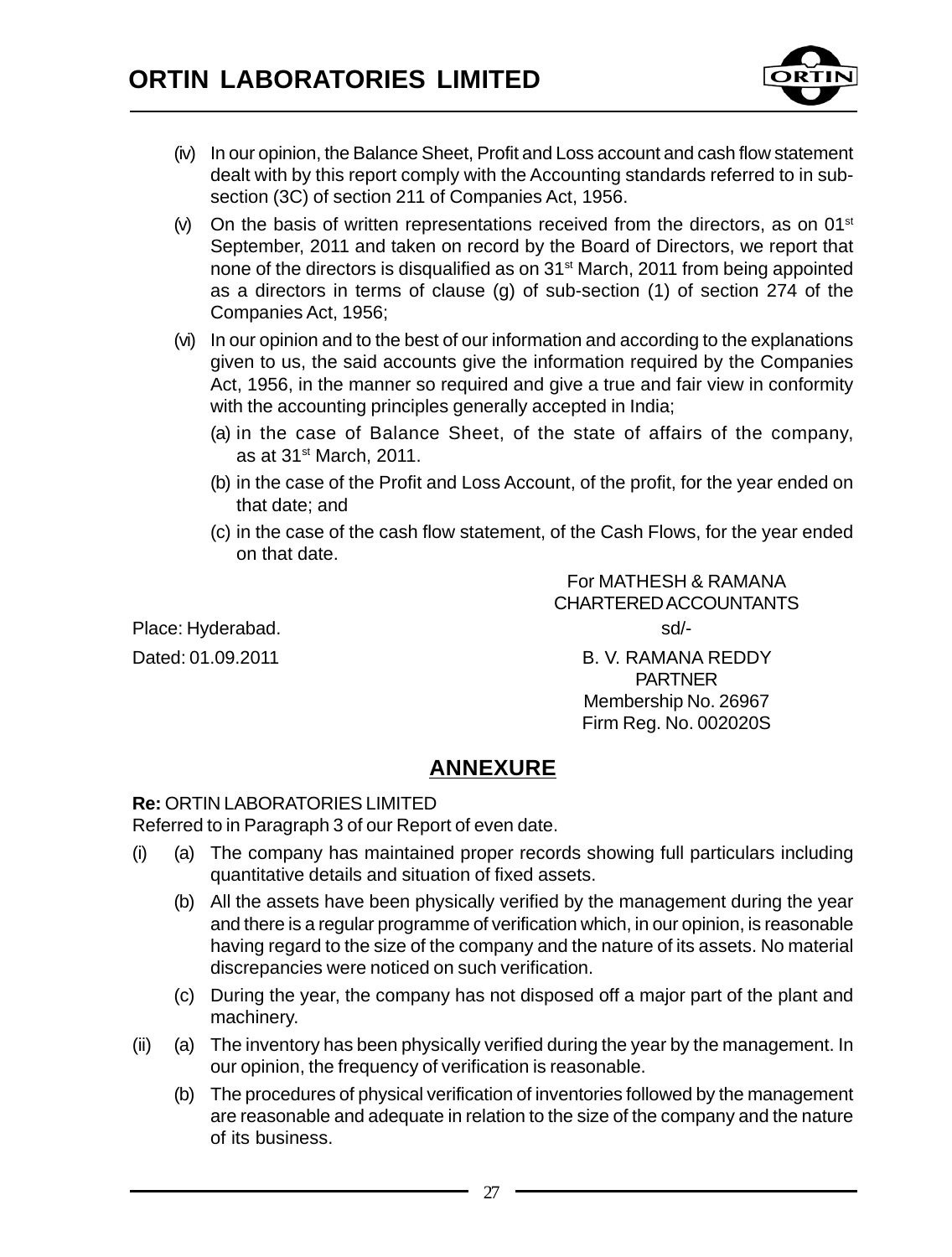(iv) In our opinion, the Balance Sheet, Profit and Loss account and cash flow statement dealt with by this report comply with the Accounting standards referred to in sub-section (3C) of section 211 of Companies Act, 1956.

(v) On the basis of written representations received from the directors, as on 01st September, 2011 and taken on record by the Board of Directors, we report that none of the directors is disqualified as on 31st March, 2011 from being appointed as a directors in terms of clause (g) of sub-section (1) of section 274 of the Companies Act, 1956;

(vi) In our opinion and to the best of our information and according to the explanations given to us, the said accounts give the information required by the Companies Act, 1956, in the manner so required and give a true and fair view in conformity with the accounting principles generally accepted in India;

(a) in the case of Balance Sheet, of the state of affairs of the company, as at 31st March, 2011.

(b) in the case of the Profit and Loss Account, of the profit, for the year ended on that date; and

(c) in the case of the cash flow statement, of the Cash Flows, for the year ended on that date.

For MATHESH & RAMANA
CHARTERED ACCOUNTANTS

Place: Hyderabad.

sd/-

Dated: 01.09.2011

B. V. RAMANA REDDY
PARTNER
Membership No. 26967
Firm Reg. No. 002020S

## ANNEXURE

**Re:** ORTIN LABORATORIES LIMITED
Referred to in Paragraph 3 of our Report of even date.

(i) (a) The company has maintained proper records showing full particulars including quantitative details and situation of fixed assets.

(b) All the assets have been physically verified by the management during the year and there is a regular programme of verification which, in our opinion, is reasonable having regard to the size of the company and the nature of its assets. No material discrepancies were noticed on such verification.

(c) During the year, the company has not disposed off a major part of the plant and machinery.

(ii) (a) The inventory has been physically verified during the year by the management. In our opinion, the frequency of verification is reasonable.

(b) The procedures of physical verification of inventories followed by the management are reasonable and adequate in relation to the size of the company and the nature of its business.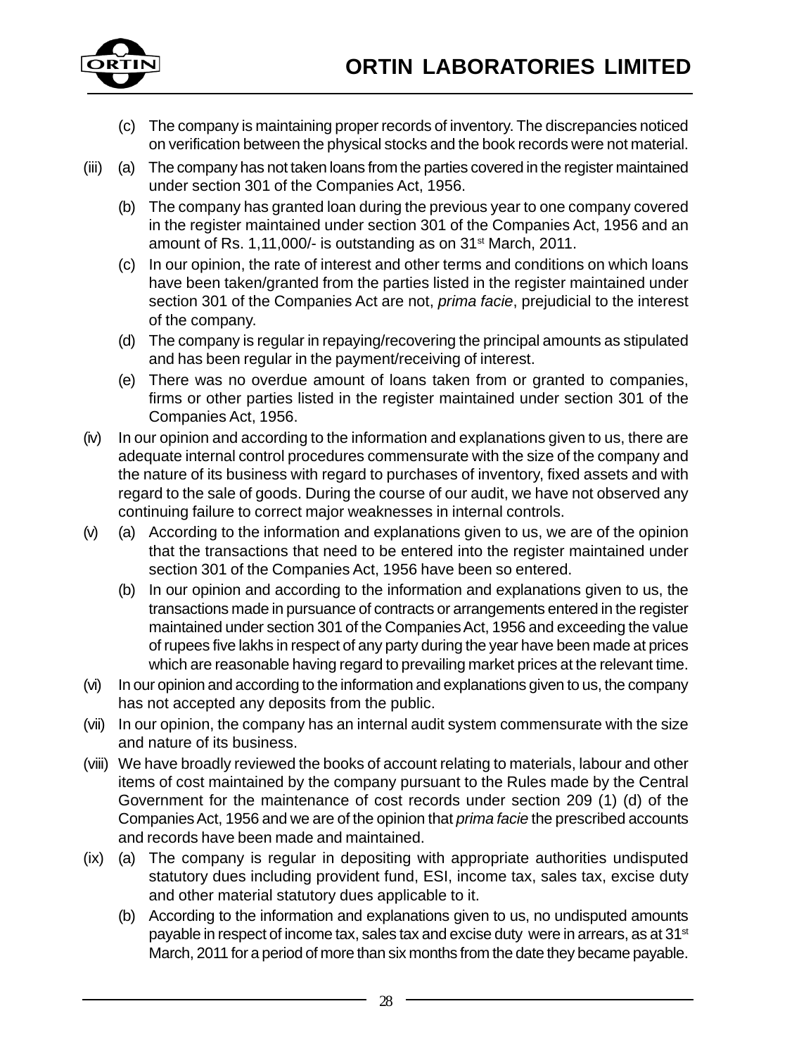(c) The company is maintaining proper records of inventory. The discrepancies noticed on verification between the physical stocks and the book records were not material.

(iii) (a) The company has not taken loans from the parties covered in the register maintained under section 301 of the Companies Act, 1956.

(b) The company has granted loan during the previous year to one company covered in the register maintained under section 301 of the Companies Act, 1956 and an amount of Rs. 1,11,000/- is outstanding as on 31st March, 2011.

(c) In our opinion, the rate of interest and other terms and conditions on which loans have been taken/granted from the parties listed in the register maintained under section 301 of the Companies Act are not, *prima facie*, prejudicial to the interest of the company.

(d) The company is regular in repaying/recovering the principal amounts as stipulated and has been regular in the payment/receiving of interest.

(e) There was no overdue amount of loans taken from or granted to companies, firms or other parties listed in the register maintained under section 301 of the Companies Act, 1956.

(iv) In our opinion and according to the information and explanations given to us, there are adequate internal control procedures commensurate with the size of the company and the nature of its business with regard to purchases of inventory, fixed assets and with regard to the sale of goods. During the course of our audit, we have not observed any continuing failure to correct major weaknesses in internal controls.

(v) (a) According to the information and explanations given to us, we are of the opinion that the transactions that need to be entered into the register maintained under section 301 of the Companies Act, 1956 have been so entered.

(b) In our opinion and according to the information and explanations given to us, the transactions made in pursuance of contracts or arrangements entered in the register maintained under section 301 of the Companies Act, 1956 and exceeding the value of rupees five lakhs in respect of any party during the year have been made at prices which are reasonable having regard to prevailing market prices at the relevant time.

(vi) In our opinion and according to the information and explanations given to us, the company has not accepted any deposits from the public.

(vii) In our opinion, the company has an internal audit system commensurate with the size and nature of its business.

(viii) We have broadly reviewed the books of account relating to materials, labour and other items of cost maintained by the company pursuant to the Rules made by the Central Government for the maintenance of cost records under section 209 (1) (d) of the Companies Act, 1956 and we are of the opinion that *prima facie* the prescribed accounts and records have been made and maintained.

(ix) (a) The company is regular in depositing with appropriate authorities undisputed statutory dues including provident fund, ESI, income tax, sales tax, excise duty and other material statutory dues applicable to it.

(b) According to the information and explanations given to us, no undisputed amounts payable in respect of income tax, sales tax and excise duty were in arrears, as at 31st March, 2011 for a period of more than six months from the date they became payable.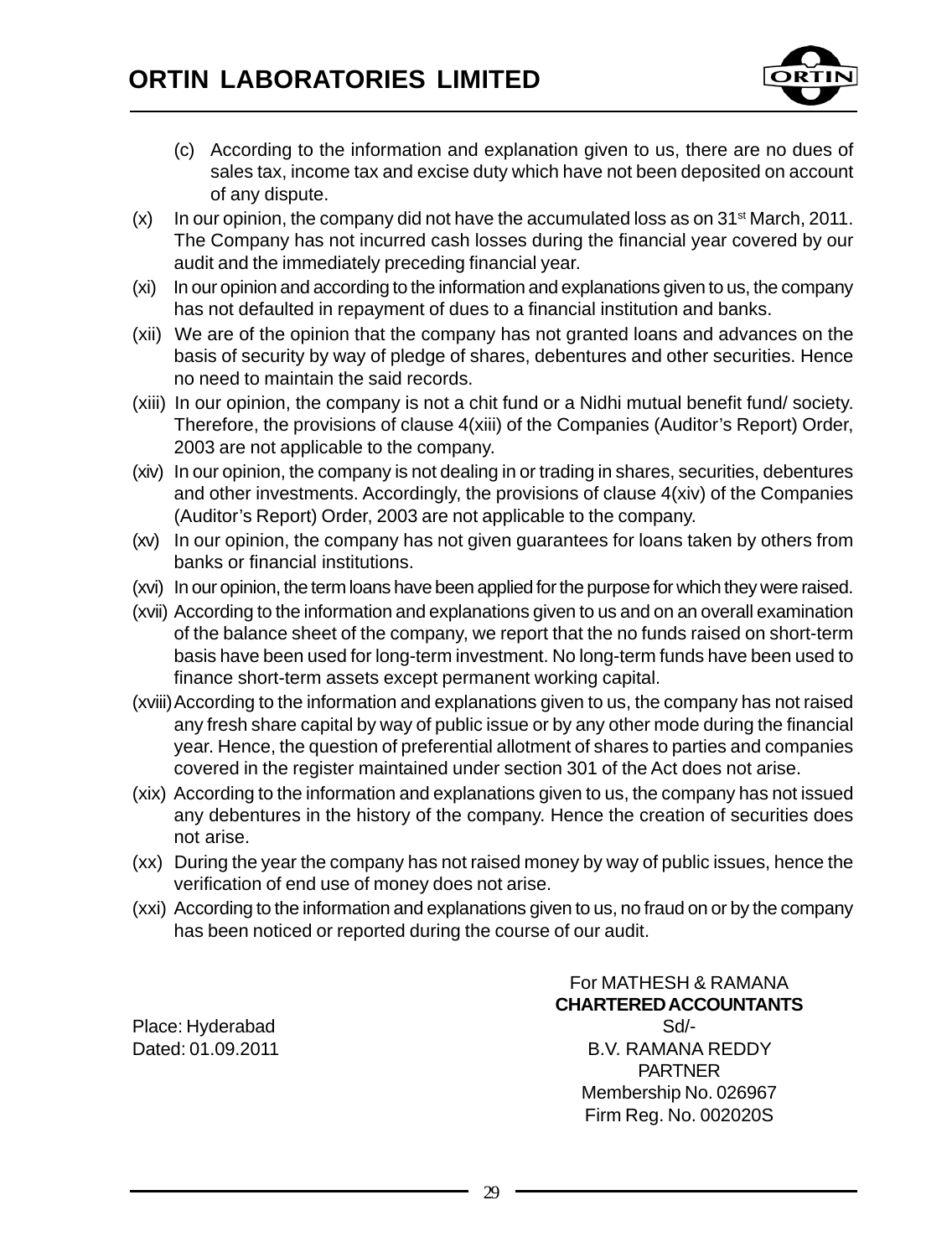(c) According to the information and explanation given to us, there are no dues of sales tax, income tax and excise duty which have not been deposited on account of any dispute.

(x) In our opinion, the company did not have the accumulated loss as on 31st March, 2011. The Company has not incurred cash losses during the financial year covered by our audit and the immediately preceding financial year.

(xi) In our opinion and according to the information and explanations given to us, the company has not defaulted in repayment of dues to a financial institution and banks.

(xii) We are of the opinion that the company has not granted loans and advances on the basis of security by way of pledge of shares, debentures and other securities. Hence no need to maintain the said records.

(xiii) In our opinion, the company is not a chit fund or a Nidhi mutual benefit fund/ society. Therefore, the provisions of clause 4(xiii) of the Companies (Auditor's Report) Order, 2003 are not applicable to the company.

(xiv) In our opinion, the company is not dealing in or trading in shares, securities, debentures and other investments. Accordingly, the provisions of clause 4(xiv) of the Companies (Auditor's Report) Order, 2003 are not applicable to the company.

(xv) In our opinion, the company has not given guarantees for loans taken by others from banks or financial institutions.

(xvi) In our opinion, the term loans have been applied for the purpose for which they were raised.

(xvii) According to the information and explanations given to us and on an overall examination of the balance sheet of the company, we report that the no funds raised on short-term basis have been used for long-term investment. No long-term funds have been used to finance short-term assets except permanent working capital.

(xviii) According to the information and explanations given to us, the company has not raised any fresh share capital by way of public issue or by any other mode during the financial year. Hence, the question of preferential allotment of shares to parties and companies covered in the register maintained under section 301 of the Act does not arise.

(xix) According to the information and explanations given to us, the company has not issued any debentures in the history of the company. Hence the creation of securities does not arise.

(xx) During the year the company has not raised money by way of public issues, hence the verification of end use of money does not arise.

(xxi) According to the information and explanations given to us, no fraud on or by the company has been noticed or reported during the course of our audit.

For MATHESH & RAMANA
**CHARTERED ACCOUNTANTS**
Sd/-
B.V. RAMANA REDDY
PARTNER
Membership No. 026967
Firm Reg. No. 002020S

Place: Hyderabad
Dated: 01.09.2011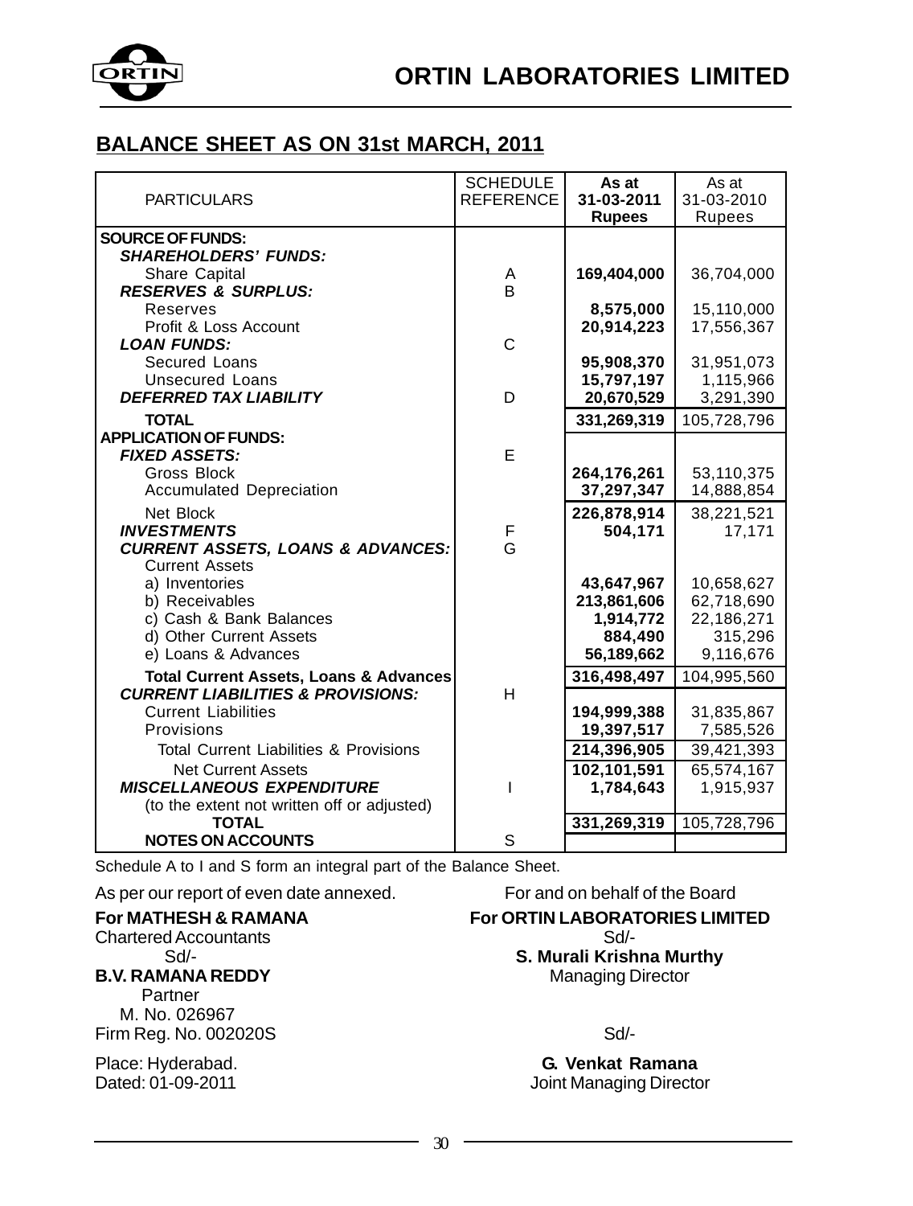## BALANCE SHEET AS ON 31st MARCH, 2011

| PARTICULARS | SCHEDULE REFERENCE | As at 31-03-2011 Rupees | As at 31-03-2010 Rupees |
|---|---|---|---|
| **SOURCE OF FUNDS:** | | | |
| ***SHAREHOLDERS' FUNDS:*** | | | |
| Share Capital | A | **169,404,000** | 36,704,000 |
| ***RESERVES & SURPLUS:*** | B | | |
| Reserves | | **8,575,000** | 15,110,000 |
| Profit & Loss Account | | **20,914,223** | 17,556,367 |
| ***LOAN FUNDS:*** | C | | |
| Secured Loans | | **95,908,370** | 31,951,073 |
| Unsecured Loans | | **15,797,197** | 1,115,966 |
| ***DEFERRED TAX LIABILITY*** | D | **20,670,529** | 3,291,390 |
| **TOTAL** | | **331,269,319** | 105,728,796 |
| **APPLICATION OF FUNDS:** | | | |
| ***FIXED ASSETS:*** | E | | |
| Gross Block | | **264,176,261** | 53,110,375 |
| Accumulated Depreciation | | **37,297,347** | 14,888,854 |
| Net Block | | **226,878,914** | 38,221,521 |
| ***INVESTMENTS*** | F | **504,171** | 17,171 |
| ***CURRENT ASSETS, LOANS & ADVANCES:*** | G | | |
| Current Assets | | | |
| a) Inventories | | **43,647,967** | 10,658,627 |
| b) Receivables | | **213,861,606** | 62,718,690 |
| c) Cash & Bank Balances | | **1,914,772** | 22,186,271 |
| d) Other Current Assets | | **884,490** | 315,296 |
| e) Loans & Advances | | **56,189,662** | 9,116,676 |
| **Total Current Assets, Loans & Advances** | | **316,498,497** | 104,995,560 |
| ***CURRENT LIABILITIES & PROVISIONS:*** | H | | |
| Current Liabilities | | **194,999,388** | 31,835,867 |
| Provisions | | **19,397,517** | 7,585,526 |
| Total Current Liabilities & Provisions | | **214,396,905** | 39,421,393 |
| Net Current Assets | | **102,101,591** | 65,574,167 |
| ***MISCELLANEOUS EXPENDITURE*** | I | **1,784,643** | 1,915,937 |
| (to the extent not written off or adjusted) | | | |
| **TOTAL** | | **331,269,319** | 105,728,796 |
| **NOTES ON ACCOUNTS** | S | | |

Schedule A to I and S form an integral part of the Balance Sheet.

As per our report of even date annexed.

**For MATHESH & RAMANA**
Chartered Accountants
Sd/-
**B.V. RAMANA REDDY**
Partner
M. No. 026967
Firm Reg. No. 002020S

Place: Hyderabad.
Dated: 01-09-2011

For and on behalf of the Board

**For ORTIN LABORATORIES LIMITED**
Sd/-
**S. Murali Krishna Murthy**
Managing Director

Sd/-
**G. Venkat Ramana**
Joint Managing Director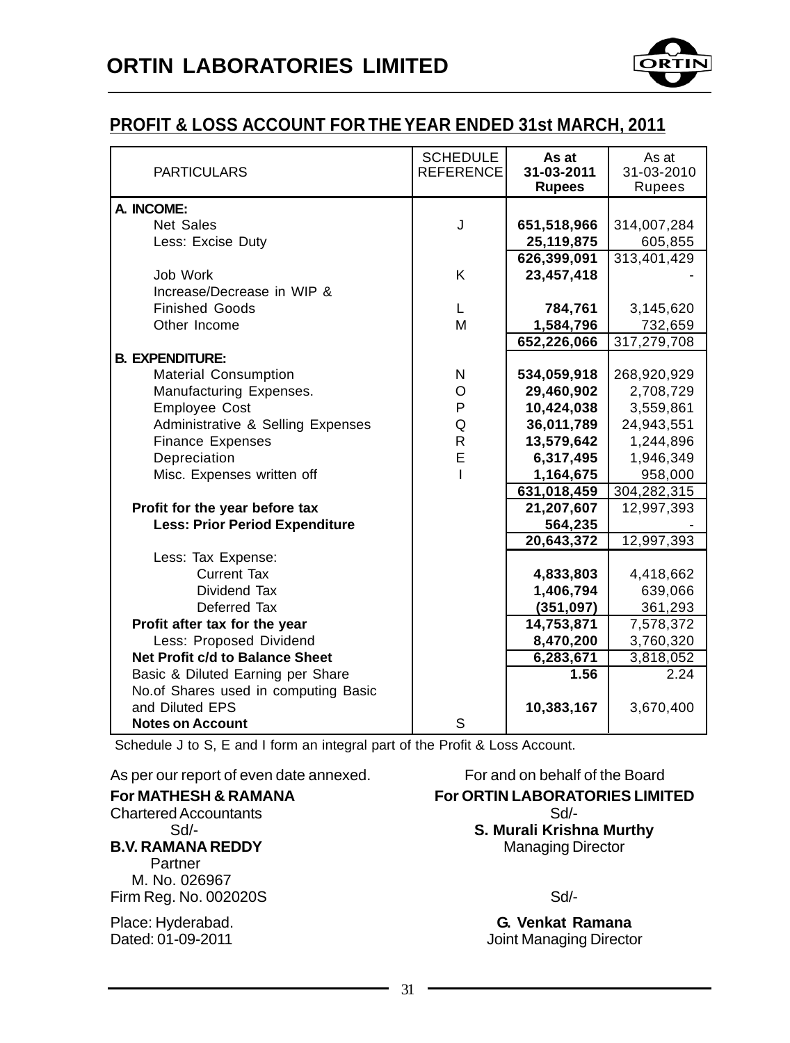# ORTIN LABORATORIES LIMITED

## PROFIT & LOSS ACCOUNT FOR THE YEAR ENDED 31st MARCH, 2011

| PARTICULARS | SCHEDULE REFERENCE | As at 31-03-2011 Rupees | As at 31-03-2010 Rupees |
|---|---|---|---|
| **A. INCOME:** | | | |
| Net Sales | J | **651,518,966** | 314,007,284 |
| Less: Excise Duty | | **25,119,875** | 605,855 |
| | | **626,399,091** | 313,401,429 |
| Job Work | K | **23,457,418** | - |
| Increase/Decrease in WIP & Finished Goods | L | **784,761** | 3,145,620 |
| Other Income | M | **1,584,796** | 732,659 |
| | | **652,226,066** | 317,279,708 |
| **B. EXPENDITURE:** | | | |
| Material Consumption | N | **534,059,918** | 268,920,929 |
| Manufacturing Expenses. | O | **29,460,902** | 2,708,729 |
| Employee Cost | P | **10,424,038** | 3,559,861 |
| Administrative & Selling Expenses | Q | **36,011,789** | 24,943,551 |
| Finance Expenses | R | **13,579,642** | 1,244,896 |
| Depreciation | E | **6,317,495** | 1,946,349 |
| Misc. Expenses written off | I | **1,164,675** | 958,000 |
| | | **631,018,459** | 304,282,315 |
| **Profit for the year before tax** | | **21,207,607** | 12,997,393 |
| **Less: Prior Period Expenditure** | | **564,235** | - |
| | | **20,643,372** | 12,997,393 |
| Less: Tax Expense: | | | |
| Current Tax | | **4,833,803** | 4,418,662 |
| Dividend Tax | | **1,406,794** | 639,066 |
| Deferred Tax | | **(351,097)** | 361,293 |
| **Profit after tax for the year** | | **14,753,871** | 7,578,372 |
| Less: Proposed Dividend | | **8,470,200** | 3,760,320 |
| **Net Profit c/d to Balance Sheet** | | **6,283,671** | 3,818,052 |
| Basic & Diluted Earning per Share | | **1.56** | 2.24 |
| No.of Shares used in computing Basic and Diluted EPS | | **10,383,167** | 3,670,400 |
| **Notes on Account** | S | | |

Schedule J to S, E and I form an integral part of the Profit & Loss Account.

As per our report of even date annexed.

**For MATHESH & RAMANA**
Chartered Accountants
Sd/-
**B.V. RAMANA REDDY**
Partner
M. No. 026967
Firm Reg. No. 002020S

Place: Hyderabad.
Dated: 01-09-2011

For and on behalf of the Board
**For ORTIN LABORATORIES LIMITED**
Sd/-
**S. Murali Krishna Murthy**
Managing Director

Sd/-
**G. Venkat Ramana**
Joint Managing Director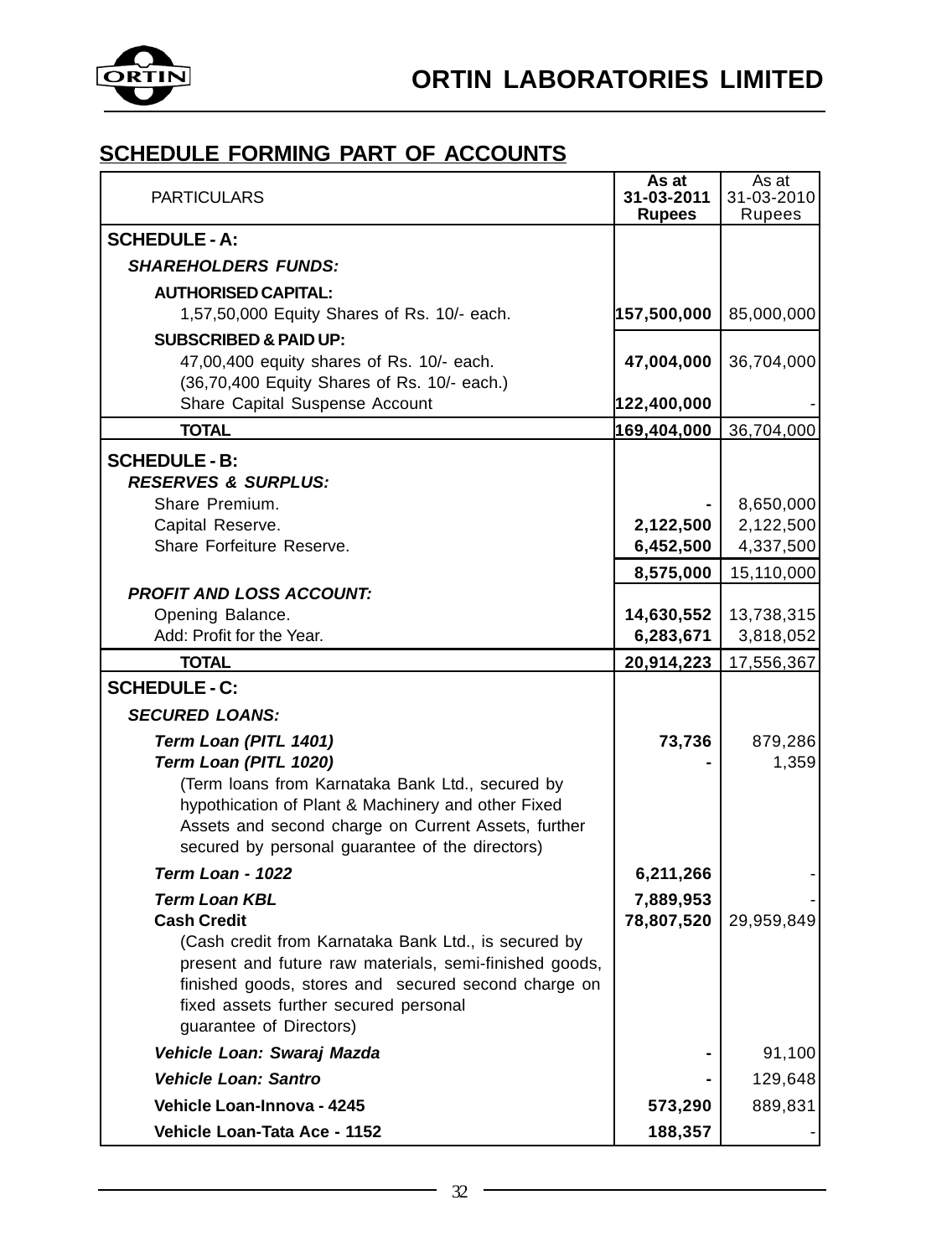## SCHEDULE FORMING PART OF ACCOUNTS

| PARTICULARS | As at 31-03-2011 Rupees | As at 31-03-2010 Rupees |
|---|---|---|
| **SCHEDULE - A:** | | |
| ***SHAREHOLDERS FUNDS:*** | | |
| **AUTHORISED CAPITAL:** | | |
| 1,57,50,000 Equity Shares of Rs. 10/- each. | **157,500,000** | 85,000,000 |
| **SUBSCRIBED & PAID UP:** | | |
| 47,00,400 equity shares of Rs. 10/- each. (36,70,400 Equity Shares of Rs. 10/- each.) | **47,004,000** | 36,704,000 |
| Share Capital Suspense Account | **122,400,000** | - |
| **TOTAL** | **169,404,000** | 36,704,000 |
| **SCHEDULE - B:** | | |
| ***RESERVES & SURPLUS:*** | | |
| Share Premium. | **-** | 8,650,000 |
| Capital Reserve. | **2,122,500** | 2,122,500 |
| Share Forfeiture Reserve. | **6,452,500** | 4,337,500 |
| | **8,575,000** | 15,110,000 |
| ***PROFIT AND LOSS ACCOUNT:*** | | |
| Opening Balance. | **14,630,552** | 13,738,315 |
| Add: Profit for the Year. | **6,283,671** | 3,818,052 |
| **TOTAL** | **20,914,223** | 17,556,367 |
| **SCHEDULE - C:** | | |
| ***SECURED LOANS:*** | | |
| ***Term Loan (PITL 1401)*** | **73,736** | 879,286 |
| ***Term Loan (PITL 1020)*** | **-** | 1,359 |
| (Term loans from Karnataka Bank Ltd., secured by hypothication of Plant & Machinery and other Fixed Assets and second charge on Current Assets, further secured by personal guarantee of the directors) | | |
| ***Term Loan - 1022*** | **6,211,266** | - |
| ***Term Loan KBL*** | **7,889,953** | - |
| **Cash Credit** | **78,807,520** | 29,959,849 |
| (Cash credit from Karnataka Bank Ltd., is secured by present and future raw materials, semi-finished goods, finished goods, stores and secured second charge on fixed assets further secured personal guarantee of Directors) | | |
| ***Vehicle Loan: Swaraj Mazda*** | **-** | 91,100 |
| ***Vehicle Loan: Santro*** | **-** | 129,648 |
| **Vehicle Loan-Innova - 4245** | **573,290** | 889,831 |
| **Vehicle Loan-Tata Ace - 1152** | **188,357** | - |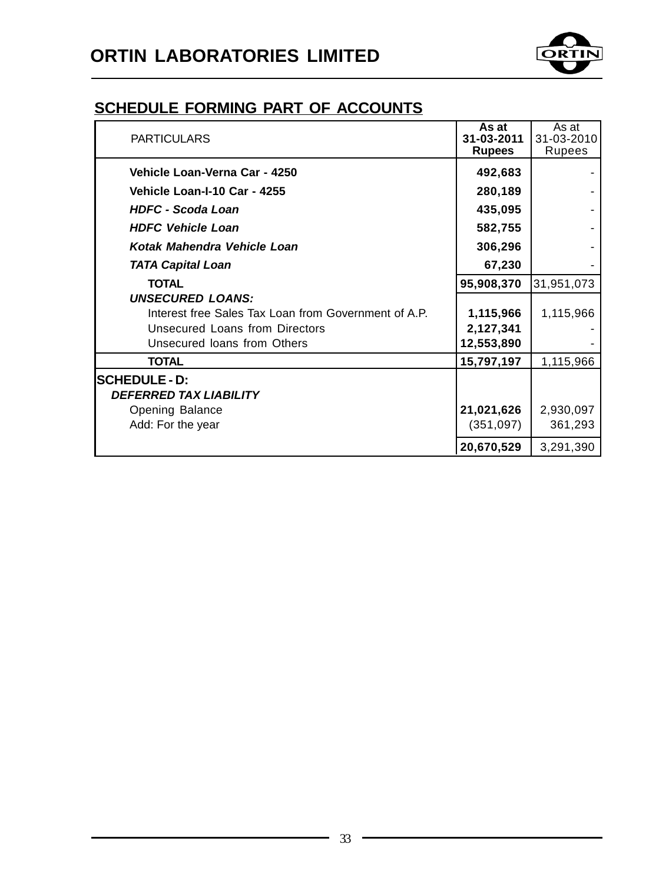## SCHEDULE FORMING PART OF ACCOUNTS

| PARTICULARS | As at 31-03-2011 Rupees | As at 31-03-2010 Rupees |
|---|---|---|
| **Vehicle Loan-Verna Car - 4250** | **492,683** | - |
| **Vehicle Loan-I-10 Car - 4255** | **280,189** | - |
| ***HDFC - Scoda Loan*** | **435,095** | - |
| ***HDFC Vehicle Loan*** | **582,755** | - |
| ***Kotak Mahendra Vehicle Loan*** | **306,296** | - |
| ***TATA Capital Loan*** | **67,230** | - |
| **TOTAL** | **95,908,370** | 31,951,073 |
| ***UNSECURED LOANS:*** | | |
| Interest free Sales Tax Loan from Government of A.P. | **1,115,966** | 1,115,966 |
| Unsecured Loans from Directors | **2,127,341** | - |
| Unsecured loans from Others | **12,553,890** | - |
| **TOTAL** | **15,797,197** | 1,115,966 |
| **SCHEDULE - D:** | | |
| ***DEFERRED TAX LIABILITY*** | | |
| Opening Balance | **21,021,626** | 2,930,097 |
| Add: For the year | (351,097) | 361,293 |
| | **20,670,529** | 3,291,390 |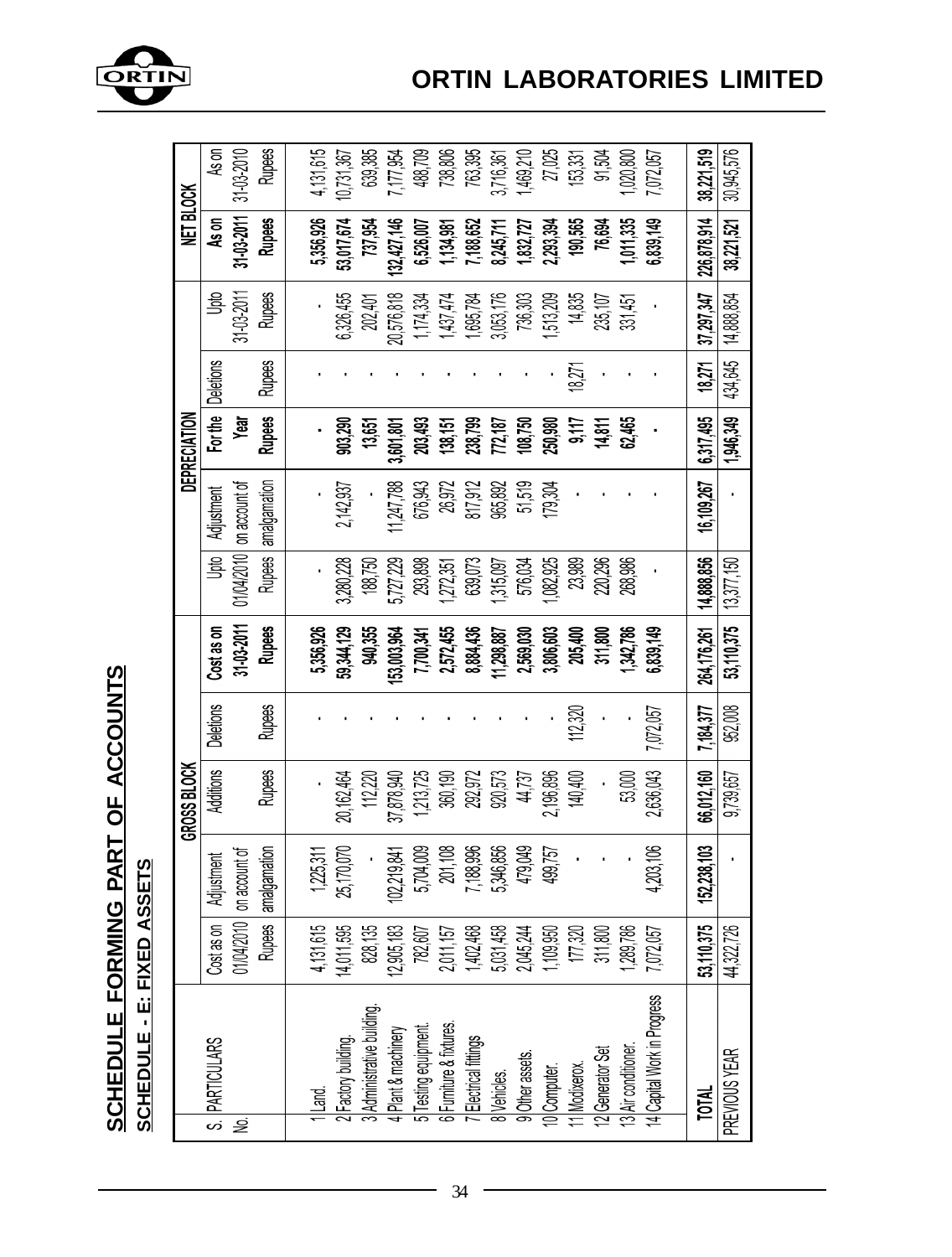# SCHEDULE FORMING PART OF ACCOUNTS

## SCHEDULE - E: FIXED ASSETS

| S. No. | PARTICULARS | GROSS BLOCK | | | | | DEPRECIATION | | | | | NET BLOCK | |
|---|---|---|---|---|---|---|---|---|---|---|---|---|---|
| | | Cost as on 01/04/2010 Rupees | Adjustment on account of amalgamation | Additions Rupees | Deletions Rupees | Cost as on 31-03-2011 Rupees | Upto 01/04/2010 Rupees | Adjustment on account of amalgamation | For the Year Rupees | Deletions Rupees | Upto 31-03-2011 Rupees | As on 31-03-2011 Rupees | As on 31-03-2010 Rupees |
| 1 | Land. | 4,131,615 | 1,225,311 | - | - | 5,356,926 | - | - | - | - | - | 5,356,926 | 4,131,615 |
| 2 | Factory building. | 14,011,595 | 25,170,070 | 20,162,464 | - | 59,344,129 | 3,280,228 | 2,142,937 | 903,290 | - | 6,326,455 | 53,017,674 | 10,731,367 |
| 3 | Administrative building. | 828,135 | - | 112,220 | - | 940,355 | 188,750 | - | 13,651 | - | 202,401 | 737,954 | 639,385 |
| 4 | Plant & machinery | 12,905,183 | 102,219,841 | 37,878,940 | - | 153,003,964 | 5,727,229 | 11,247,788 | 3,601,801 | - | 20,576,818 | 132,427,146 | 7,177,954 |
| 5 | Testing equipment. | 782,607 | 5,704,009 | 1,213,725 | - | 7,700,341 | 293,898 | 676,943 | 203,493 | - | 1,174,334 | 6,526,007 | 488,709 |
| 6 | Furniture & fixtures. | 2,011,157 | 201,108 | 360,190 | - | 2,572,455 | 1,272,351 | 26,972 | 138,151 | - | 1,437,474 | 1,134,981 | 738,806 |
| 7 | Electrical fittings | 1,402,468 | 7,188,996 | 292,972 | - | 8,884,436 | 639,073 | 817,912 | 238,799 | - | 1,695,784 | 7,188,652 | 763,395 |
| 8 | Vehicles. | 5,031,458 | 5,346,856 | 920,573 | - | 11,298,887 | 1,315,097 | 965,892 | 772,187 | - | 3,053,176 | 8,245,711 | 3,716,361 |
| 9 | Other assets. | 2,045,244 | 479,049 | 44,737 | - | 2,569,030 | 576,034 | 51,519 | 108,750 | - | 736,303 | 1,832,727 | 1,469,210 |
| 10 | Computer. | 1,109,950 | 499,757 | 2,196,896 | - | 3,806,603 | 1,082,925 | 179,304 | 250,980 | - | 1,513,209 | 2,293,394 | 27,025 |
| 11 | Modixerox. | 177,320 | - | 140,400 | 112,320 | 205,400 | 23,989 | - | 9,117 | 18,271 | 14,835 | 190,565 | 153,331 |
| 12 | Generator Set | 311,800 | - | - | - | 311,800 | 220,296 | - | 14,811 | - | 235,107 | 76,694 | 91,504 |
| 13 | Air conditioner. | 1,289,786 | - | 53,000 | - | 1,342,786 | 268,986 | - | 62,465 | - | 331,451 | 1,011,335 | 1,020,800 |
| 14 | Capital Work in Progress | 7,072,057 | 4,203,106 | 2,636,043 | 7,072,057 | 6,839,149 | - | - | - | - | - | 6,839,149 | 7,072,057 |
| | **TOTAL** | **53,110,375** | **152,238,103** | **66,012,160** | **7,184,377** | **264,176,261** | **14,888,856** | **16,109,267** | **6,317,495** | **18,271** | **37,297,347** | **226,878,914** | **38,221,519** |
| | PREVIOUS YEAR | 44,322,726 | - | 9,739,657 | 952,008 | 53,110,375 | 13,377,150 | - | 1,946,349 | 434,645 | 14,888,854 | 38,221,521 | 30,945,576 |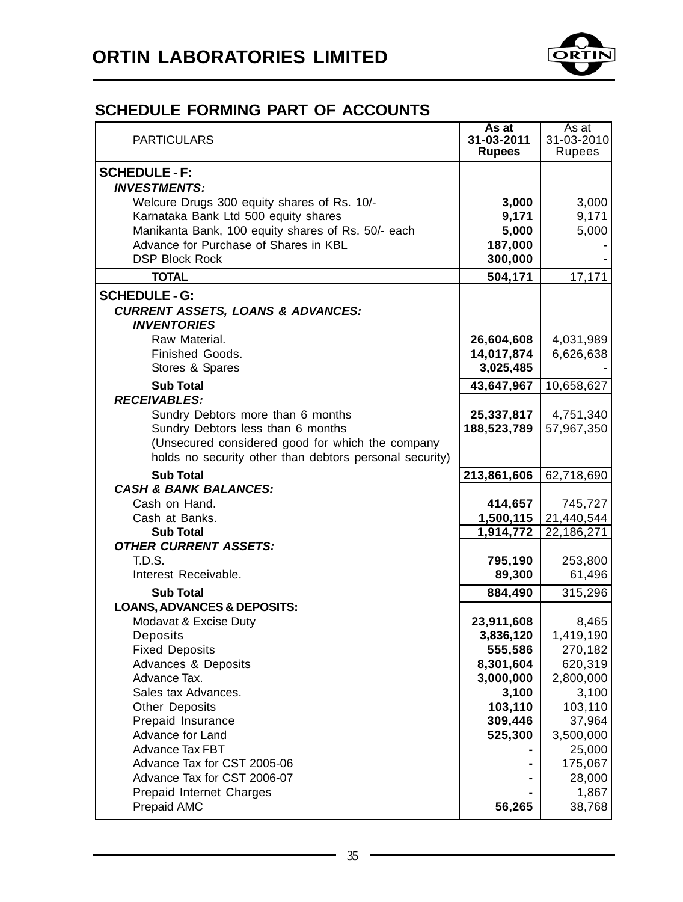# ORTIN LABORATORIES LIMITED

## SCHEDULE FORMING PART OF ACCOUNTS

| PARTICULARS | As at 31-03-2011 Rupees | As at 31-03-2010 Rupees |
|---|---|---|
| **SCHEDULE - F:** | | |
| ***INVESTMENTS:*** | | |
| Welcure Drugs 300 equity shares of Rs. 10/- | **3,000** | 3,000 |
| Karnataka Bank Ltd 500 equity shares | **9,171** | 9,171 |
| Manikanta Bank, 100 equity shares of Rs. 50/- each | **5,000** | 5,000 |
| Advance for Purchase of Shares in KBL | **187,000** | - |
| DSP Block Rock | **300,000** | - |
| **TOTAL** | **504,171** | 17,171 |
| **SCHEDULE - G:** | | |
| ***CURRENT ASSETS, LOANS & ADVANCES:*** | | |
| ***INVENTORIES*** | | |
| Raw Material. | **26,604,608** | 4,031,989 |
| Finished Goods. | **14,017,874** | 6,626,638 |
| Stores & Spares | **3,025,485** | - |
| **Sub Total** | **43,647,967** | 10,658,627 |
| ***RECEIVABLES:*** | | |
| Sundry Debtors more than 6 months | **25,337,817** | 4,751,340 |
| Sundry Debtors less than 6 months | **188,523,789** | 57,967,350 |
| (Unsecured considered good for which the company holds no security other than debtors personal security) | | |
| **Sub Total** | **213,861,606** | 62,718,690 |
| ***CASH & BANK BALANCES:*** | | |
| Cash on Hand. | **414,657** | 745,727 |
| Cash at Banks. | **1,500,115** | 21,440,544 |
| **Sub Total** | **1,914,772** | 22,186,271 |
| ***OTHER CURRENT ASSETS:*** | | |
| T.D.S. | **795,190** | 253,800 |
| Interest Receivable. | **89,300** | 61,496 |
| **Sub Total** | **884,490** | 315,296 |
| **LOANS, ADVANCES & DEPOSITS:** | | |
| Modavat & Excise Duty | **23,911,608** | 8,465 |
| Deposits | **3,836,120** | 1,419,190 |
| Fixed Deposits | **555,586** | 270,182 |
| Advances & Deposits | **8,301,604** | 620,319 |
| Advance Tax. | **3,000,000** | 2,800,000 |
| Sales tax Advances. | **3,100** | 3,100 |
| Other Deposits | **103,110** | 103,110 |
| Prepaid Insurance | **309,446** | 37,964 |
| Advance for Land | **525,300** | 3,500,000 |
| Advance Tax FBT | **-** | 25,000 |
| Advance Tax for CST 2005-06 | **-** | 175,067 |
| Advance Tax for CST 2006-07 | **-** | 28,000 |
| Prepaid Internet Charges | **-** | 1,867 |
| Prepaid AMC | **56,265** | 38,768 |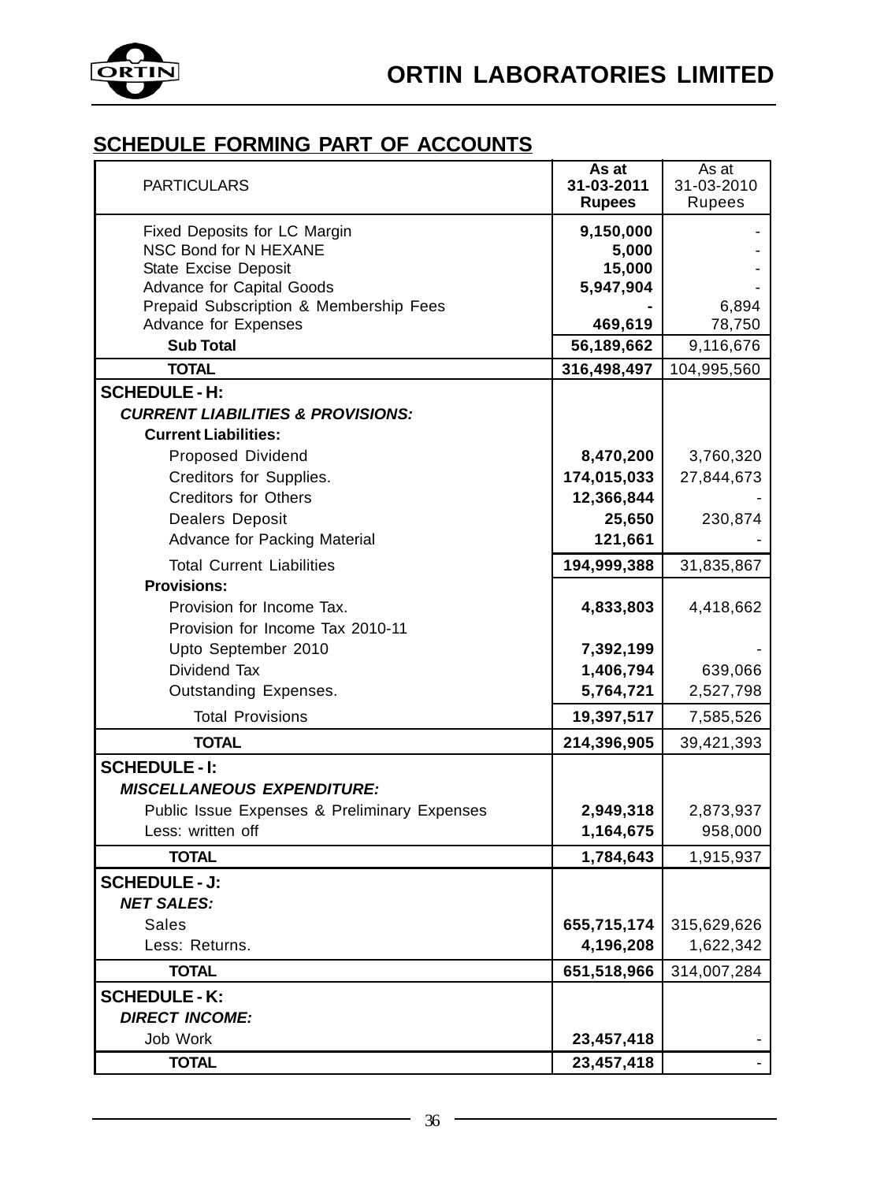## SCHEDULE FORMING PART OF ACCOUNTS

| PARTICULARS | As at 31-03-2011 Rupees | As at 31-03-2010 Rupees |
|---|---|---|
| Fixed Deposits for LC Margin | 9,150,000 | - |
| NSC Bond for N HEXANE | 5,000 | - |
| State Excise Deposit | 15,000 | - |
| Advance for Capital Goods | 5,947,904 | - |
| Prepaid Subscription & Membership Fees | - | 6,894 |
| Advance for Expenses | 469,619 | 78,750 |
| **Sub Total** | 56,189,662 | 9,116,676 |
| **TOTAL** | 316,498,497 | 104,995,560 |
| **SCHEDULE - H:** | | |
| ***CURRENT LIABILITIES & PROVISIONS:*** | | |
| **Current Liabilities:** | | |
| Proposed Dividend | 8,470,200 | 3,760,320 |
| Creditors for Supplies. | 174,015,033 | 27,844,673 |
| Creditors for Others | 12,366,844 | - |
| Dealers Deposit | 25,650 | 230,874 |
| Advance for Packing Material | 121,661 | - |
| Total Current Liabilities | 194,999,388 | 31,835,867 |
| **Provisions:** | | |
| Provision for Income Tax. | 4,833,803 | 4,418,662 |
| Provision for Income Tax 2010-11 | | |
| Upto September 2010 | 7,392,199 | - |
| Dividend Tax | 1,406,794 | 639,066 |
| Outstanding Expenses. | 5,764,721 | 2,527,798 |
| Total Provisions | 19,397,517 | 7,585,526 |
| **TOTAL** | 214,396,905 | 39,421,393 |
| **SCHEDULE - I:** | | |
| ***MISCELLANEOUS EXPENDITURE:*** | | |
| Public Issue Expenses & Preliminary Expenses | 2,949,318 | 2,873,937 |
| Less: written off | 1,164,675 | 958,000 |
| **TOTAL** | 1,784,643 | 1,915,937 |
| **SCHEDULE - J:** | | |
| ***NET SALES:*** | | |
| Sales | 655,715,174 | 315,629,626 |
| Less: Returns. | 4,196,208 | 1,622,342 |
| **TOTAL** | 651,518,966 | 314,007,284 |
| **SCHEDULE - K:** | | |
| ***DIRECT INCOME:*** | | |
| Job Work | 23,457,418 | - |
| **TOTAL** | 23,457,418 | - |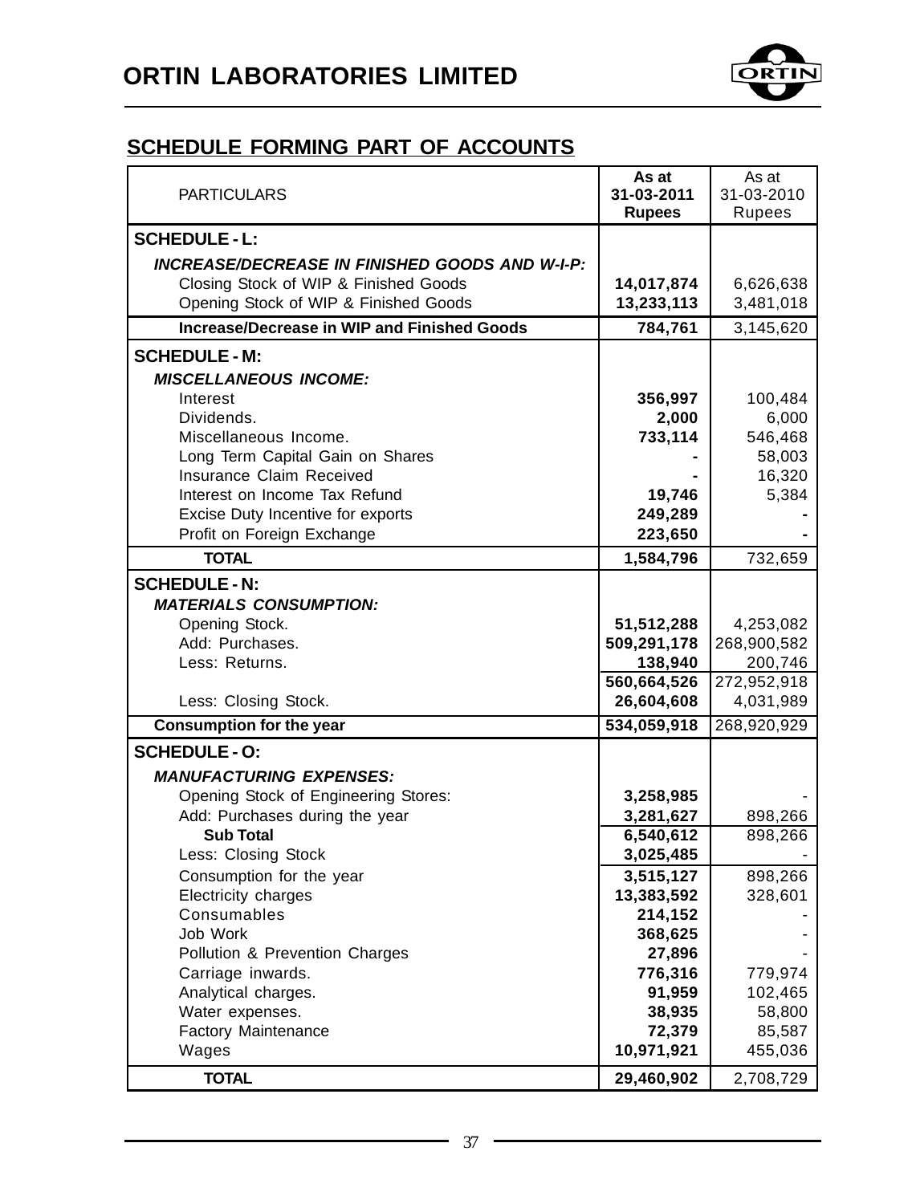## SCHEDULE FORMING PART OF ACCOUNTS

| PARTICULARS | As at 31-03-2011 Rupees | As at 31-03-2010 Rupees |
|---|---|---|
| **SCHEDULE - L:** | | |
| ***INCREASE/DECREASE IN FINISHED GOODS AND W-I-P:*** | | |
| Closing Stock of WIP & Finished Goods | **14,017,874** | 6,626,638 |
| Opening Stock of WIP & Finished Goods | **13,233,113** | 3,481,018 |
| **Increase/Decrease in WIP and Finished Goods** | **784,761** | 3,145,620 |
| **SCHEDULE - M:** | | |
| ***MISCELLANEOUS INCOME:*** | | |
| Interest | **356,997** | 100,484 |
| Dividends. | **2,000** | 6,000 |
| Miscellaneous Income. | **733,114** | 546,468 |
| Long Term Capital Gain on Shares | **-** | 58,003 |
| Insurance Claim Received | **-** | 16,320 |
| Interest on Income Tax Refund | **19,746** | 5,384 |
| Excise Duty Incentive for exports | **249,289** | **-** |
| Profit on Foreign Exchange | **223,650** | **-** |
| **TOTAL** | **1,584,796** | 732,659 |
| **SCHEDULE - N:** | | |
| ***MATERIALS CONSUMPTION:*** | | |
| Opening Stock. | **51,512,288** | 4,253,082 |
| Add: Purchases. | **509,291,178** | 268,900,582 |
| Less: Returns. | **138,940** | 200,746 |
| | **560,664,526** | 272,952,918 |
| Less: Closing Stock. | **26,604,608** | 4,031,989 |
| **Consumption for the year** | **534,059,918** | 268,920,929 |
| **SCHEDULE - O:** | | |
| ***MANUFACTURING EXPENSES:*** | | |
| Opening Stock of Engineering Stores: | **3,258,985** | - |
| Add: Purchases during the year | **3,281,627** | 898,266 |
| **Sub Total** | **6,540,612** | 898,266 |
| Less: Closing Stock | **3,025,485** | - |
| Consumption for the year | **3,515,127** | 898,266 |
| Electricity charges | **13,383,592** | 328,601 |
| Consumables | **214,152** | - |
| Job Work | **368,625** | - |
| Pollution & Prevention Charges | **27,896** | - |
| Carriage inwards. | **776,316** | 779,974 |
| Analytical charges. | **91,959** | 102,465 |
| Water expenses. | **38,935** | 58,800 |
| Factory Maintenance | **72,379** | 85,587 |
| Wages | **10,971,921** | 455,036 |
| **TOTAL** | **29,460,902** | 2,708,729 |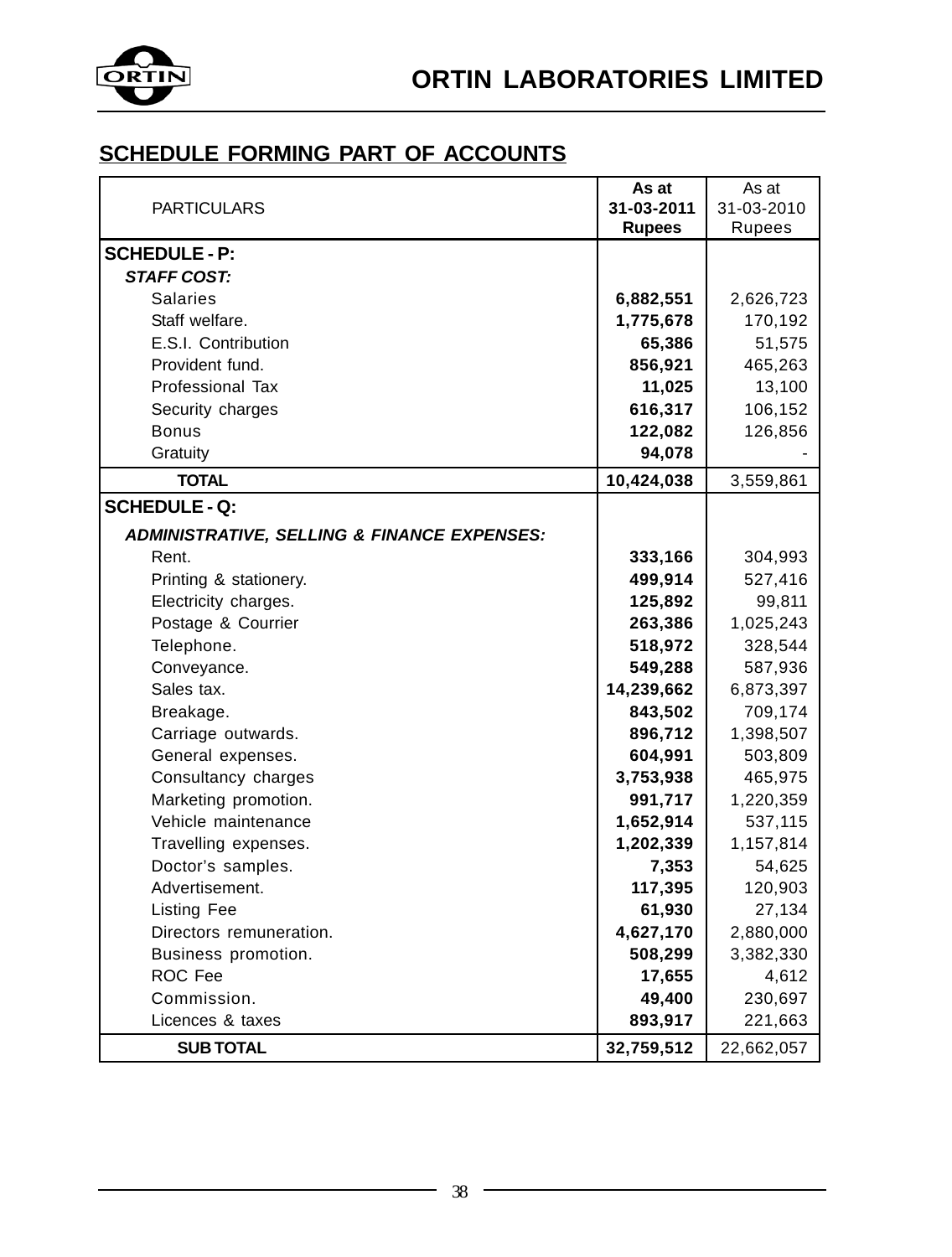## SCHEDULE FORMING PART OF ACCOUNTS

| PARTICULARS | As at 31-03-2011 Rupees | As at 31-03-2010 Rupees |
|---|---|---|
| **SCHEDULE - P:** | | |
| ***STAFF COST:*** | | |
| Salaries | **6,882,551** | 2,626,723 |
| Staff welfare. | **1,775,678** | 170,192 |
| E.S.I. Contribution | **65,386** | 51,575 |
| Provident fund. | **856,921** | 465,263 |
| Professional Tax | **11,025** | 13,100 |
| Security charges | **616,317** | 106,152 |
| Bonus | **122,082** | 126,856 |
| Gratuity | **94,078** | - |
| **TOTAL** | **10,424,038** | 3,559,861 |
| **SCHEDULE - Q:** | | |
| ***ADMINISTRATIVE, SELLING & FINANCE EXPENSES:*** | | |
| Rent. | **333,166** | 304,993 |
| Printing & stationery. | **499,914** | 527,416 |
| Electricity charges. | **125,892** | 99,811 |
| Postage & Courrier | **263,386** | 1,025,243 |
| Telephone. | **518,972** | 328,544 |
| Conveyance. | **549,288** | 587,936 |
| Sales tax. | **14,239,662** | 6,873,397 |
| Breakage. | **843,502** | 709,174 |
| Carriage outwards. | **896,712** | 1,398,507 |
| General expenses. | **604,991** | 503,809 |
| Consultancy charges | **3,753,938** | 465,975 |
| Marketing promotion. | **991,717** | 1,220,359 |
| Vehicle maintenance | **1,652,914** | 537,115 |
| Travelling expenses. | **1,202,339** | 1,157,814 |
| Doctor's samples. | **7,353** | 54,625 |
| Advertisement. | **117,395** | 120,903 |
| Listing Fee | **61,930** | 27,134 |
| Directors remuneration. | **4,627,170** | 2,880,000 |
| Business promotion. | **508,299** | 3,382,330 |
| ROC Fee | **17,655** | 4,612 |
| Commission. | **49,400** | 230,697 |
| Licences & taxes | **893,917** | 221,663 |
| **SUB TOTAL** | **32,759,512** | 22,662,057 |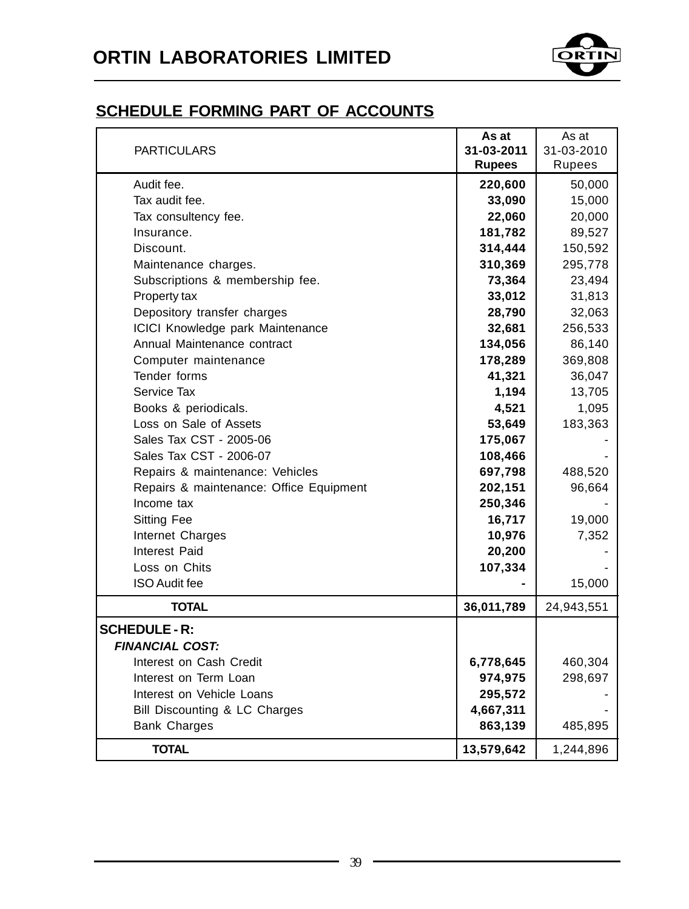# ORTIN LABORATORIES LIMITED

## SCHEDULE FORMING PART OF ACCOUNTS

| PARTICULARS | As at 31-03-2011 Rupees | As at 31-03-2010 Rupees |
|---|---|---|
| Audit fee. | **220,600** | 50,000 |
| Tax audit fee. | **33,090** | 15,000 |
| Tax consultency fee. | **22,060** | 20,000 |
| Insurance. | **181,782** | 89,527 |
| Discount. | **314,444** | 150,592 |
| Maintenance charges. | **310,369** | 295,778 |
| Subscriptions & membership fee. | **73,364** | 23,494 |
| Property tax | **33,012** | 31,813 |
| Depository transfer charges | **28,790** | 32,063 |
| ICICI Knowledge park Maintenance | **32,681** | 256,533 |
| Annual Maintenance contract | **134,056** | 86,140 |
| Computer maintenance | **178,289** | 369,808 |
| Tender forms | **41,321** | 36,047 |
| Service Tax | **1,194** | 13,705 |
| Books & periodicals. | **4,521** | 1,095 |
| Loss on Sale of Assets | **53,649** | 183,363 |
| Sales Tax CST - 2005-06 | **175,067** | - |
| Sales Tax CST - 2006-07 | **108,466** | - |
| Repairs & maintenance: Vehicles | **697,798** | 488,520 |
| Repairs & maintenance: Office Equipment | **202,151** | 96,664 |
| Income tax | **250,346** | - |
| Sitting Fee | **16,717** | 19,000 |
| Internet Charges | **10,976** | 7,352 |
| Interest Paid | **20,200** | - |
| Loss on Chits | **107,334** | - |
| ISO Audit fee | **-** | 15,000 |
| **TOTAL** | **36,011,789** | 24,943,551 |
| **SCHEDULE - R:** | | |
| ***FINANCIAL COST:*** | | |
| Interest on Cash Credit | **6,778,645** | 460,304 |
| Interest on Term Loan | **974,975** | 298,697 |
| Interest on Vehicle Loans | **295,572** | - |
| Bill Discounting & LC Charges | **4,667,311** | - |
| Bank Charges | **863,139** | 485,895 |
| **TOTAL** | **13,579,642** | 1,244,896 |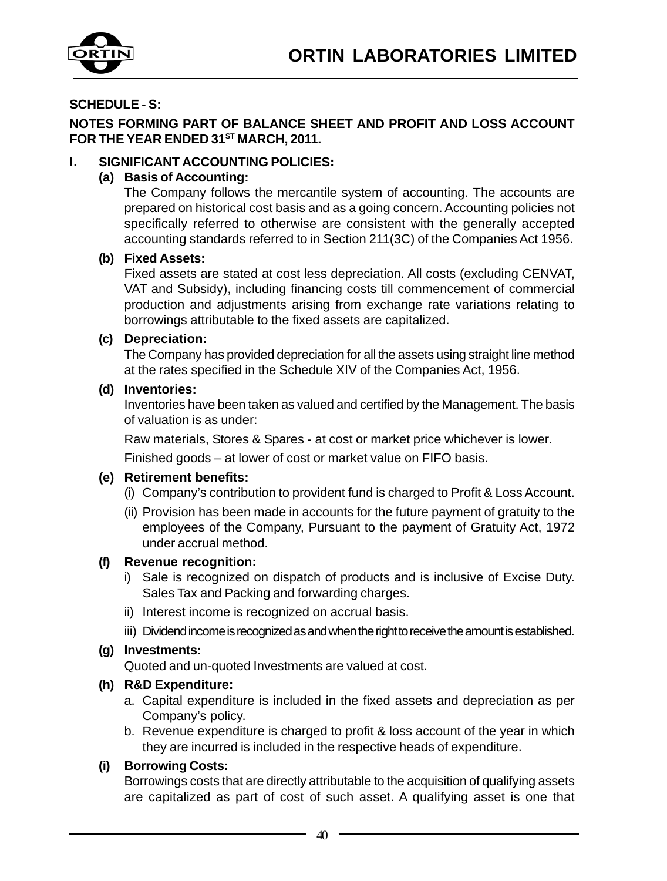**SCHEDULE - S:**

**NOTES FORMING PART OF BALANCE SHEET AND PROFIT AND LOSS ACCOUNT FOR THE YEAR ENDED 31ST MARCH, 2011.**

**I. SIGNIFICANT ACCOUNTING POLICIES:**

**(a) Basis of Accounting:**

The Company follows the mercantile system of accounting. The accounts are prepared on historical cost basis and as a going concern. Accounting policies not specifically referred to otherwise are consistent with the generally accepted accounting standards referred to in Section 211(3C) of the Companies Act 1956.

**(b) Fixed Assets:**

Fixed assets are stated at cost less depreciation. All costs (excluding CENVAT, VAT and Subsidy), including financing costs till commencement of commercial production and adjustments arising from exchange rate variations relating to borrowings attributable to the fixed assets are capitalized.

**(c) Depreciation:**

The Company has provided depreciation for all the assets using straight line method at the rates specified in the Schedule XIV of the Companies Act, 1956.

**(d) Inventories:**

Inventories have been taken as valued and certified by the Management. The basis of valuation is as under:

Raw materials, Stores & Spares - at cost or market price whichever is lower.

Finished goods – at lower of cost or market value on FIFO basis.

**(e) Retirement benefits:**

(i) Company's contribution to provident fund is charged to Profit & Loss Account.

(ii) Provision has been made in accounts for the future payment of gratuity to the employees of the Company, Pursuant to the payment of Gratuity Act, 1972 under accrual method.

**(f) Revenue recognition:**

i) Sale is recognized on dispatch of products and is inclusive of Excise Duty. Sales Tax and Packing and forwarding charges.

ii) Interest income is recognized on accrual basis.

iii) Dividend income is recognized as and when the right to receive the amount is established.

**(g) Investments:**

Quoted and un-quoted Investments are valued at cost.

**(h) R&D Expenditure:**

a. Capital expenditure is included in the fixed assets and depreciation as per Company's policy.

b. Revenue expenditure is charged to profit & loss account of the year in which they are incurred is included in the respective heads of expenditure.

**(i) Borrowing Costs:**

Borrowings costs that are directly attributable to the acquisition of qualifying assets are capitalized as part of cost of such asset. A qualifying asset is one that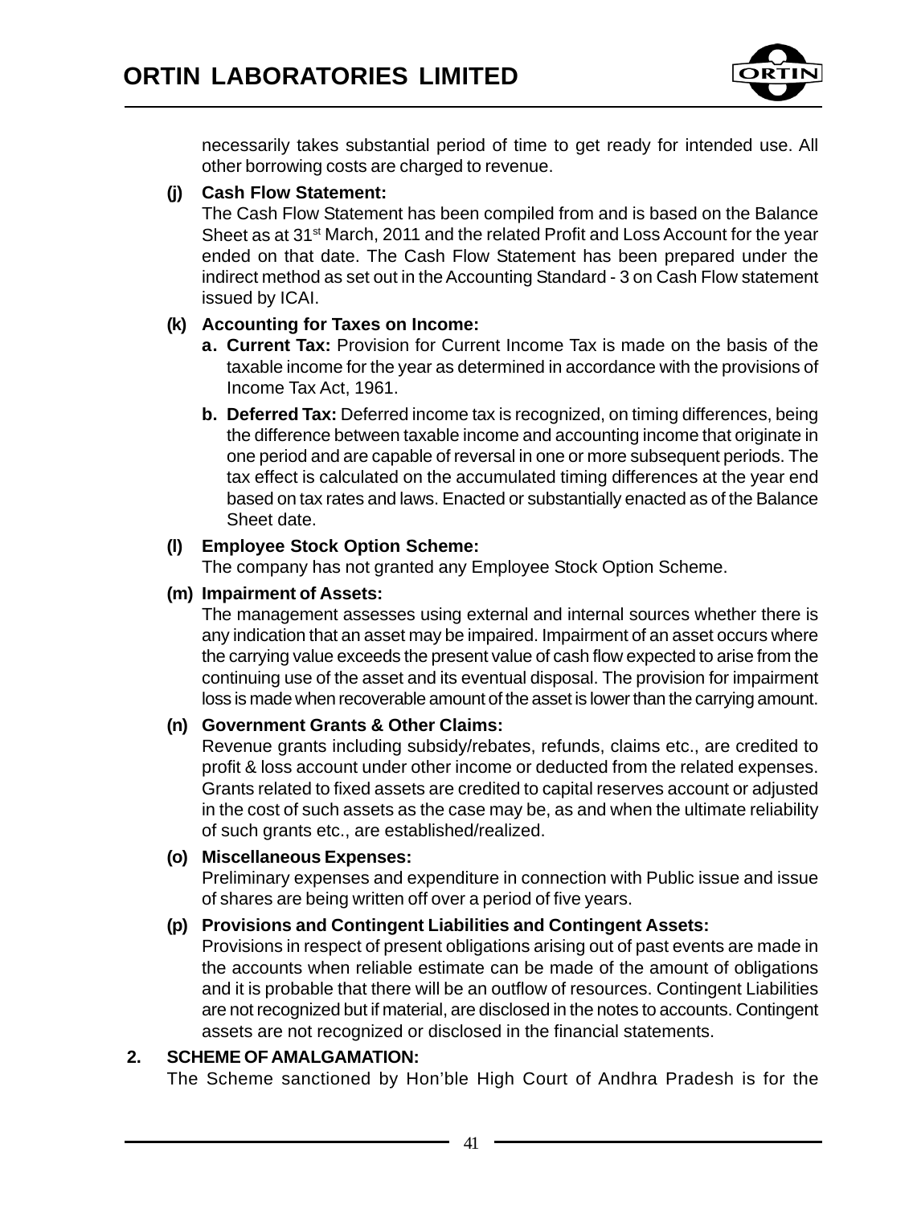necessarily takes substantial period of time to get ready for intended use. All other borrowing costs are charged to revenue.

**(j) Cash Flow Statement:**

The Cash Flow Statement has been compiled from and is based on the Balance Sheet as at 31st March, 2011 and the related Profit and Loss Account for the year ended on that date. The Cash Flow Statement has been prepared under the indirect method as set out in the Accounting Standard - 3 on Cash Flow statement issued by ICAI.

**(k) Accounting for Taxes on Income:**

**a. Current Tax:** Provision for Current Income Tax is made on the basis of the taxable income for the year as determined in accordance with the provisions of Income Tax Act, 1961.

**b. Deferred Tax:** Deferred income tax is recognized, on timing differences, being the difference between taxable income and accounting income that originate in one period and are capable of reversal in one or more subsequent periods. The tax effect is calculated on the accumulated timing differences at the year end based on tax rates and laws. Enacted or substantially enacted as of the Balance Sheet date.

**(l) Employee Stock Option Scheme:**

The company has not granted any Employee Stock Option Scheme.

**(m) Impairment of Assets:**

The management assesses using external and internal sources whether there is any indication that an asset may be impaired. Impairment of an asset occurs where the carrying value exceeds the present value of cash flow expected to arise from the continuing use of the asset and its eventual disposal. The provision for impairment loss is made when recoverable amount of the asset is lower than the carrying amount.

**(n) Government Grants & Other Claims:**

Revenue grants including subsidy/rebates, refunds, claims etc., are credited to profit & loss account under other income or deducted from the related expenses. Grants related to fixed assets are credited to capital reserves account or adjusted in the cost of such assets as the case may be, as and when the ultimate reliability of such grants etc., are established/realized.

**(o) Miscellaneous Expenses:**

Preliminary expenses and expenditure in connection with Public issue and issue of shares are being written off over a period of five years.

**(p) Provisions and Contingent Liabilities and Contingent Assets:**

Provisions in respect of present obligations arising out of past events are made in the accounts when reliable estimate can be made of the amount of obligations and it is probable that there will be an outflow of resources. Contingent Liabilities are not recognized but if material, are disclosed in the notes to accounts. Contingent assets are not recognized or disclosed in the financial statements.

**2. SCHEME OF AMALGAMATION:**

The Scheme sanctioned by Hon'ble High Court of Andhra Pradesh is for the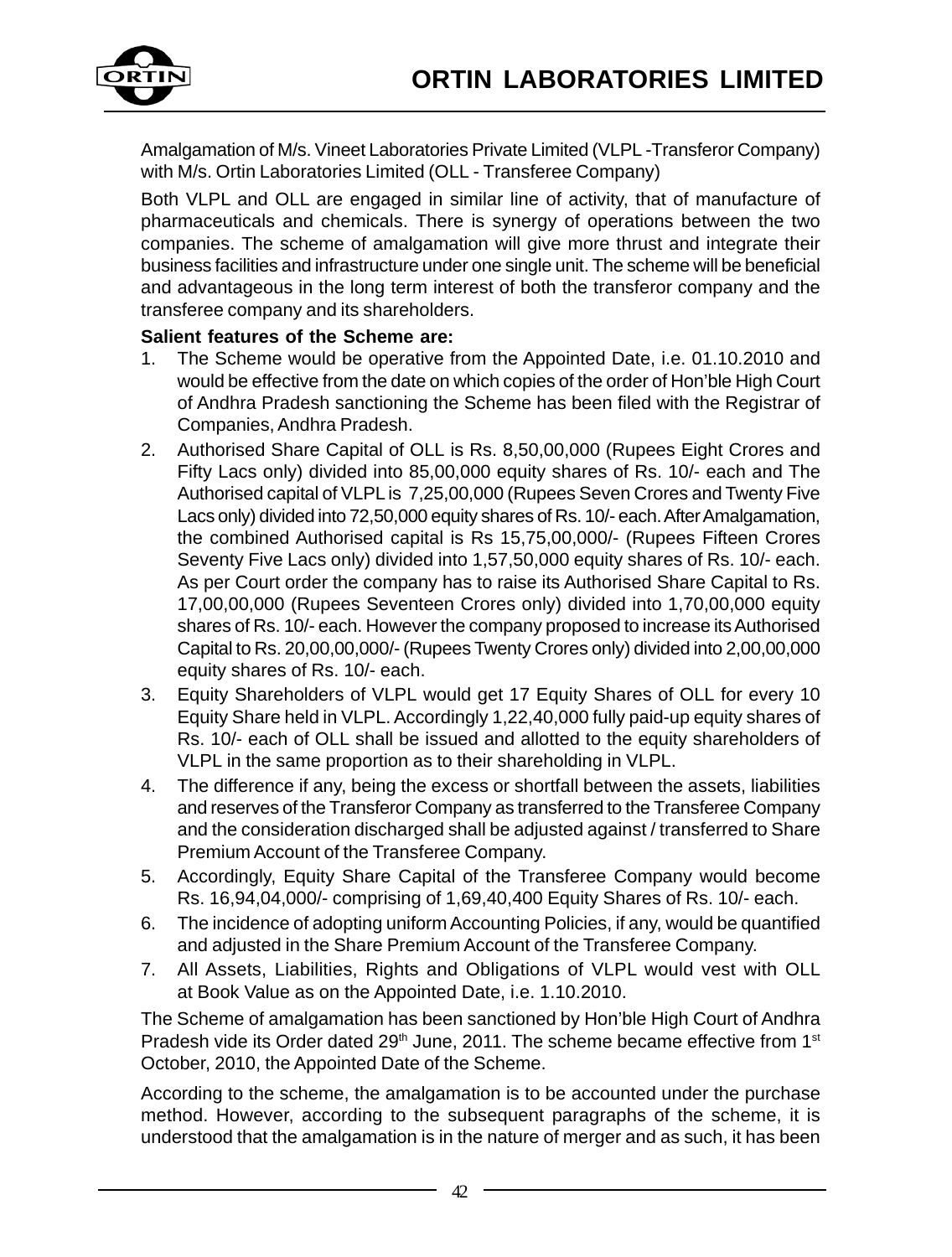Amalgamation of M/s. Vineet Laboratories Private Limited (VLPL -Transferor Company) with M/s. Ortin Laboratories Limited (OLL - Transferee Company)

Both VLPL and OLL are engaged in similar line of activity, that of manufacture of pharmaceuticals and chemicals. There is synergy of operations between the two companies. The scheme of amalgamation will give more thrust and integrate their business facilities and infrastructure under one single unit. The scheme will be beneficial and advantageous in the long term interest of both the transferor company and the transferee company and its shareholders.

**Salient features of the Scheme are:**

1. The Scheme would be operative from the Appointed Date, i.e. 01.10.2010 and would be effective from the date on which copies of the order of Hon'ble High Court of Andhra Pradesh sanctioning the Scheme has been filed with the Registrar of Companies, Andhra Pradesh.
2. Authorised Share Capital of OLL is Rs. 8,50,00,000 (Rupees Eight Crores and Fifty Lacs only) divided into 85,00,000 equity shares of Rs. 10/- each and The Authorised capital of VLPL is 7,25,00,000 (Rupees Seven Crores and Twenty Five Lacs only) divided into 72,50,000 equity shares of Rs. 10/- each. After Amalgamation, the combined Authorised capital is Rs 15,75,00,000/- (Rupees Fifteen Crores Seventy Five Lacs only) divided into 1,57,50,000 equity shares of Rs. 10/- each. As per Court order the company has to raise its Authorised Share Capital to Rs. 17,00,00,000 (Rupees Seventeen Crores only) divided into 1,70,00,000 equity shares of Rs. 10/- each. However the company proposed to increase its Authorised Capital to Rs. 20,00,00,000/- (Rupees Twenty Crores only) divided into 2,00,00,000 equity shares of Rs. 10/- each.
3. Equity Shareholders of VLPL would get 17 Equity Shares of OLL for every 10 Equity Share held in VLPL. Accordingly 1,22,40,000 fully paid-up equity shares of Rs. 10/- each of OLL shall be issued and allotted to the equity shareholders of VLPL in the same proportion as to their shareholding in VLPL.
4. The difference if any, being the excess or shortfall between the assets, liabilities and reserves of the Transferor Company as transferred to the Transferee Company and the consideration discharged shall be adjusted against / transferred to Share Premium Account of the Transferee Company.
5. Accordingly, Equity Share Capital of the Transferee Company would become Rs. 16,94,04,000/- comprising of 1,69,40,400 Equity Shares of Rs. 10/- each.
6. The incidence of adopting uniform Accounting Policies, if any, would be quantified and adjusted in the Share Premium Account of the Transferee Company.
7. All Assets, Liabilities, Rights and Obligations of VLPL would vest with OLL at Book Value as on the Appointed Date, i.e. 1.10.2010.

The Scheme of amalgamation has been sanctioned by Hon'ble High Court of Andhra Pradesh vide its Order dated 29th June, 2011. The scheme became effective from 1st October, 2010, the Appointed Date of the Scheme.

According to the scheme, the amalgamation is to be accounted under the purchase method. However, according to the subsequent paragraphs of the scheme, it is understood that the amalgamation is in the nature of merger and as such, it has been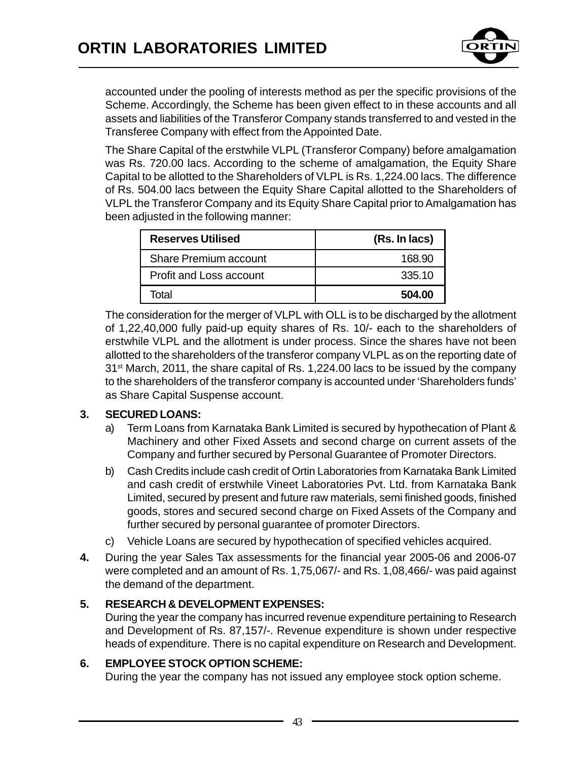accounted under the pooling of interests method as per the specific provisions of the Scheme. Accordingly, the Scheme has been given effect to in these accounts and all assets and liabilities of the Transferor Company stands transferred to and vested in the Transferee Company with effect from the Appointed Date.

The Share Capital of the erstwhile VLPL (Transferor Company) before amalgamation was Rs. 720.00 lacs. According to the scheme of amalgamation, the Equity Share Capital to be allotted to the Shareholders of VLPL is Rs. 1,224.00 lacs. The difference of Rs. 504.00 lacs between the Equity Share Capital allotted to the Shareholders of VLPL the Transferor Company and its Equity Share Capital prior to Amalgamation has been adjusted in the following manner:

| **Reserves Utilised** | **(Rs. In lacs)** |
|---|---:|
| Share Premium account | 168.90 |
| Profit and Loss account | 335.10 |
| Total | **504.00** |

The consideration for the merger of VLPL with OLL is to be discharged by the allotment of 1,22,40,000 fully paid-up equity shares of Rs. 10/- each to the shareholders of erstwhile VLPL and the allotment is under process. Since the shares have not been allotted to the shareholders of the transferor company VLPL as on the reporting date of 31st March, 2011, the share capital of Rs. 1,224.00 lacs to be issued by the company to the shareholders of the transferor company is accounted under 'Shareholders funds' as Share Capital Suspense account.

**3. SECURED LOANS:**

a) Term Loans from Karnataka Bank Limited is secured by hypothecation of Plant & Machinery and other Fixed Assets and second charge on current assets of the Company and further secured by Personal Guarantee of Promoter Directors.

b) Cash Credits include cash credit of Ortin Laboratories from Karnataka Bank Limited and cash credit of erstwhile Vineet Laboratories Pvt. Ltd. from Karnataka Bank Limited, secured by present and future raw materials, semi finished goods, finished goods, stores and secured second charge on Fixed Assets of the Company and further secured by personal guarantee of promoter Directors.

c) Vehicle Loans are secured by hypothecation of specified vehicles acquired.

**4.** During the year Sales Tax assessments for the financial year 2005-06 and 2006-07 were completed and an amount of Rs. 1,75,067/- and Rs. 1,08,466/- was paid against the demand of the department.

**5. RESEARCH & DEVELOPMENT EXPENSES:**

During the year the company has incurred revenue expenditure pertaining to Research and Development of Rs. 87,157/-. Revenue expenditure is shown under respective heads of expenditure. There is no capital expenditure on Research and Development.

**6. EMPLOYEE STOCK OPTION SCHEME:**

During the year the company has not issued any employee stock option scheme.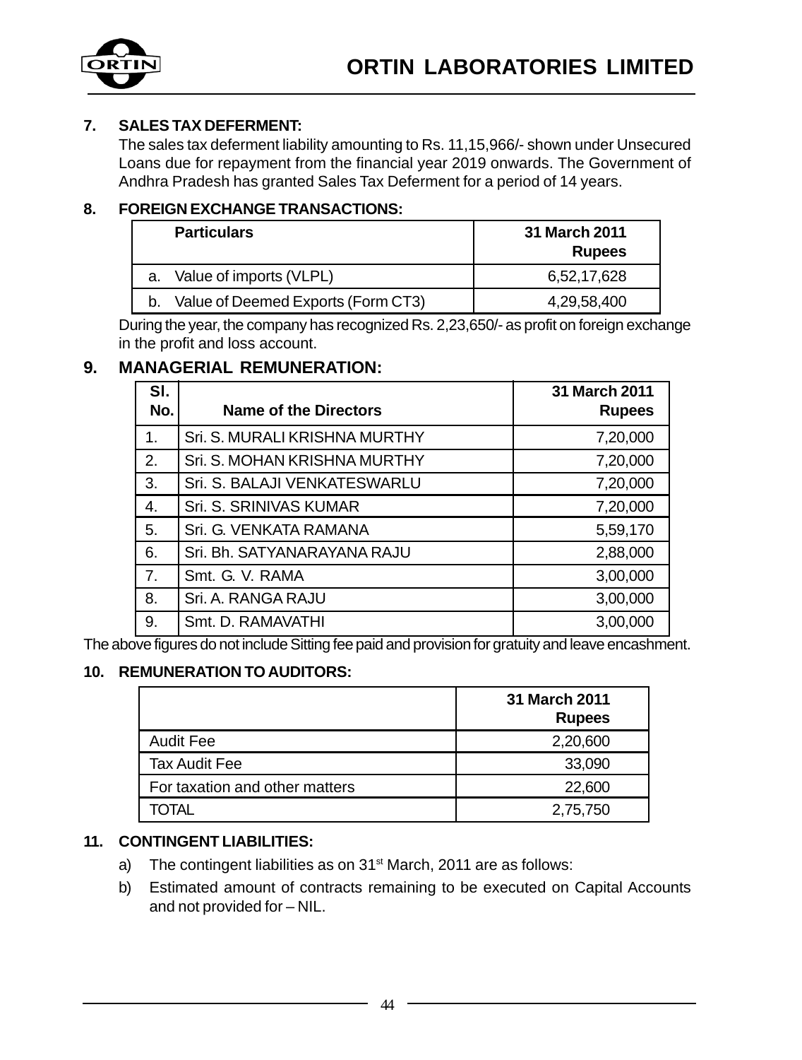### 7. SALES TAX DEFERMENT:

The sales tax deferment liability amounting to Rs. 11,15,966/- shown under Unsecured Loans due for repayment from the financial year 2019 onwards. The Government of Andhra Pradesh has granted Sales Tax Deferment for a period of 14 years.

### 8. FOREIGN EXCHANGE TRANSACTIONS:

| Particulars | 31 March 2011 Rupees |
|---|---|
| a. Value of imports (VLPL) | 6,52,17,628 |
| b. Value of Deemed Exports (Form CT3) | 4,29,58,400 |

During the year, the company has recognized Rs. 2,23,650/- as profit on foreign exchange in the profit and loss account.

### 9. MANAGERIAL REMUNERATION:

| Sl. No. | Name of the Directors | 31 March 2011 Rupees |
|---|---|---|
| 1. | Sri. S. MURALI KRISHNA MURTHY | 7,20,000 |
| 2. | Sri. S. MOHAN KRISHNA MURTHY | 7,20,000 |
| 3. | Sri. S. BALAJI VENKATESWARLU | 7,20,000 |
| 4. | Sri. S. SRINIVAS KUMAR | 7,20,000 |
| 5. | Sri. G. VENKATA RAMANA | 5,59,170 |
| 6. | Sri. Bh. SATYANARAYANA RAJU | 2,88,000 |
| 7. | Smt. G. V. RAMA | 3,00,000 |
| 8. | Sri. A. RANGA RAJU | 3,00,000 |
| 9. | Smt. D. RAMAVATHI | 3,00,000 |

The above figures do not include Sitting fee paid and provision for gratuity and leave encashment.

### 10. REMUNERATION TO AUDITORS:

| | 31 March 2011 Rupees |
|---|---|
| Audit Fee | 2,20,600 |
| Tax Audit Fee | 33,090 |
| For taxation and other matters | 22,600 |
| TOTAL | 2,75,750 |

### 11. CONTINGENT LIABILITIES:

a) The contingent liabilities as on 31st March, 2011 are as follows:

b) Estimated amount of contracts remaining to be executed on Capital Accounts and not provided for – NIL.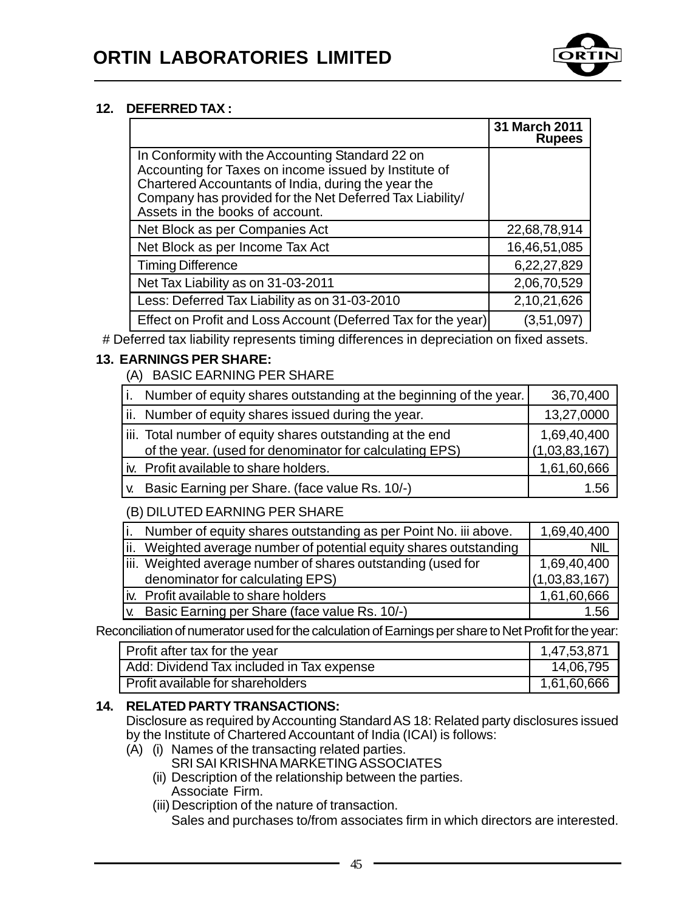## 12. DEFERRED TAX :

| | 31 March 2011 Rupees |
|---|---|
| In Conformity with the Accounting Standard 22 on Accounting for Taxes on income issued by Institute of Chartered Accountants of India, during the year the Company has provided for the Net Deferred Tax Liability/ Assets in the books of account. | |
| Net Block as per Companies Act | 22,68,78,914 |
| Net Block as per Income Tax Act | 16,46,51,085 |
| Timing Difference | 6,22,27,829 |
| Net Tax Liability as on 31-03-2011 | 2,06,70,529 |
| Less: Deferred Tax Liability as on 31-03-2010 | 2,10,21,626 |
| Effect on Profit and Loss Account (Deferred Tax for the year) | (3,51,097) |

# Deferred tax liability represents timing differences in depreciation on fixed assets.

## 13. EARNINGS PER SHARE:

(A) BASIC EARNING PER SHARE

| | |
|---|---|
| i. Number of equity shares outstanding at the beginning of the year. | 36,70,400 |
| ii. Number of equity shares issued during the year. | 13,27,0000 |
| iii. Total number of equity shares outstanding at the end of the year. (used for denominator for calculating EPS) | 1,69,40,400 (1,03,83,167) |
| iv. Profit available to share holders. | 1,61,60,666 |
| v. Basic Earning per Share. (face value Rs. 10/-) | 1.56 |

(B) DILUTED EARNING PER SHARE

| | |
|---|---|
| i. Number of equity shares outstanding as per Point No. iii above. | 1,69,40,400 |
| ii. Weighted average number of potential equity shares outstanding | NIL |
| iii. Weighted average number of shares outstanding (used for denominator for calculating EPS) | 1,69,40,400 (1,03,83,167) |
| iv. Profit available to share holders | 1,61,60,666 |
| v. Basic Earning per Share (face value Rs. 10/-) | 1.56 |

Reconciliation of numerator used for the calculation of Earnings per share to Net Profit for the year:

| | |
|---|---|
| Profit after tax for the year | 1,47,53,871 |
| Add: Dividend Tax included in Tax expense | 14,06,795 |
| Profit available for shareholders | 1,61,60,666 |

## 14. RELATED PARTY TRANSACTIONS:

Disclosure as required by Accounting Standard AS 18: Related party disclosures issued by the Institute of Chartered Accountant of India (ICAI) is follows:

(A) (i) Names of the transacting related parties.
SRI SAI KRISHNA MARKETING ASSOCIATES

(ii) Description of the relationship between the parties.
Associate Firm.

(iii) Description of the nature of transaction.
Sales and purchases to/from associates firm in which directors are interested.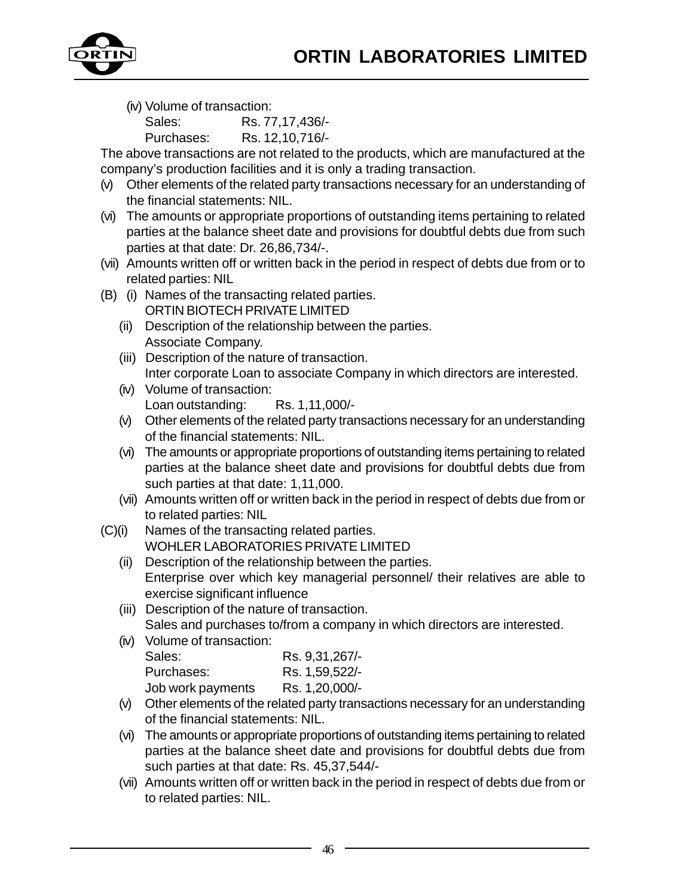(iv) Volume of transaction:

Sales: Rs. 77,17,436/-

Purchases: Rs. 12,10,716/-

The above transactions are not related to the products, which are manufactured at the company's production facilities and it is only a trading transaction.

(v) Other elements of the related party transactions necessary for an understanding of the financial statements: NIL.

(vi) The amounts or appropriate proportions of outstanding items pertaining to related parties at the balance sheet date and provisions for doubtful debts due from such parties at that date: Dr. 26,86,734/-.

(vii) Amounts written off or written back in the period in respect of debts due from or to related parties: NIL

(B) (i) Names of the transacting related parties.
ORTIN BIOTECH PRIVATE LIMITED

(ii) Description of the relationship between the parties.
Associate Company.

(iii) Description of the nature of transaction.
Inter corporate Loan to associate Company in which directors are interested.

(iv) Volume of transaction:
Loan outstanding: Rs. 1,11,000/-

(v) Other elements of the related party transactions necessary for an understanding of the financial statements: NIL.

(vi) The amounts or appropriate proportions of outstanding items pertaining to related parties at the balance sheet date and provisions for doubtful debts due from such parties at that date: 1,11,000.

(vii) Amounts written off or written back in the period in respect of debts due from or to related parties: NIL

(C)(i) Names of the transacting related parties.
WOHLER LABORATORIES PRIVATE LIMITED

(ii) Description of the relationship between the parties.
Enterprise over which key managerial personnel/ their relatives are able to exercise significant influence

(iii) Description of the nature of transaction.
Sales and purchases to/from a company in which directors are interested.

(iv) Volume of transaction:

Sales: Rs. 9,31,267/-

Purchases: Rs. 1,59,522/-

Job work payments Rs. 1,20,000/-

(v) Other elements of the related party transactions necessary for an understanding of the financial statements: NIL.

(vi) The amounts or appropriate proportions of outstanding items pertaining to related parties at the balance sheet date and provisions for doubtful debts due from such parties at that date: Rs. 45,37,544/-

(vii) Amounts written off or written back in the period in respect of debts due from or to related parties: NIL.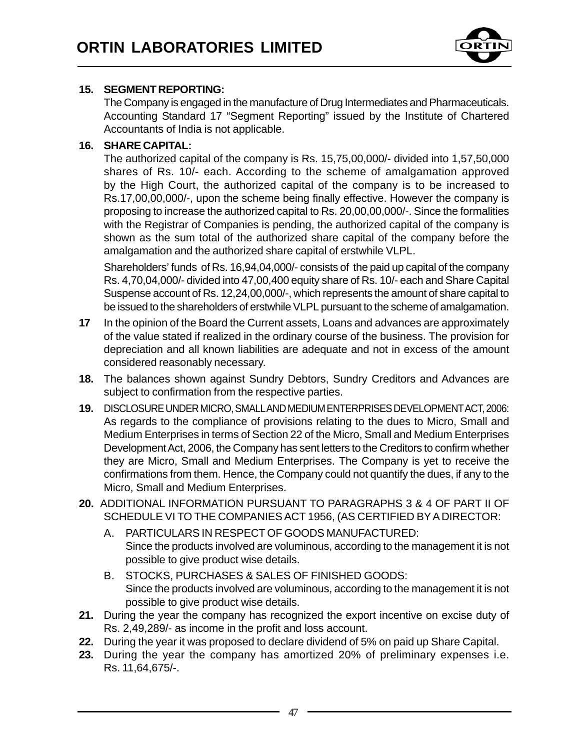**15. SEGMENT REPORTING:**

The Company is engaged in the manufacture of Drug Intermediates and Pharmaceuticals. Accounting Standard 17 "Segment Reporting" issued by the Institute of Chartered Accountants of India is not applicable.

**16. SHARE CAPITAL:**

The authorized capital of the company is Rs. 15,75,00,000/- divided into 1,57,50,000 shares of Rs. 10/- each. According to the scheme of amalgamation approved by the High Court, the authorized capital of the company is to be increased to Rs.17,00,00,000/-, upon the scheme being finally effective. However the company is proposing to increase the authorized capital to Rs. 20,00,00,000/-. Since the formalities with the Registrar of Companies is pending, the authorized capital of the company is shown as the sum total of the authorized share capital of the company before the amalgamation and the authorized share capital of erstwhile VLPL.

Shareholders' funds of Rs. 16,94,04,000/- consists of the paid up capital of the company Rs. 4,70,04,000/- divided into 47,00,400 equity share of Rs. 10/- each and Share Capital Suspense account of Rs. 12,24,00,000/-, which represents the amount of share capital to be issued to the shareholders of erstwhile VLPL pursuant to the scheme of amalgamation.

**17** In the opinion of the Board the Current assets, Loans and advances are approximately of the value stated if realized in the ordinary course of the business. The provision for depreciation and all known liabilities are adequate and not in excess of the amount considered reasonably necessary.

**18.** The balances shown against Sundry Debtors, Sundry Creditors and Advances are subject to confirmation from the respective parties.

**19.** DISCLOSURE UNDER MICRO, SMALL AND MEDIUM ENTERPRISES DEVELOPMENT ACT, 2006: As regards to the compliance of provisions relating to the dues to Micro, Small and Medium Enterprises in terms of Section 22 of the Micro, Small and Medium Enterprises Development Act, 2006, the Company has sent letters to the Creditors to confirm whether they are Micro, Small and Medium Enterprises. The Company is yet to receive the confirmations from them. Hence, the Company could not quantify the dues, if any to the Micro, Small and Medium Enterprises.

**20.** ADDITIONAL INFORMATION PURSUANT TO PARAGRAPHS 3 & 4 OF PART II OF SCHEDULE VI TO THE COMPANIES ACT 1956, (AS CERTIFIED BY A DIRECTOR:

A. PARTICULARS IN RESPECT OF GOODS MANUFACTURED:
Since the products involved are voluminous, according to the management it is not possible to give product wise details.

B. STOCKS, PURCHASES & SALES OF FINISHED GOODS:
Since the products involved are voluminous, according to the management it is not possible to give product wise details.

**21.** During the year the company has recognized the export incentive on excise duty of Rs. 2,49,289/- as income in the profit and loss account.

**22.** During the year it was proposed to declare dividend of 5% on paid up Share Capital.

**23.** During the year the company has amortized 20% of preliminary expenses i.e. Rs. 11,64,675/-.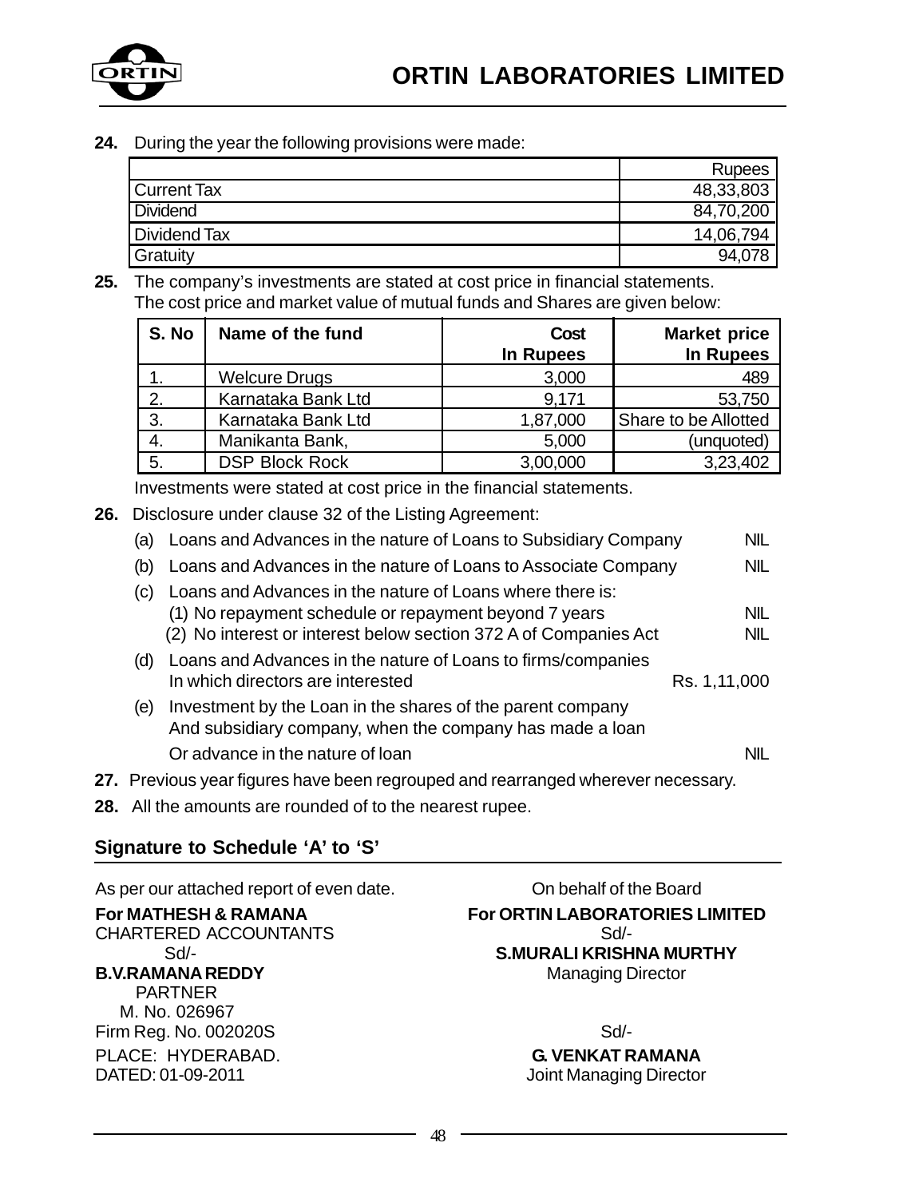**24.** During the year the following provisions were made:

| | Rupees |
|---|---|
| Current Tax | 48,33,803 |
| Dividend | 84,70,200 |
| Dividend Tax | 14,06,794 |
| Gratuity | 94,078 |

**25.** The company's investments are stated at cost price in financial statements. The cost price and market value of mutual funds and Shares are given below:

| S. No | Name of the fund | Cost In Rupees | Market price In Rupees |
|---|---|---|---|
| 1. | Welcure Drugs | 3,000 | 489 |
| 2. | Karnataka Bank Ltd | 9,171 | 53,750 |
| 3. | Karnataka Bank Ltd | 1,87,000 | Share to be Allotted |
| 4. | Manikanta Bank, | 5,000 | (unquoted) |
| 5. | DSP Block Rock | 3,00,000 | 3,23,402 |

Investments were stated at cost price in the financial statements.

**26.** Disclosure under clause 32 of the Listing Agreement:

(a) Loans and Advances in the nature of Loans to Subsidiary Company — NIL

(b) Loans and Advances in the nature of Loans to Associate Company — NIL

(c) Loans and Advances in the nature of Loans where there is:
 (1) No repayment schedule or repayment beyond 7 years — NIL
 (2) No interest or interest below section 372 A of Companies Act — NIL

(d) Loans and Advances in the nature of Loans to firms/companies In which directors are interested — Rs. 1,11,000

(e) Investment by the Loan in the shares of the parent company And subsidiary company, when the company has made a loan Or advance in the nature of loan — NIL

**27.** Previous year figures have been regrouped and rearranged wherever necessary.

**28.** All the amounts are rounded of to the nearest rupee.

## Signature to Schedule 'A' to 'S'

As per our attached report of even date.

**For MATHESH & RAMANA**
CHARTERED ACCOUNTANTS
Sd/-
**B.V.RAMANA REDDY**
PARTNER
M. No. 026967
Firm Reg. No. 002020S
PLACE: HYDERABAD.
DATED: 01-09-2011

On behalf of the Board

**For ORTIN LABORATORIES LIMITED**
Sd/-
**S.MURALI KRISHNA MURTHY**
Managing Director

Sd/-
**G. VENKAT RAMANA**
Joint Managing Director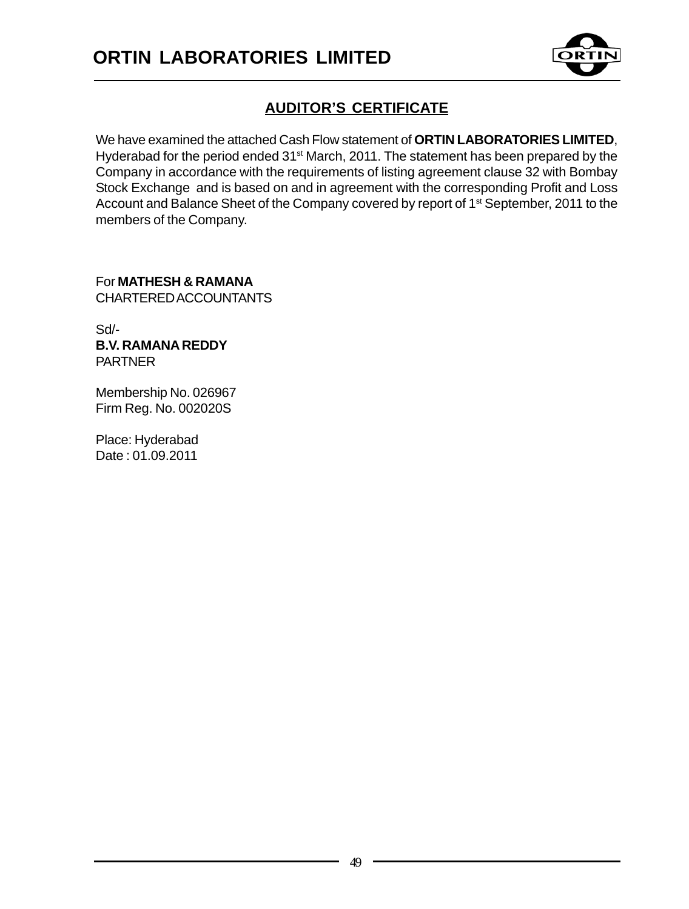## AUDITOR'S CERTIFICATE

We have examined the attached Cash Flow statement of **ORTIN LABORATORIES LIMITED**, Hyderabad for the period ended 31st March, 2011. The statement has been prepared by the Company in accordance with the requirements of listing agreement clause 32 with Bombay Stock Exchange and is based on and in agreement with the corresponding Profit and Loss Account and Balance Sheet of the Company covered by report of 1st September, 2011 to the members of the Company.

For **MATHESH & RAMANA**
CHARTERED ACCOUNTANTS

Sd/-
**B.V. RAMANA REDDY**
PARTNER

Membership No. 026967
Firm Reg. No. 002020S

Place: Hyderabad
Date : 01.09.2011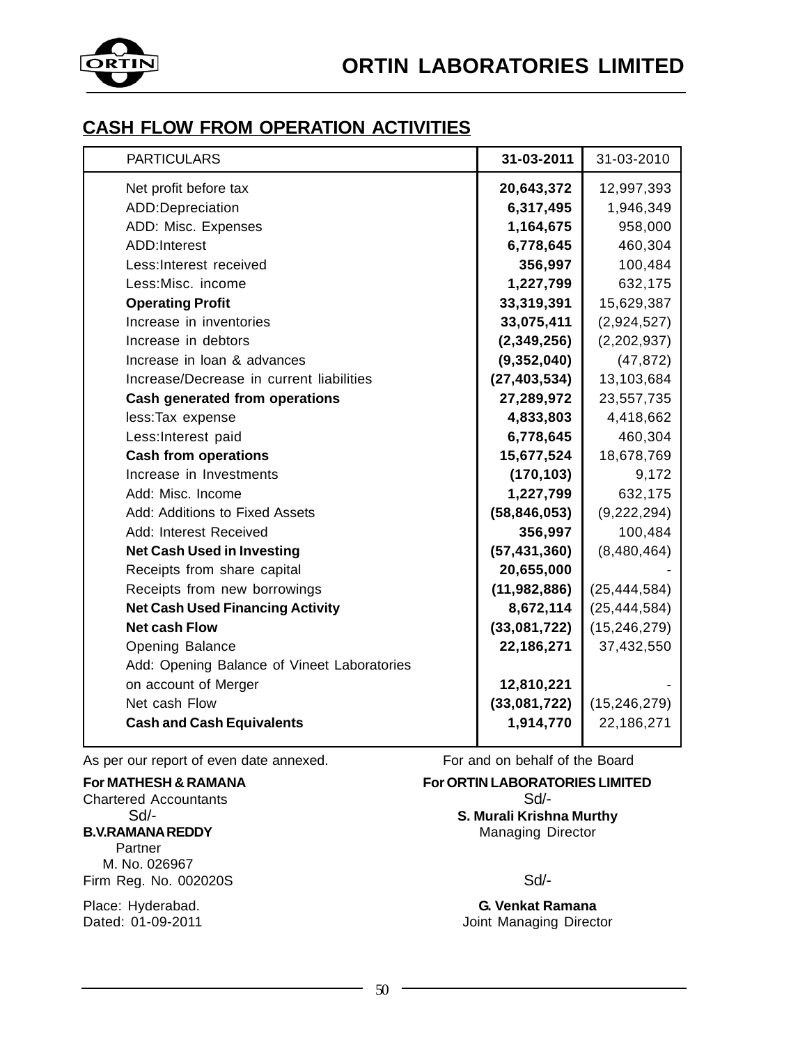## CASH FLOW FROM OPERATION ACTIVITIES

| PARTICULARS | 31-03-2011 | 31-03-2010 |
|---|---|---|
| Net profit before tax | **20,643,372** | 12,997,393 |
| ADD:Depreciation | **6,317,495** | 1,946,349 |
| ADD: Misc. Expenses | **1,164,675** | 958,000 |
| ADD:Interest | **6,778,645** | 460,304 |
| Less:Interest received | **356,997** | 100,484 |
| Less:Misc. income | **1,227,799** | 632,175 |
| **Operating Profit** | **33,319,391** | 15,629,387 |
| Increase in inventories | **33,075,411** | (2,924,527) |
| Increase in debtors | **(2,349,256)** | (2,202,937) |
| Increase in loan & advances | **(9,352,040)** | (47,872) |
| Increase/Decrease in current liabilities | **(27,403,534)** | 13,103,684 |
| **Cash generated from operations** | **27,289,972** | 23,557,735 |
| less:Tax expense | **4,833,803** | 4,418,662 |
| Less:Interest paid | **6,778,645** | 460,304 |
| **Cash from operations** | **15,677,524** | 18,678,769 |
| Increase in Investments | **(170,103)** | 9,172 |
| Add: Misc. Income | **1,227,799** | 632,175 |
| Add: Additions to Fixed Assets | **(58,846,053)** | (9,222,294) |
| Add: Interest Received | **356,997** | 100,484 |
| **Net Cash Used in Investing** | **(57,431,360)** | (8,480,464) |
| Receipts from share capital | **20,655,000** | - |
| Receipts from new borrowings | **(11,982,886)** | (25,444,584) |
| **Net Cash Used Financing Activity** | **8,672,114** | (25,444,584) |
| **Net cash Flow** | **(33,081,722)** | (15,246,279) |
| Opening Balance | **22,186,271** | 37,432,550 |
| Add: Opening Balance of Vineet Laboratories on account of Merger | **12,810,221** | - |
| Net cash Flow | **(33,081,722)** | (15,246,279) |
| **Cash and Cash Equivalents** | **1,914,770** | 22,186,271 |

As per our report of even date annexed.

**For MATHESH & RAMANA**
Chartered Accountants
Sd/-
**B.V.RAMANA REDDY**
Partner
M. No. 026967
Firm Reg. No. 002020S

Place: Hyderabad.
Dated: 01-09-2011

For and on behalf of the Board

**For ORTIN LABORATORIES LIMITED**
Sd/-
**S. Murali Krishna Murthy**
Managing Director

Sd/-
**G. Venkat Ramana**
Joint Managing Director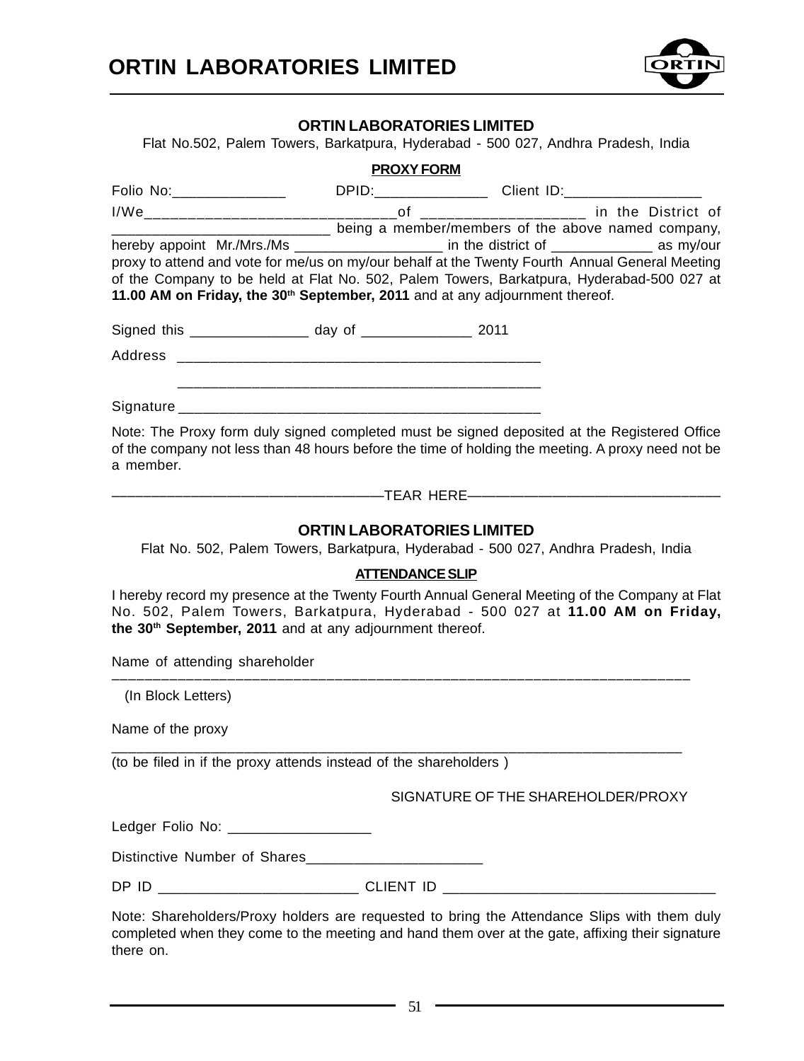## ORTIN LABORATORIES LIMITED

Flat No.502, Palem Towers, Barkatpura, Hyderabad - 500 027, Andhra Pradesh, India

**PROXY FORM**

Folio No:______________ DPID:______________ Client ID:_________________

I/We______________________________of ___________________ in the District of ___________________________ being a member/members of the above named company, hereby appoint Mr./Mrs./Ms ___________________ in the district of _____________ as my/our proxy to attend and vote for me/us on my/our behalf at the Twenty Fourth Annual General Meeting of the Company to be held at Flat No. 502, Palem Towers, Barkatpura, Hyderabad-500 027 at **11.00 AM on Friday, the 30th September, 2011** and at any adjournment thereof.

Signed this _______________ day of ______________ 2011

Address ______________________________________________

______________________________________________

Signature ______________________________________________

Note: The Proxy form duly signed completed must be signed deposited at the Registered Office of the company not less than 48 hours before the time of holding the meeting. A proxy need not be a member.

————————————————TEAR HERE————————————————

## ORTIN LABORATORIES LIMITED

Flat No. 502, Palem Towers, Barkatpura, Hyderabad - 500 027, Andhra Pradesh, India

**ATTENDANCE SLIP**

I hereby record my presence at the Twenty Fourth Annual General Meeting of the Company at Flat No. 502, Palem Towers, Barkatpura, Hyderabad - 500 027 at **11.00 AM on Friday, the 30th September, 2011** and at any adjournment thereof.

Name of attending shareholder ________________________________________________________________________

(In Block Letters)

Name of the proxy

________________________________________________________________________

(to be filed in if the proxy attends instead of the shareholders )

SIGNATURE OF THE SHAREHOLDER/PROXY

Ledger Folio No: __________________

Distinctive Number of Shares______________________

DP ID _________________________ CLIENT ID __________________________________

Note: Shareholders/Proxy holders are requested to bring the Attendance Slips with them duly completed when they come to the meeting and hand them over at the gate, affixing their signature there on.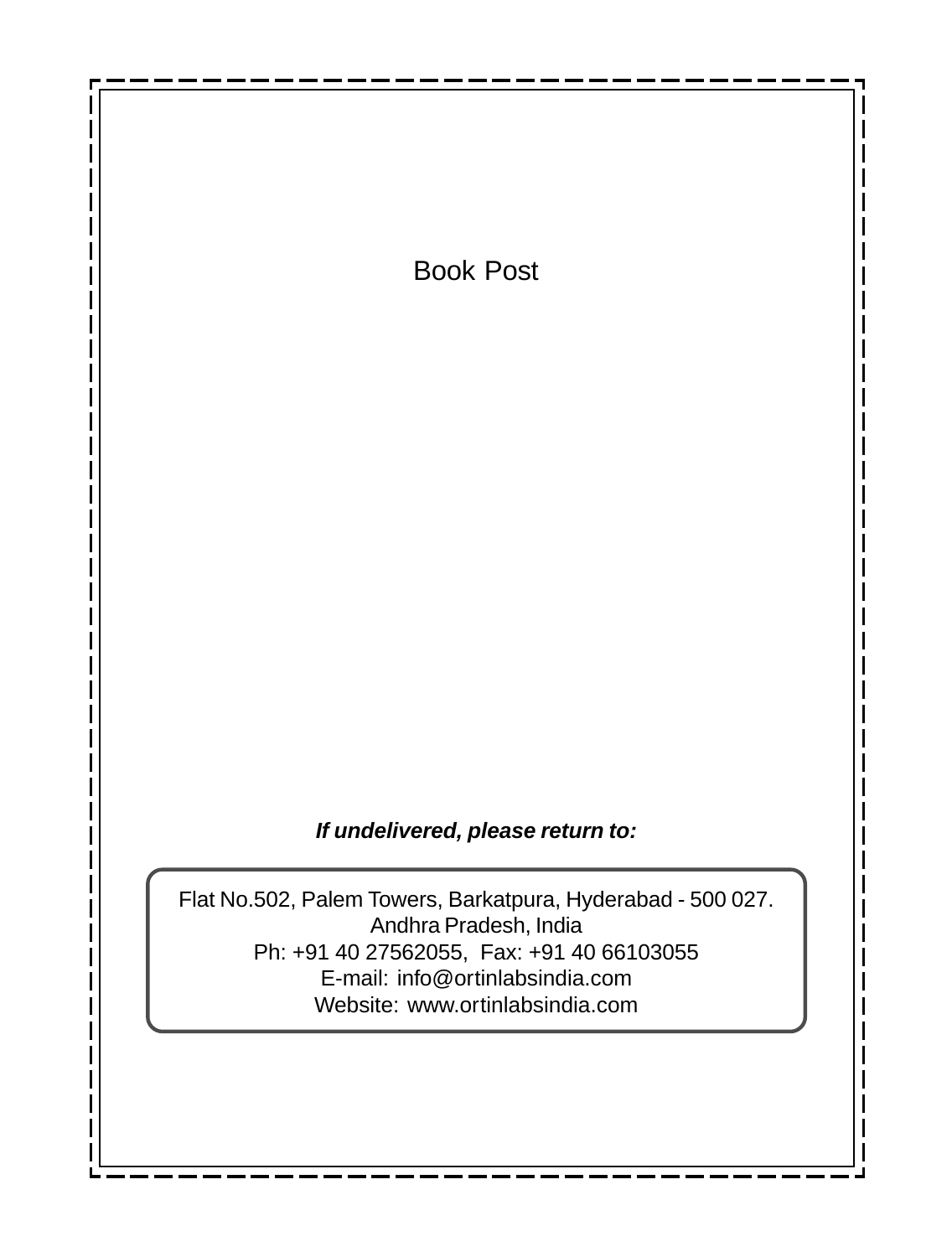Book Post

***If undelivered, please return to:***

Flat No.502, Palem Towers, Barkatpura, Hyderabad - 500 027.
Andhra Pradesh, India
Ph: +91 40 27562055, Fax: +91 40 66103055
E-mail: info@ortinlabsindia.com
Website: www.ortinlabsindia.com